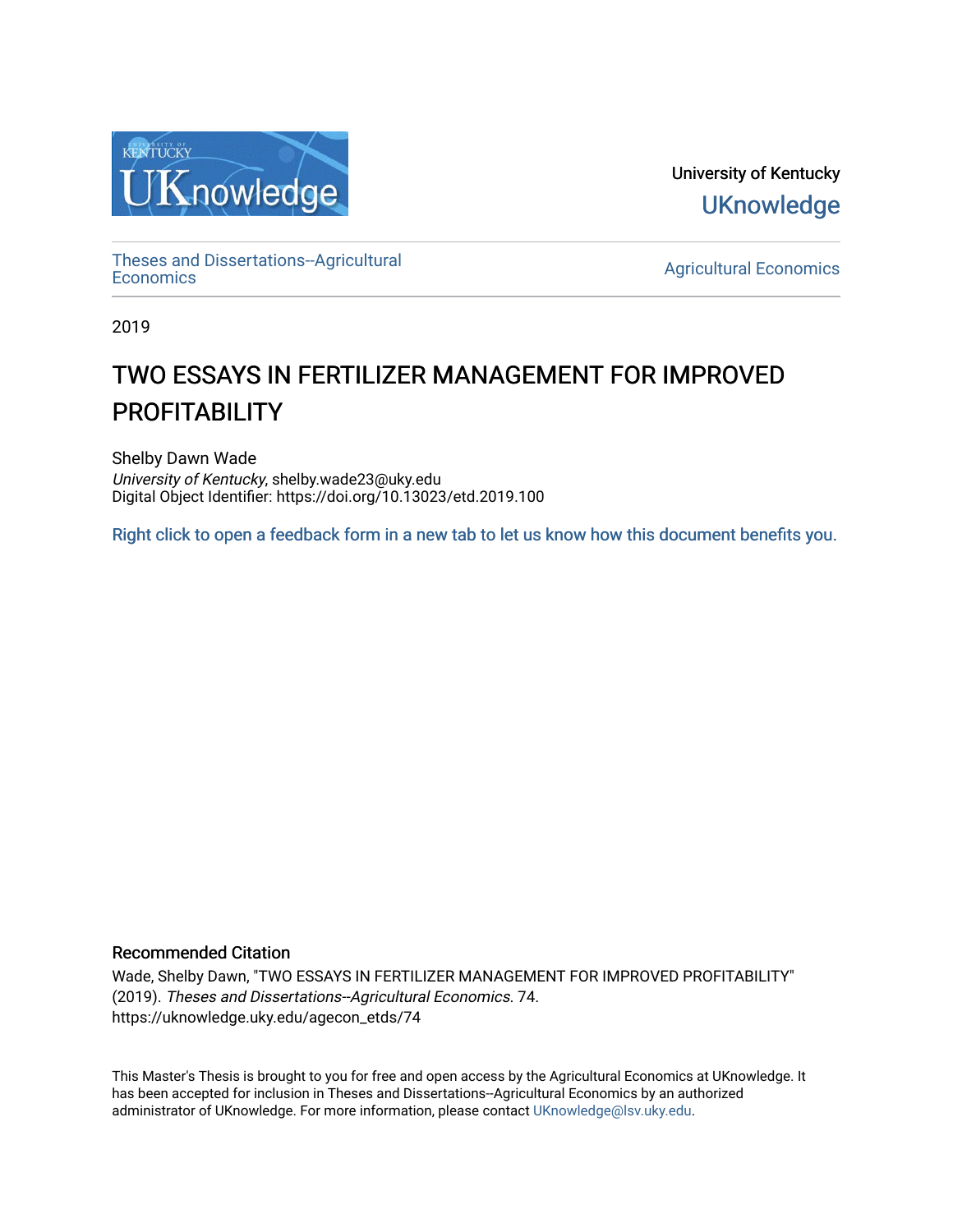University of Kentucky

UKnowledge

Theses and Dissertations--Agricultural Economics

Agricultural Economics

2019

# TWO ESSAYS IN FERTILIZER MANAGEMENT FOR IMPROVED PROFITABILITY

Shelby Dawn Wade
*University of Kentucky*, shelby.wade23@uky.edu
Digital Object Identifier: https://doi.org/10.13023/etd.2019.100

Right click to open a feedback form in a new tab to let us know how this document benefits you.

## Recommended Citation

Wade, Shelby Dawn, "TWO ESSAYS IN FERTILIZER MANAGEMENT FOR IMPROVED PROFITABILITY" (2019). *Theses and Dissertations--Agricultural Economics*. 74.
https://uknowledge.uky.edu/agecon_etds/74

This Master's Thesis is brought to you for free and open access by the Agricultural Economics at UKnowledge. It has been accepted for inclusion in Theses and Dissertations--Agricultural Economics by an authorized administrator of UKnowledge. For more information, please contact UKnowledge@lsv.uky.edu.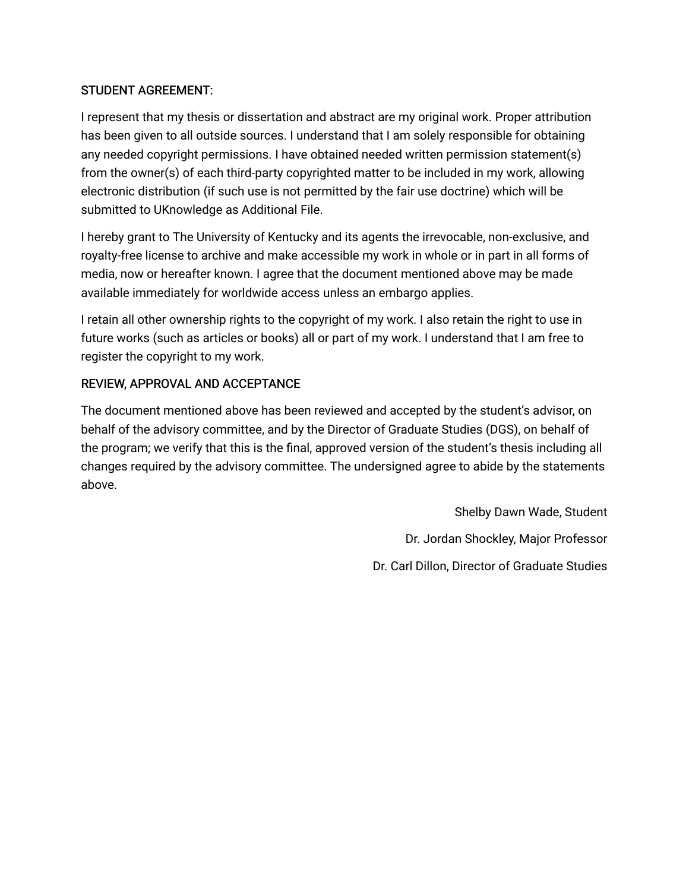STUDENT AGREEMENT:

I represent that my thesis or dissertation and abstract are my original work. Proper attribution has been given to all outside sources. I understand that I am solely responsible for obtaining any needed copyright permissions. I have obtained needed written permission statement(s) from the owner(s) of each third-party copyrighted matter to be included in my work, allowing electronic distribution (if such use is not permitted by the fair use doctrine) which will be submitted to UKnowledge as Additional File.

I hereby grant to The University of Kentucky and its agents the irrevocable, non-exclusive, and royalty-free license to archive and make accessible my work in whole or in part in all forms of media, now or hereafter known. I agree that the document mentioned above may be made available immediately for worldwide access unless an embargo applies.

I retain all other ownership rights to the copyright of my work. I also retain the right to use in future works (such as articles or books) all or part of my work. I understand that I am free to register the copyright to my work.

REVIEW, APPROVAL AND ACCEPTANCE

The document mentioned above has been reviewed and accepted by the student's advisor, on behalf of the advisory committee, and by the Director of Graduate Studies (DGS), on behalf of the program; we verify that this is the final, approved version of the student's thesis including all changes required by the advisory committee. The undersigned agree to abide by the statements above.

Shelby Dawn Wade, Student

Dr. Jordan Shockley, Major Professor

Dr. Carl Dillon, Director of Graduate Studies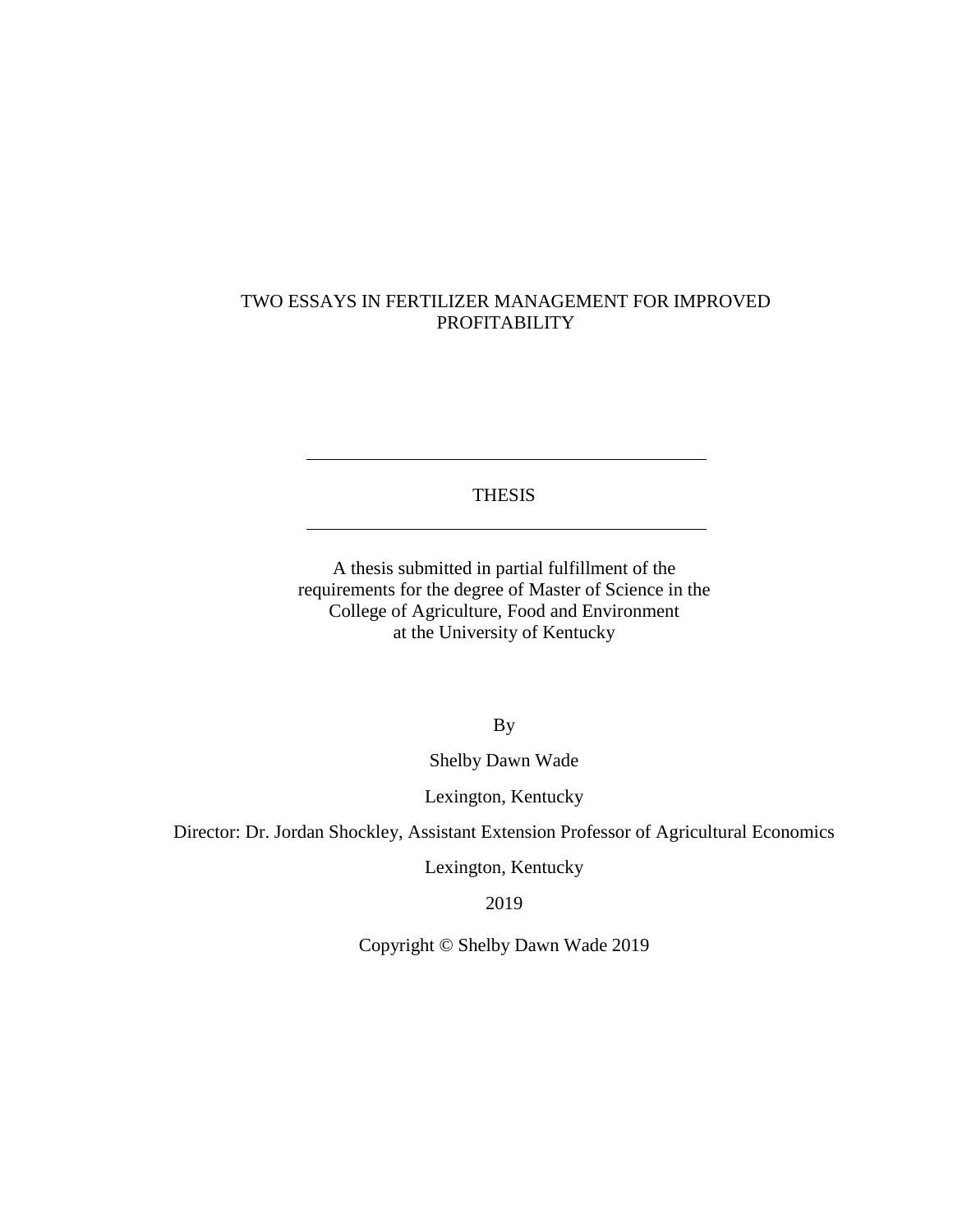# TWO ESSAYS IN FERTILIZER MANAGEMENT FOR IMPROVED PROFITABILITY

---

THESIS

---

A thesis submitted in partial fulfillment of the requirements for the degree of Master of Science in the College of Agriculture, Food and Environment at the University of Kentucky

By

Shelby Dawn Wade

Lexington, Kentucky

Director: Dr. Jordan Shockley, Assistant Extension Professor of Agricultural Economics

Lexington, Kentucky

2019

Copyright © Shelby Dawn Wade 2019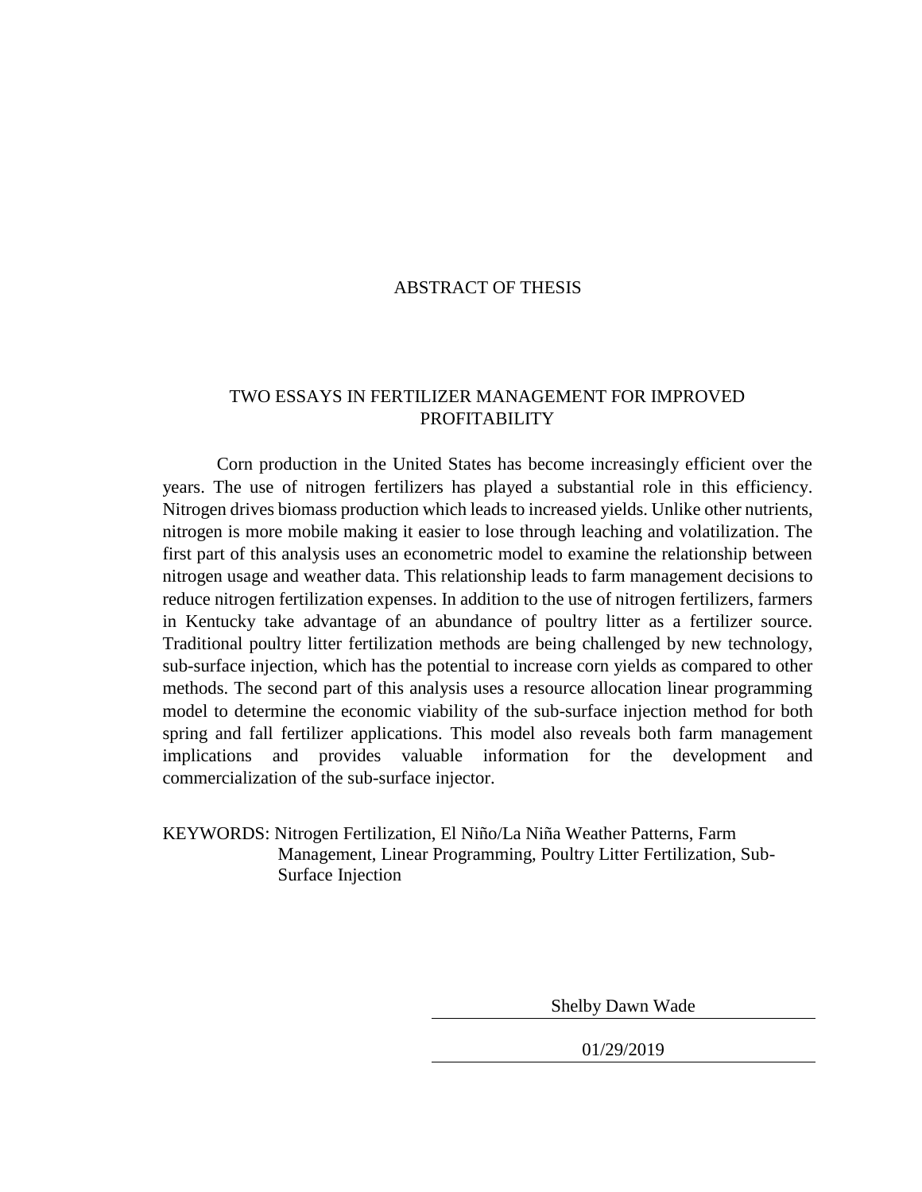# ABSTRACT OF THESIS

## TWO ESSAYS IN FERTILIZER MANAGEMENT FOR IMPROVED PROFITABILITY

Corn production in the United States has become increasingly efficient over the years. The use of nitrogen fertilizers has played a substantial role in this efficiency. Nitrogen drives biomass production which leads to increased yields. Unlike other nutrients, nitrogen is more mobile making it easier to lose through leaching and volatilization. The first part of this analysis uses an econometric model to examine the relationship between nitrogen usage and weather data. This relationship leads to farm management decisions to reduce nitrogen fertilization expenses. In addition to the use of nitrogen fertilizers, farmers in Kentucky take advantage of an abundance of poultry litter as a fertilizer source. Traditional poultry litter fertilization methods are being challenged by new technology, sub-surface injection, which has the potential to increase corn yields as compared to other methods. The second part of this analysis uses a resource allocation linear programming model to determine the economic viability of the sub-surface injection method for both spring and fall fertilizer applications. This model also reveals both farm management implications and provides valuable information for the development and commercialization of the sub-surface injector.

KEYWORDS: Nitrogen Fertilization, El Niño/La Niña Weather Patterns, Farm Management, Linear Programming, Poultry Litter Fertilization, Sub-Surface Injection

Shelby Dawn Wade

01/29/2019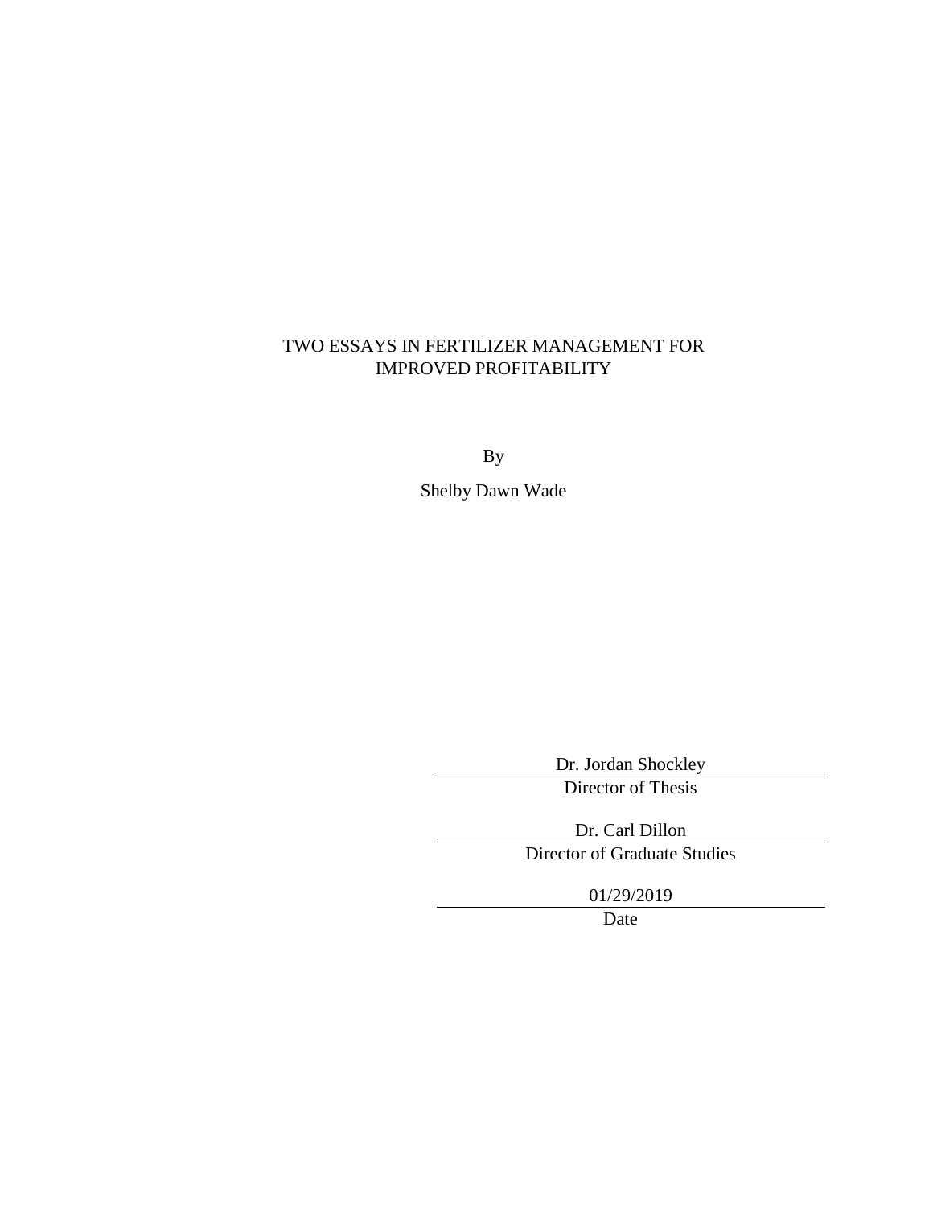TWO ESSAYS IN FERTILIZER MANAGEMENT FOR IMPROVED PROFITABILITY

By

Shelby Dawn Wade

Dr. Jordan Shockley
Director of Thesis

Dr. Carl Dillon
Director of Graduate Studies

01/29/2019
Date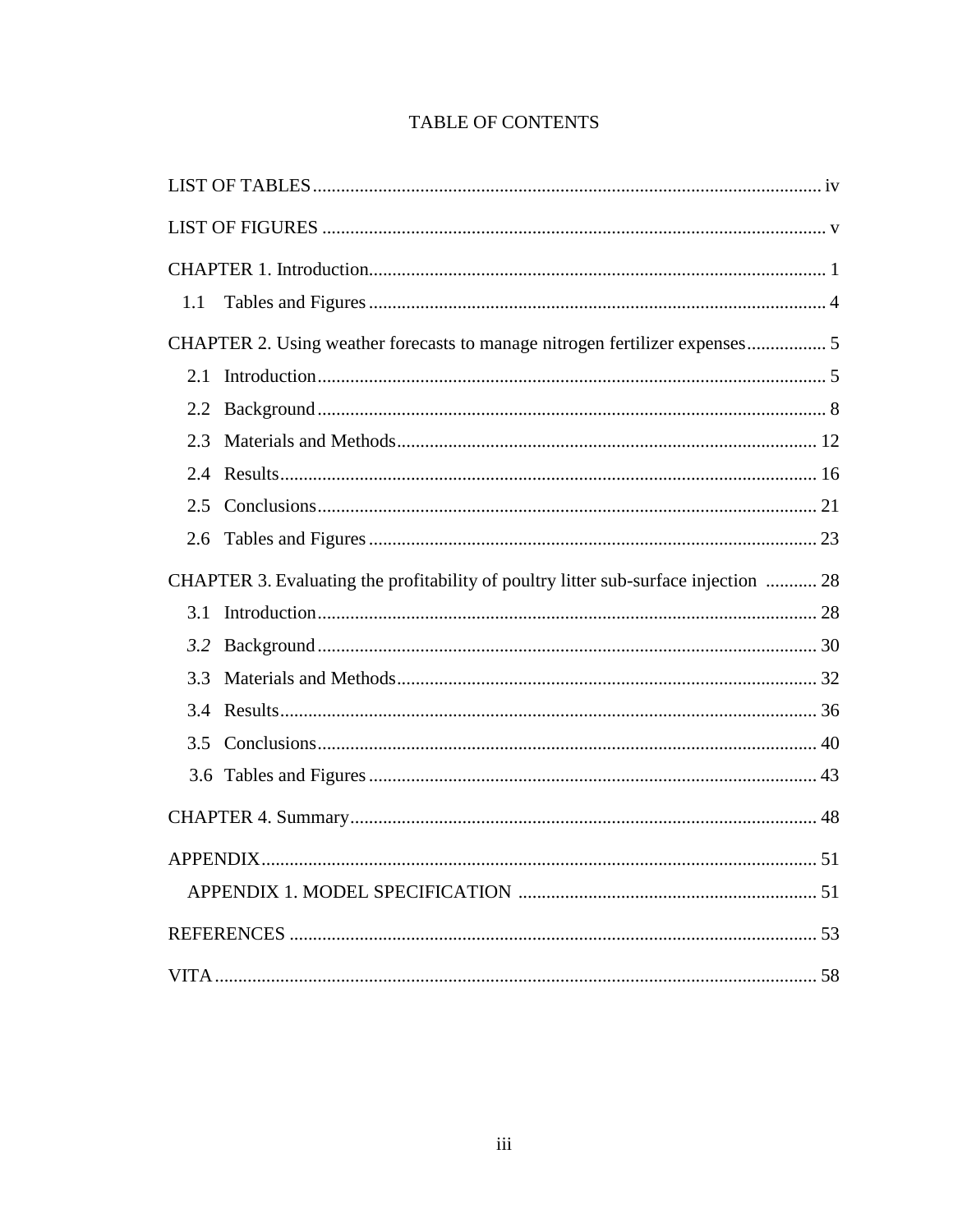# TABLE OF CONTENTS

LIST OF TABLES ........................................................................................................... iv

LIST OF FIGURES ......................................................................................................... v

CHAPTER 1. Introduction................................................................................................ 1

1.1 Tables and Figures ................................................................................................ 4

CHAPTER 2. Using weather forecasts to manage nitrogen fertilizer expenses................. 5

2.1 Introduction........................................................................................................... 5

2.2 Background........................................................................................................... 8

2.3 Materials and Methods......................................................................................... 12

2.4 Results.................................................................................................................. 16

2.5 Conclusions.......................................................................................................... 21

2.6 Tables and Figures ............................................................................................... 23

CHAPTER 3. Evaluating the profitability of poultry litter sub-surface injection ........... 28

3.1 Introduction.......................................................................................................... 28

*3.2* Background.......................................................................................................... 30

3.3 Materials and Methods......................................................................................... 32

3.4 Results.................................................................................................................. 36

3.5 Conclusions.......................................................................................................... 40

3.6 Tables and Figures ............................................................................................... 43

CHAPTER 4. Summary.................................................................................................. 48

APPENDIX..................................................................................................................... 51

APPENDIX 1. MODEL SPECIFICATION ............................................................... 51

REFERENCES ............................................................................................................... 53

VITA............................................................................................................................... 58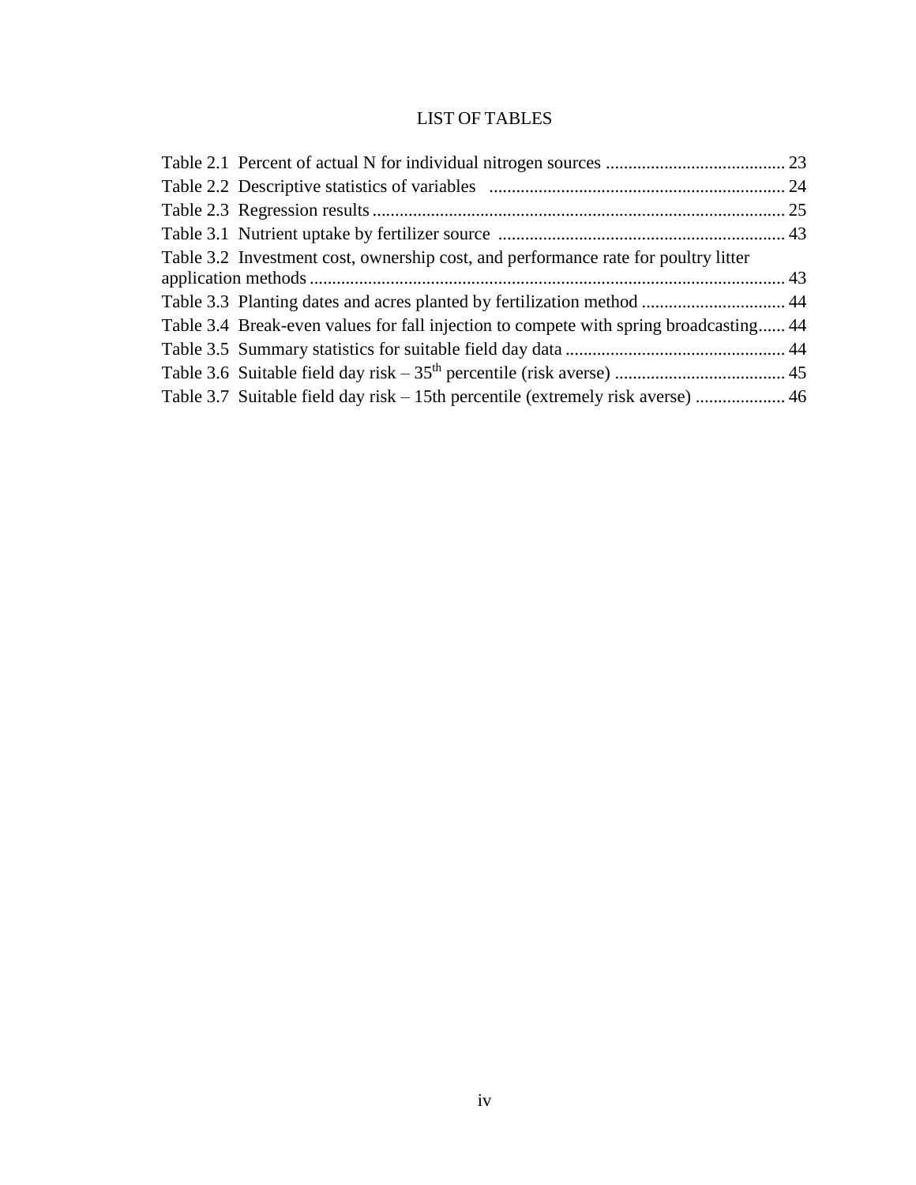# LIST OF TABLES

Table 2.1 Percent of actual N for individual nitrogen sources ........................................ 23
Table 2.2 Descriptive statistics of variables ................................................................. 24
Table 2.3 Regression results ........................................................................................... 25
Table 3.1 Nutrient uptake by fertilizer source ............................................................... 43
Table 3.2 Investment cost, ownership cost, and performance rate for poultry litter application methods ......................................................................................................... 43
Table 3.3 Planting dates and acres planted by fertilization method ................................ 44
Table 3.4 Break-even values for fall injection to compete with spring broadcasting...... 44
Table 3.5 Summary statistics for suitable field day data ................................................. 44
Table 3.6 Suitable field day risk – $35^{th}$ percentile (risk averse) ...................................... 45
Table 3.7 Suitable field day risk – 15th percentile (extremely risk averse) .................... 46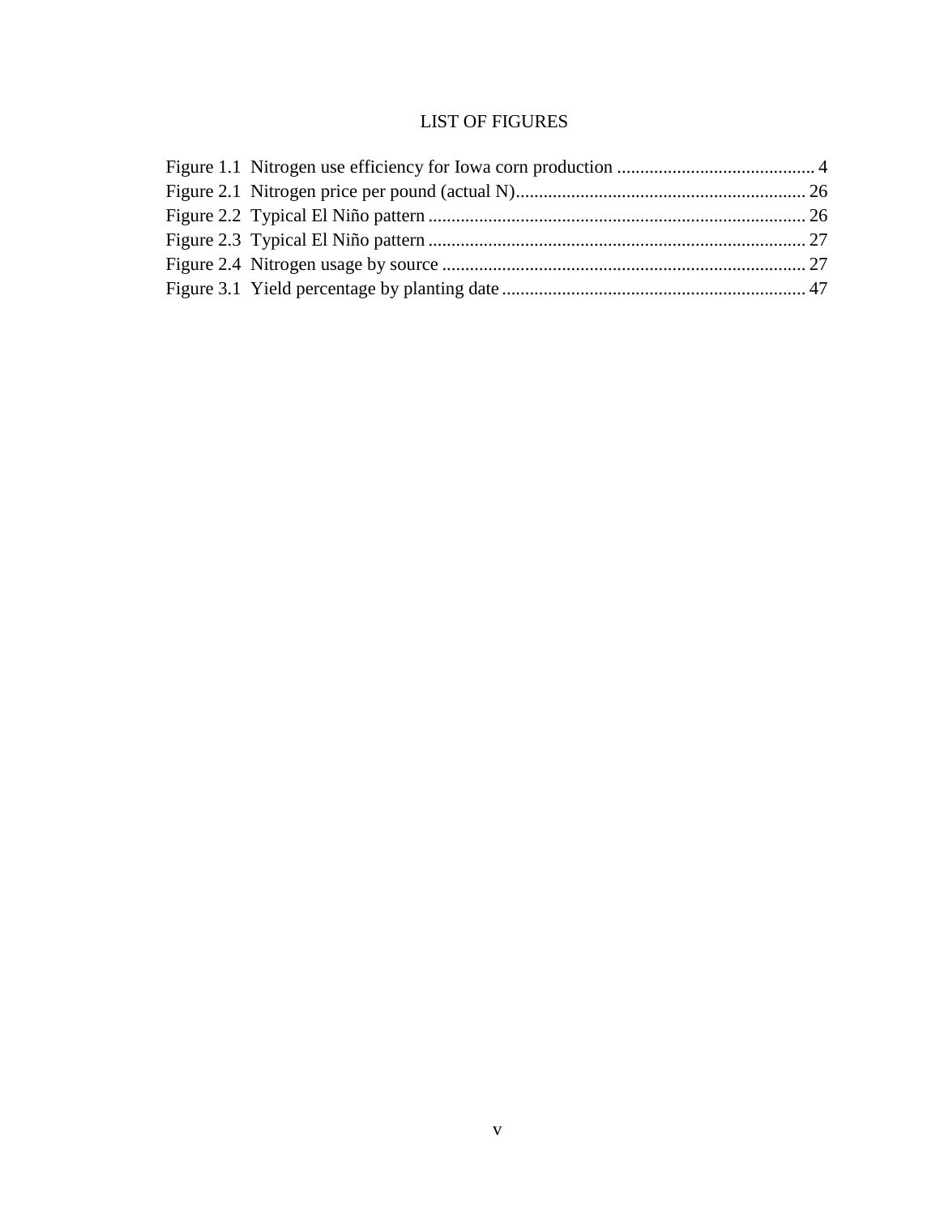# LIST OF FIGURES

Figure 1.1 Nitrogen use efficiency for Iowa corn production .......................................... 4
Figure 2.1 Nitrogen price per pound (actual N)............................................................... 26
Figure 2.2 Typical El Niño pattern .................................................................................. 26
Figure 2.3 Typical El Niño pattern .................................................................................. 27
Figure 2.4 Nitrogen usage by source ............................................................................... 27
Figure 3.1 Yield percentage by planting date .................................................................. 47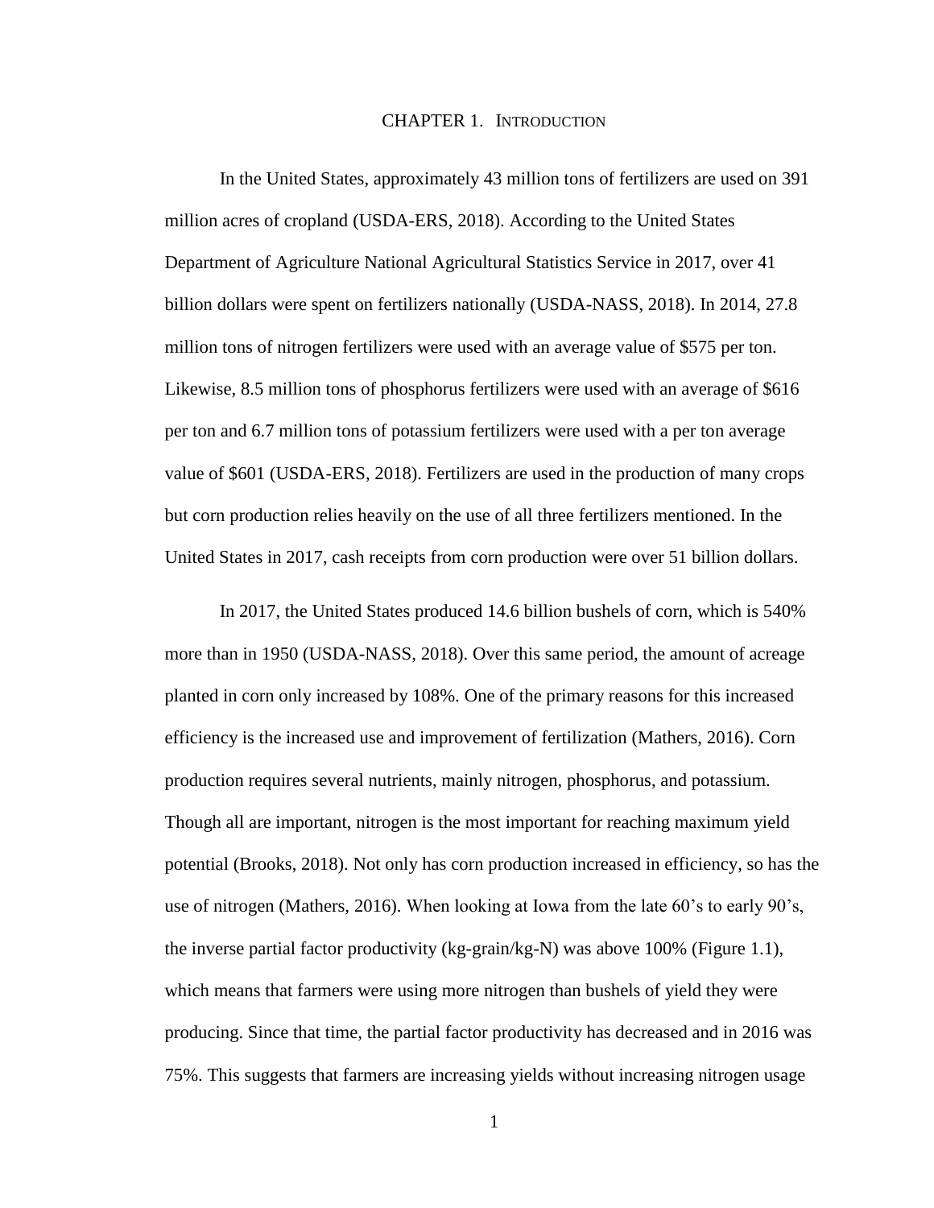# CHAPTER 1. INTRODUCTION

In the United States, approximately 43 million tons of fertilizers are used on 391 million acres of cropland (USDA-ERS, 2018). According to the United States Department of Agriculture National Agricultural Statistics Service in 2017, over 41 billion dollars were spent on fertilizers nationally (USDA-NASS, 2018). In 2014, 27.8 million tons of nitrogen fertilizers were used with an average value of $575 per ton. Likewise, 8.5 million tons of phosphorus fertilizers were used with an average of $616 per ton and 6.7 million tons of potassium fertilizers were used with a per ton average value of $601 (USDA-ERS, 2018). Fertilizers are used in the production of many crops but corn production relies heavily on the use of all three fertilizers mentioned. In the United States in 2017, cash receipts from corn production were over 51 billion dollars.

In 2017, the United States produced 14.6 billion bushels of corn, which is 540% more than in 1950 (USDA-NASS, 2018). Over this same period, the amount of acreage planted in corn only increased by 108%. One of the primary reasons for this increased efficiency is the increased use and improvement of fertilization (Mathers, 2016). Corn production requires several nutrients, mainly nitrogen, phosphorus, and potassium. Though all are important, nitrogen is the most important for reaching maximum yield potential (Brooks, 2018). Not only has corn production increased in efficiency, so has the use of nitrogen (Mathers, 2016). When looking at Iowa from the late 60's to early 90's, the inverse partial factor productivity (kg-grain/kg-N) was above 100% (Figure 1.1), which means that farmers were using more nitrogen than bushels of yield they were producing. Since that time, the partial factor productivity has decreased and in 2016 was 75%. This suggests that farmers are increasing yields without increasing nitrogen usage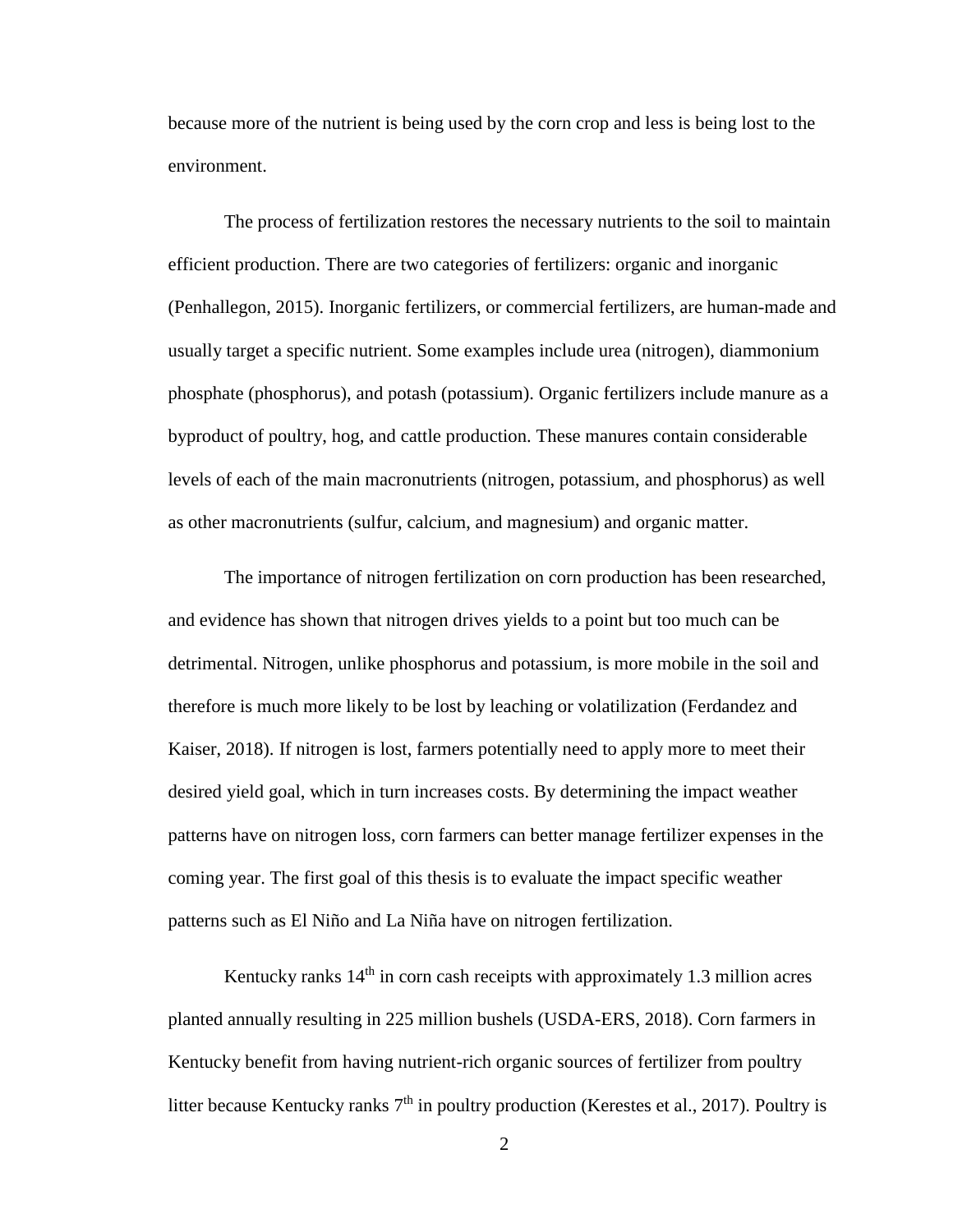because more of the nutrient is being used by the corn crop and less is being lost to the environment.

The process of fertilization restores the necessary nutrients to the soil to maintain efficient production. There are two categories of fertilizers: organic and inorganic (Penhallegon, 2015). Inorganic fertilizers, or commercial fertilizers, are human-made and usually target a specific nutrient. Some examples include urea (nitrogen), diammonium phosphate (phosphorus), and potash (potassium). Organic fertilizers include manure as a byproduct of poultry, hog, and cattle production. These manures contain considerable levels of each of the main macronutrients (nitrogen, potassium, and phosphorus) as well as other macronutrients (sulfur, calcium, and magnesium) and organic matter.

The importance of nitrogen fertilization on corn production has been researched, and evidence has shown that nitrogen drives yields to a point but too much can be detrimental. Nitrogen, unlike phosphorus and potassium, is more mobile in the soil and therefore is much more likely to be lost by leaching or volatilization (Ferdandez and Kaiser, 2018). If nitrogen is lost, farmers potentially need to apply more to meet their desired yield goal, which in turn increases costs. By determining the impact weather patterns have on nitrogen loss, corn farmers can better manage fertilizer expenses in the coming year. The first goal of this thesis is to evaluate the impact specific weather patterns such as El Niño and La Niña have on nitrogen fertilization.

Kentucky ranks 14th in corn cash receipts with approximately 1.3 million acres planted annually resulting in 225 million bushels (USDA-ERS, 2018). Corn farmers in Kentucky benefit from having nutrient-rich organic sources of fertilizer from poultry litter because Kentucky ranks 7th in poultry production (Kerestes et al., 2017). Poultry is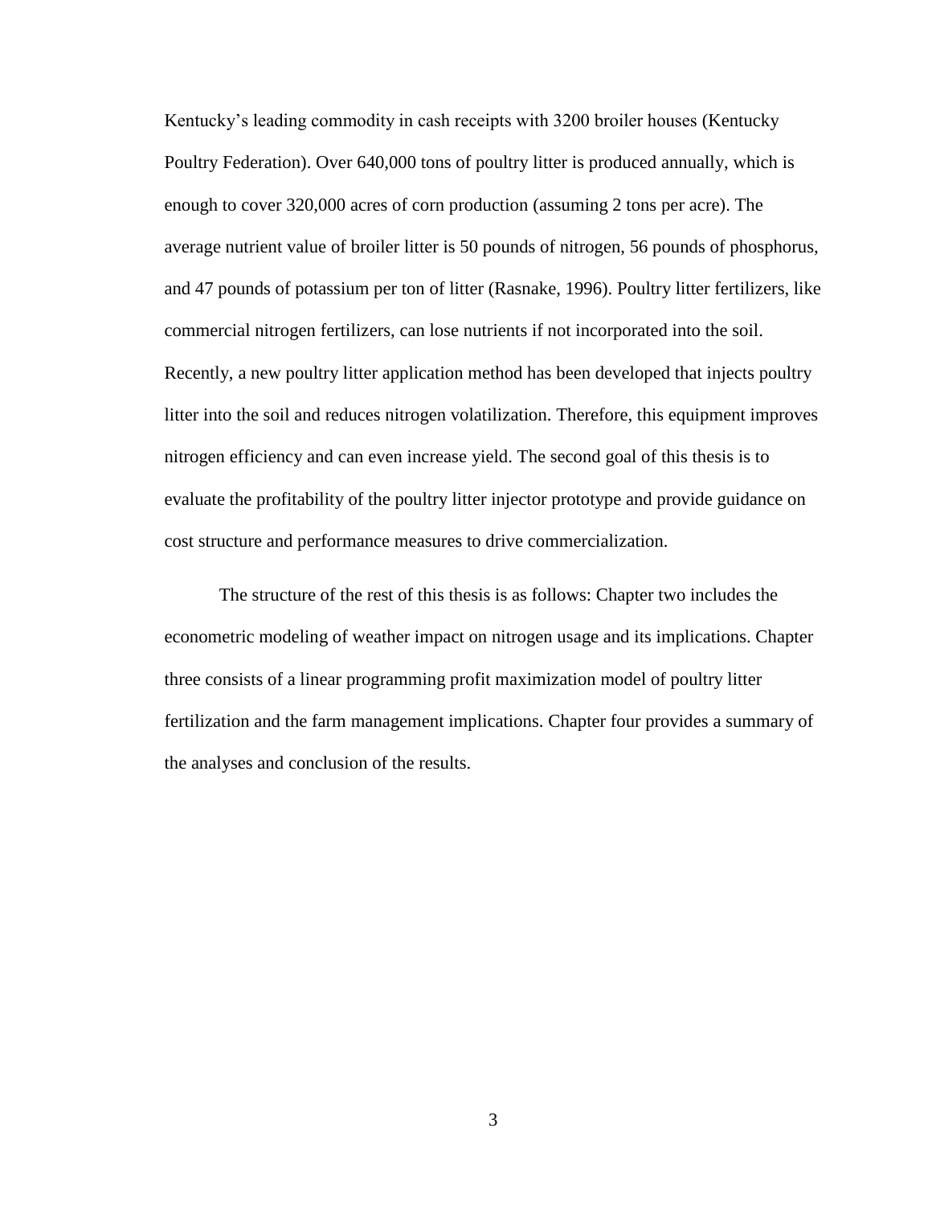Kentucky's leading commodity in cash receipts with 3200 broiler houses (Kentucky Poultry Federation). Over 640,000 tons of poultry litter is produced annually, which is enough to cover 320,000 acres of corn production (assuming 2 tons per acre). The average nutrient value of broiler litter is 50 pounds of nitrogen, 56 pounds of phosphorus, and 47 pounds of potassium per ton of litter (Rasnake, 1996). Poultry litter fertilizers, like commercial nitrogen fertilizers, can lose nutrients if not incorporated into the soil. Recently, a new poultry litter application method has been developed that injects poultry litter into the soil and reduces nitrogen volatilization. Therefore, this equipment improves nitrogen efficiency and can even increase yield. The second goal of this thesis is to evaluate the profitability of the poultry litter injector prototype and provide guidance on cost structure and performance measures to drive commercialization.

The structure of the rest of this thesis is as follows: Chapter two includes the econometric modeling of weather impact on nitrogen usage and its implications. Chapter three consists of a linear programming profit maximization model of poultry litter fertilization and the farm management implications. Chapter four provides a summary of the analyses and conclusion of the results.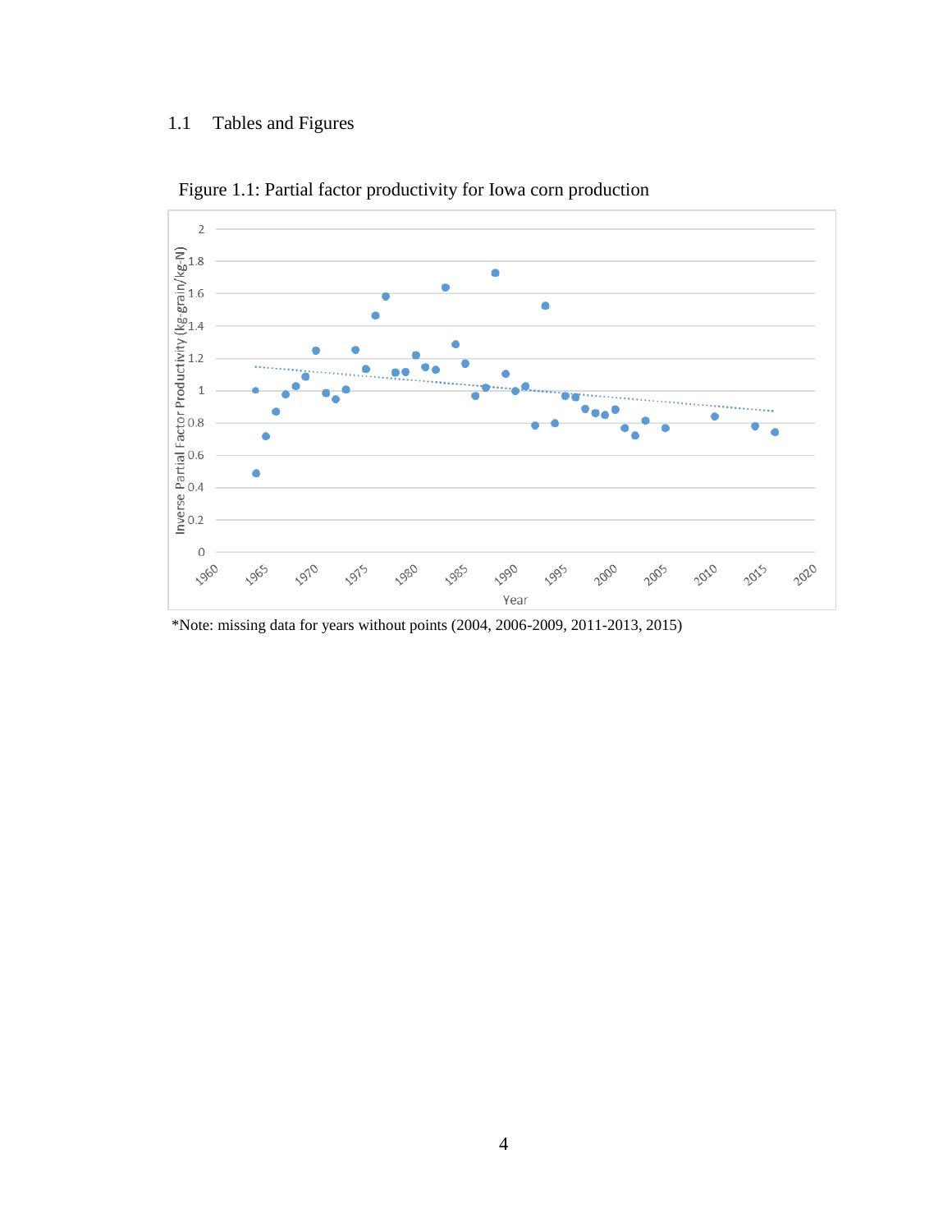## 1.1 Tables and Figures

Figure 1.1: Partial factor productivity for Iowa corn production

*Note: missing data for years without points (2004, 2006-2009, 2011-2013, 2015)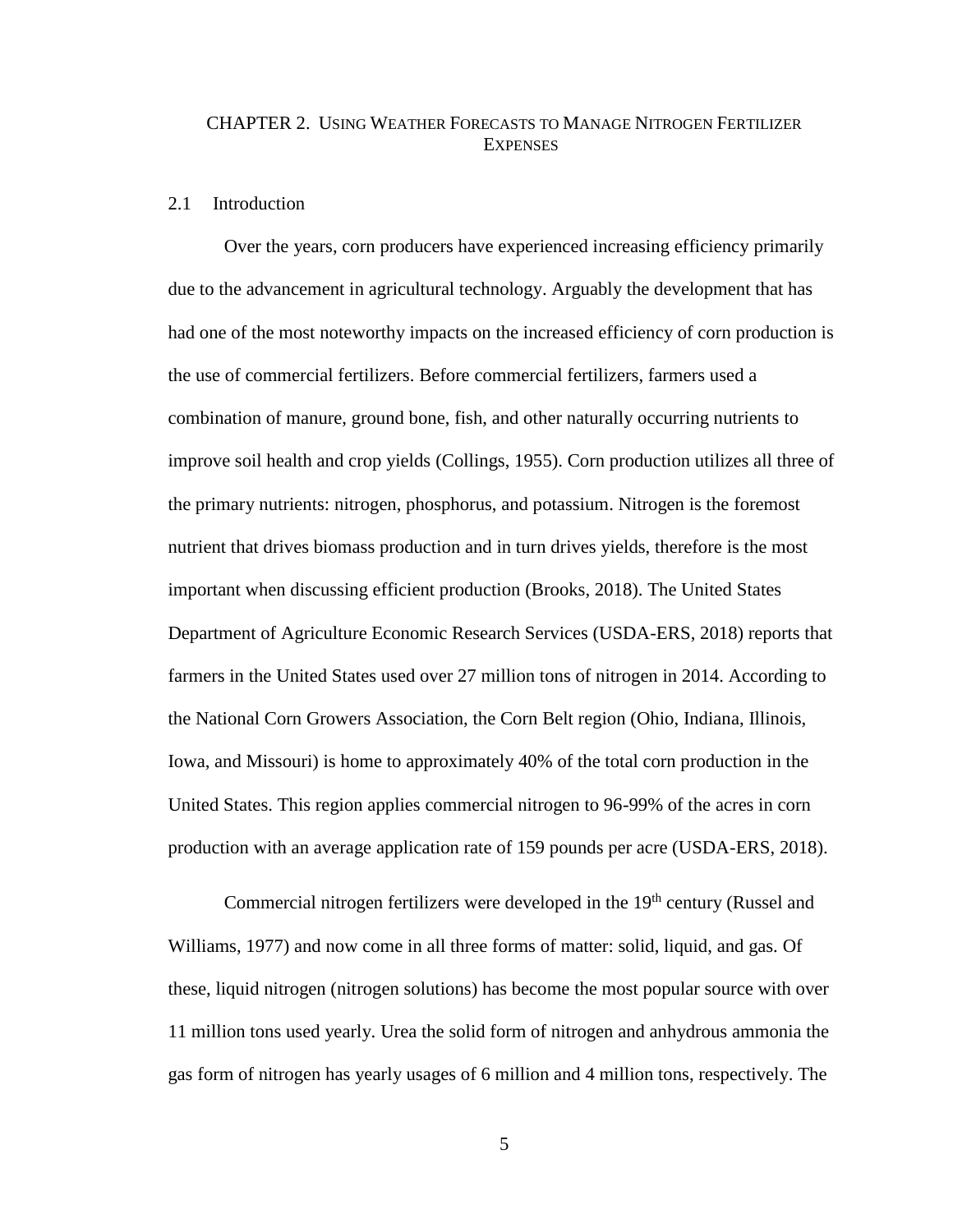# CHAPTER 2. USING WEATHER FORECASTS TO MANAGE NITROGEN FERTILIZER EXPENSES

## 2.1 Introduction

Over the years, corn producers have experienced increasing efficiency primarily due to the advancement in agricultural technology. Arguably the development that has had one of the most noteworthy impacts on the increased efficiency of corn production is the use of commercial fertilizers. Before commercial fertilizers, farmers used a combination of manure, ground bone, fish, and other naturally occurring nutrients to improve soil health and crop yields (Collings, 1955). Corn production utilizes all three of the primary nutrients: nitrogen, phosphorus, and potassium. Nitrogen is the foremost nutrient that drives biomass production and in turn drives yields, therefore is the most important when discussing efficient production (Brooks, 2018). The United States Department of Agriculture Economic Research Services (USDA-ERS, 2018) reports that farmers in the United States used over 27 million tons of nitrogen in 2014. According to the National Corn Growers Association, the Corn Belt region (Ohio, Indiana, Illinois, Iowa, and Missouri) is home to approximately 40% of the total corn production in the United States. This region applies commercial nitrogen to 96-99% of the acres in corn production with an average application rate of 159 pounds per acre (USDA-ERS, 2018).

Commercial nitrogen fertilizers were developed in the 19th century (Russel and Williams, 1977) and now come in all three forms of matter: solid, liquid, and gas. Of these, liquid nitrogen (nitrogen solutions) has become the most popular source with over 11 million tons used yearly. Urea the solid form of nitrogen and anhydrous ammonia the gas form of nitrogen has yearly usages of 6 million and 4 million tons, respectively. The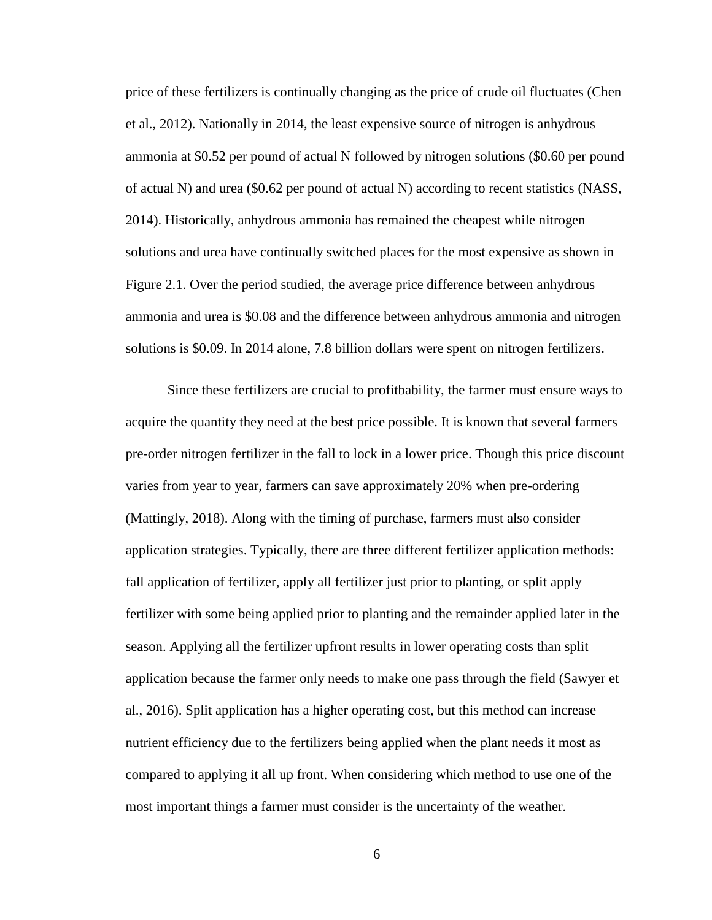price of these fertilizers is continually changing as the price of crude oil fluctuates (Chen et al., 2012). Nationally in 2014, the least expensive source of nitrogen is anhydrous ammonia at $0.52 per pound of actual N followed by nitrogen solutions ($0.60 per pound of actual N) and urea ($0.62 per pound of actual N) according to recent statistics (NASS, 2014). Historically, anhydrous ammonia has remained the cheapest while nitrogen solutions and urea have continually switched places for the most expensive as shown in Figure 2.1. Over the period studied, the average price difference between anhydrous ammonia and urea is $0.08 and the difference between anhydrous ammonia and nitrogen solutions is $0.09. In 2014 alone, 7.8 billion dollars were spent on nitrogen fertilizers.

Since these fertilizers are crucial to profitbability, the farmer must ensure ways to acquire the quantity they need at the best price possible. It is known that several farmers pre-order nitrogen fertilizer in the fall to lock in a lower price. Though this price discount varies from year to year, farmers can save approximately 20% when pre-ordering (Mattingly, 2018). Along with the timing of purchase, farmers must also consider application strategies. Typically, there are three different fertilizer application methods: fall application of fertilizer, apply all fertilizer just prior to planting, or split apply fertilizer with some being applied prior to planting and the remainder applied later in the season. Applying all the fertilizer upfront results in lower operating costs than split application because the farmer only needs to make one pass through the field (Sawyer et al., 2016). Split application has a higher operating cost, but this method can increase nutrient efficiency due to the fertilizers being applied when the plant needs it most as compared to applying it all up front. When considering which method to use one of the most important things a farmer must consider is the uncertainty of the weather.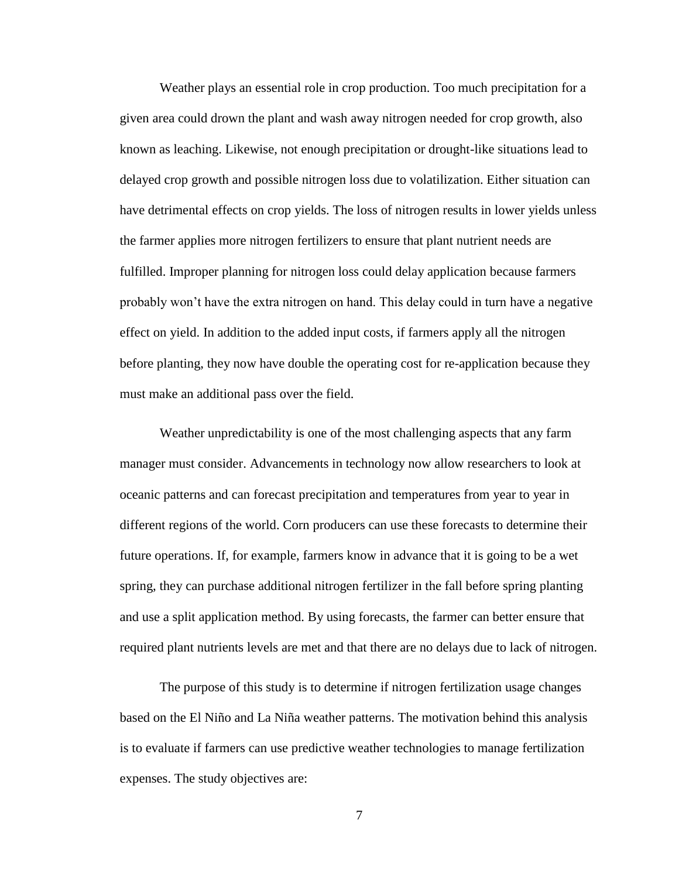Weather plays an essential role in crop production. Too much precipitation for a given area could drown the plant and wash away nitrogen needed for crop growth, also known as leaching. Likewise, not enough precipitation or drought-like situations lead to delayed crop growth and possible nitrogen loss due to volatilization. Either situation can have detrimental effects on crop yields. The loss of nitrogen results in lower yields unless the farmer applies more nitrogen fertilizers to ensure that plant nutrient needs are fulfilled. Improper planning for nitrogen loss could delay application because farmers probably won't have the extra nitrogen on hand. This delay could in turn have a negative effect on yield. In addition to the added input costs, if farmers apply all the nitrogen before planting, they now have double the operating cost for re-application because they must make an additional pass over the field.

Weather unpredictability is one of the most challenging aspects that any farm manager must consider. Advancements in technology now allow researchers to look at oceanic patterns and can forecast precipitation and temperatures from year to year in different regions of the world. Corn producers can use these forecasts to determine their future operations. If, for example, farmers know in advance that it is going to be a wet spring, they can purchase additional nitrogen fertilizer in the fall before spring planting and use a split application method. By using forecasts, the farmer can better ensure that required plant nutrients levels are met and that there are no delays due to lack of nitrogen.

The purpose of this study is to determine if nitrogen fertilization usage changes based on the El Niño and La Niña weather patterns. The motivation behind this analysis is to evaluate if farmers can use predictive weather technologies to manage fertilization expenses. The study objectives are: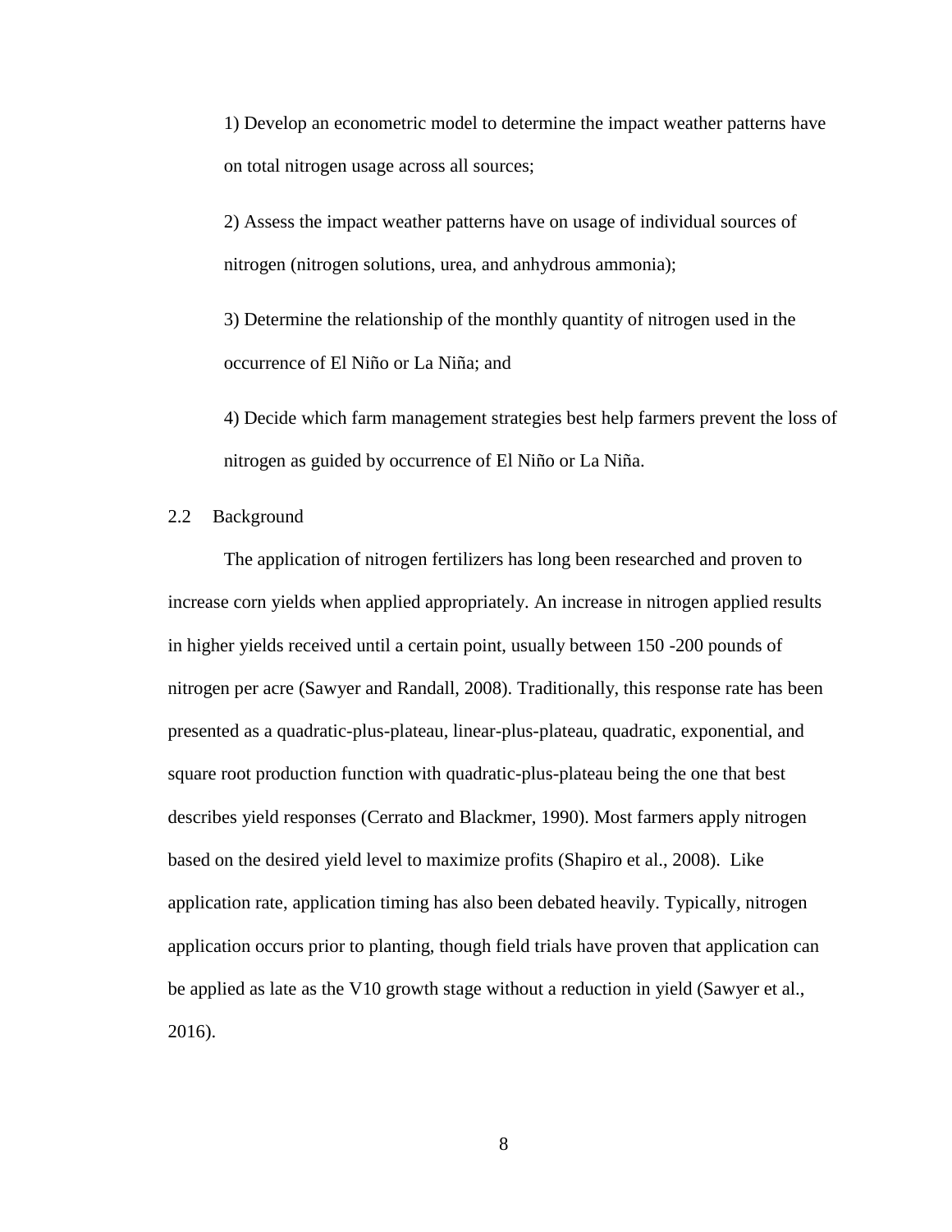1) Develop an econometric model to determine the impact weather patterns have on total nitrogen usage across all sources;

2) Assess the impact weather patterns have on usage of individual sources of nitrogen (nitrogen solutions, urea, and anhydrous ammonia);

3) Determine the relationship of the monthly quantity of nitrogen used in the occurrence of El Niño or La Niña; and

4) Decide which farm management strategies best help farmers prevent the loss of nitrogen as guided by occurrence of El Niño or La Niña.

## 2.2 Background

The application of nitrogen fertilizers has long been researched and proven to increase corn yields when applied appropriately. An increase in nitrogen applied results in higher yields received until a certain point, usually between 150 -200 pounds of nitrogen per acre (Sawyer and Randall, 2008). Traditionally, this response rate has been presented as a quadratic-plus-plateau, linear-plus-plateau, quadratic, exponential, and square root production function with quadratic-plus-plateau being the one that best describes yield responses (Cerrato and Blackmer, 1990). Most farmers apply nitrogen based on the desired yield level to maximize profits (Shapiro et al., 2008). Like application rate, application timing has also been debated heavily. Typically, nitrogen application occurs prior to planting, though field trials have proven that application can be applied as late as the V10 growth stage without a reduction in yield (Sawyer et al., 2016).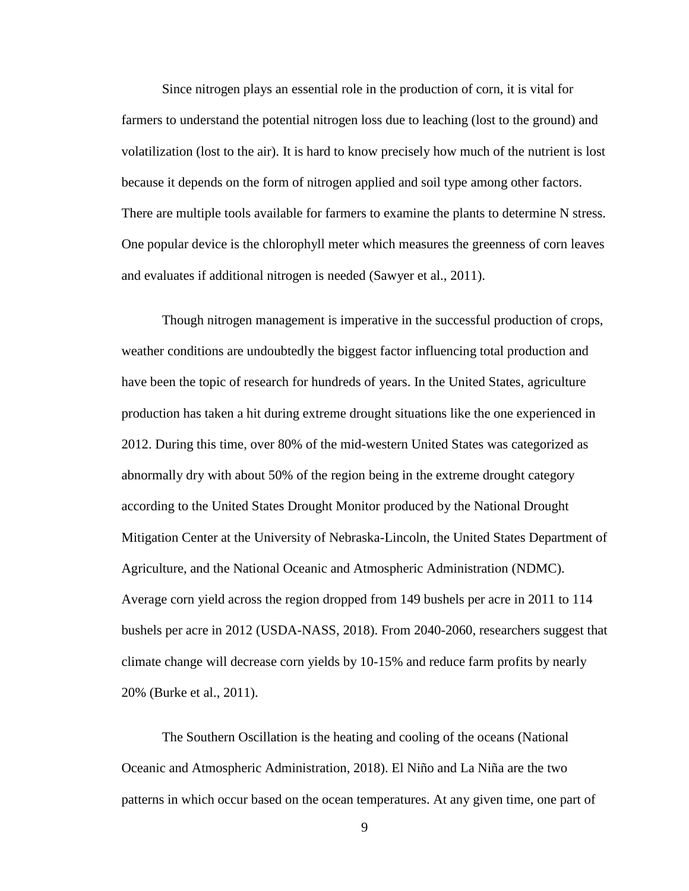Since nitrogen plays an essential role in the production of corn, it is vital for farmers to understand the potential nitrogen loss due to leaching (lost to the ground) and volatilization (lost to the air). It is hard to know precisely how much of the nutrient is lost because it depends on the form of nitrogen applied and soil type among other factors. There are multiple tools available for farmers to examine the plants to determine N stress. One popular device is the chlorophyll meter which measures the greenness of corn leaves and evaluates if additional nitrogen is needed (Sawyer et al., 2011).

Though nitrogen management is imperative in the successful production of crops, weather conditions are undoubtedly the biggest factor influencing total production and have been the topic of research for hundreds of years. In the United States, agriculture production has taken a hit during extreme drought situations like the one experienced in 2012. During this time, over 80% of the mid-western United States was categorized as abnormally dry with about 50% of the region being in the extreme drought category according to the United States Drought Monitor produced by the National Drought Mitigation Center at the University of Nebraska-Lincoln, the United States Department of Agriculture, and the National Oceanic and Atmospheric Administration (NDMC). Average corn yield across the region dropped from 149 bushels per acre in 2011 to 114 bushels per acre in 2012 (USDA-NASS, 2018). From 2040-2060, researchers suggest that climate change will decrease corn yields by 10-15% and reduce farm profits by nearly 20% (Burke et al., 2011).

The Southern Oscillation is the heating and cooling of the oceans (National Oceanic and Atmospheric Administration, 2018). El Niño and La Niña are the two patterns in which occur based on the ocean temperatures. At any given time, one part of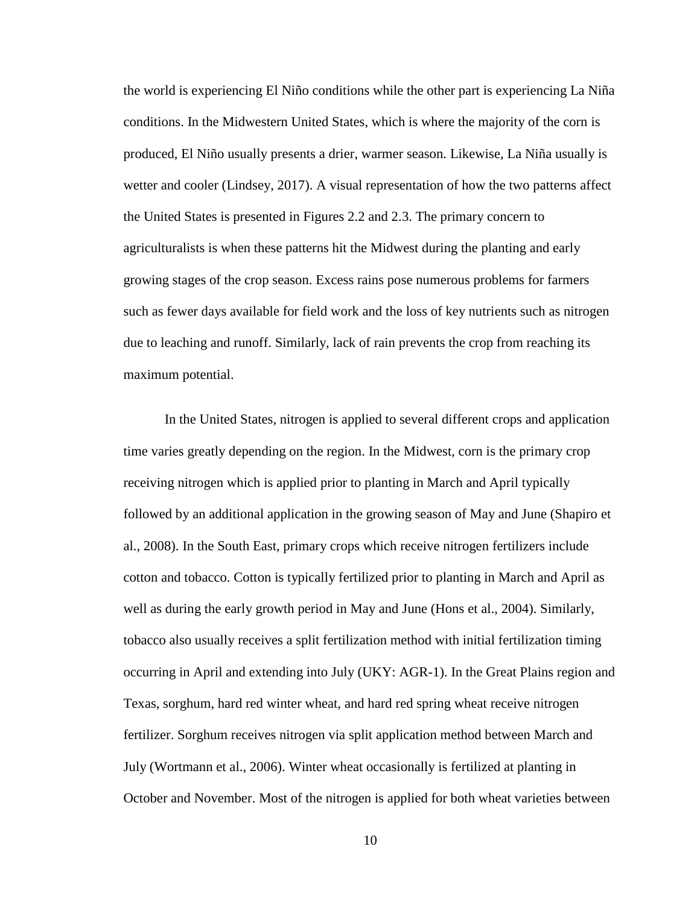the world is experiencing El Niño conditions while the other part is experiencing La Niña conditions. In the Midwestern United States, which is where the majority of the corn is produced, El Niño usually presents a drier, warmer season. Likewise, La Niña usually is wetter and cooler (Lindsey, 2017). A visual representation of how the two patterns affect the United States is presented in Figures 2.2 and 2.3. The primary concern to agriculturalists is when these patterns hit the Midwest during the planting and early growing stages of the crop season. Excess rains pose numerous problems for farmers such as fewer days available for field work and the loss of key nutrients such as nitrogen due to leaching and runoff. Similarly, lack of rain prevents the crop from reaching its maximum potential.

In the United States, nitrogen is applied to several different crops and application time varies greatly depending on the region. In the Midwest, corn is the primary crop receiving nitrogen which is applied prior to planting in March and April typically followed by an additional application in the growing season of May and June (Shapiro et al., 2008). In the South East, primary crops which receive nitrogen fertilizers include cotton and tobacco. Cotton is typically fertilized prior to planting in March and April as well as during the early growth period in May and June (Hons et al., 2004). Similarly, tobacco also usually receives a split fertilization method with initial fertilization timing occurring in April and extending into July (UKY: AGR-1). In the Great Plains region and Texas, sorghum, hard red winter wheat, and hard red spring wheat receive nitrogen fertilizer. Sorghum receives nitrogen via split application method between March and July (Wortmann et al., 2006). Winter wheat occasionally is fertilized at planting in October and November. Most of the nitrogen is applied for both wheat varieties between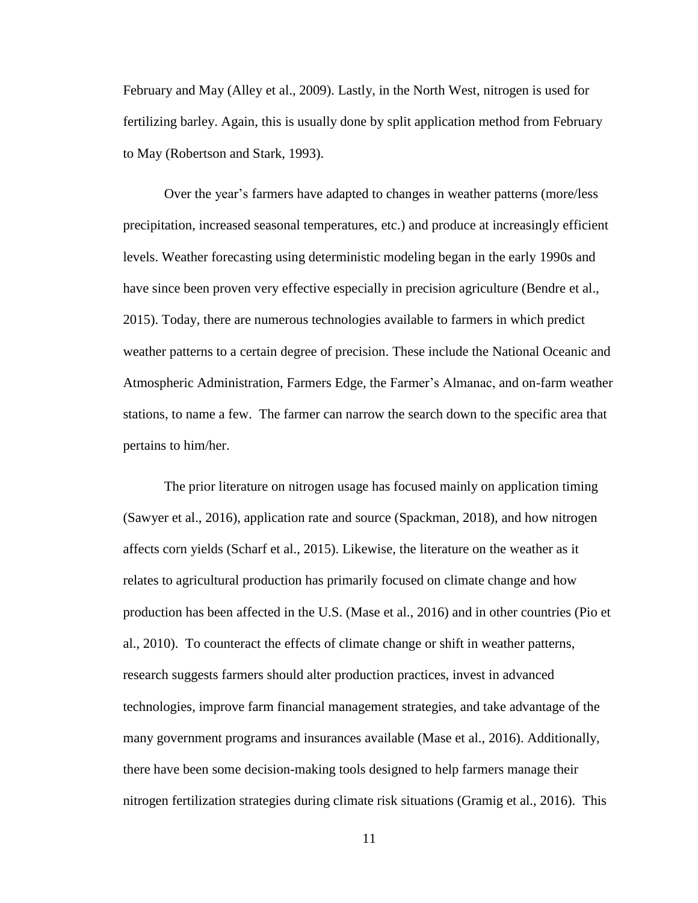February and May (Alley et al., 2009). Lastly, in the North West, nitrogen is used for fertilizing barley. Again, this is usually done by split application method from February to May (Robertson and Stark, 1993).

Over the year's farmers have adapted to changes in weather patterns (more/less precipitation, increased seasonal temperatures, etc.) and produce at increasingly efficient levels. Weather forecasting using deterministic modeling began in the early 1990s and have since been proven very effective especially in precision agriculture (Bendre et al., 2015). Today, there are numerous technologies available to farmers in which predict weather patterns to a certain degree of precision. These include the National Oceanic and Atmospheric Administration, Farmers Edge, the Farmer's Almanac, and on-farm weather stations, to name a few. The farmer can narrow the search down to the specific area that pertains to him/her.

The prior literature on nitrogen usage has focused mainly on application timing (Sawyer et al., 2016), application rate and source (Spackman, 2018), and how nitrogen affects corn yields (Scharf et al., 2015). Likewise, the literature on the weather as it relates to agricultural production has primarily focused on climate change and how production has been affected in the U.S. (Mase et al., 2016) and in other countries (Pio et al., 2010). To counteract the effects of climate change or shift in weather patterns, research suggests farmers should alter production practices, invest in advanced technologies, improve farm financial management strategies, and take advantage of the many government programs and insurances available (Mase et al., 2016). Additionally, there have been some decision-making tools designed to help farmers manage their nitrogen fertilization strategies during climate risk situations (Gramig et al., 2016). This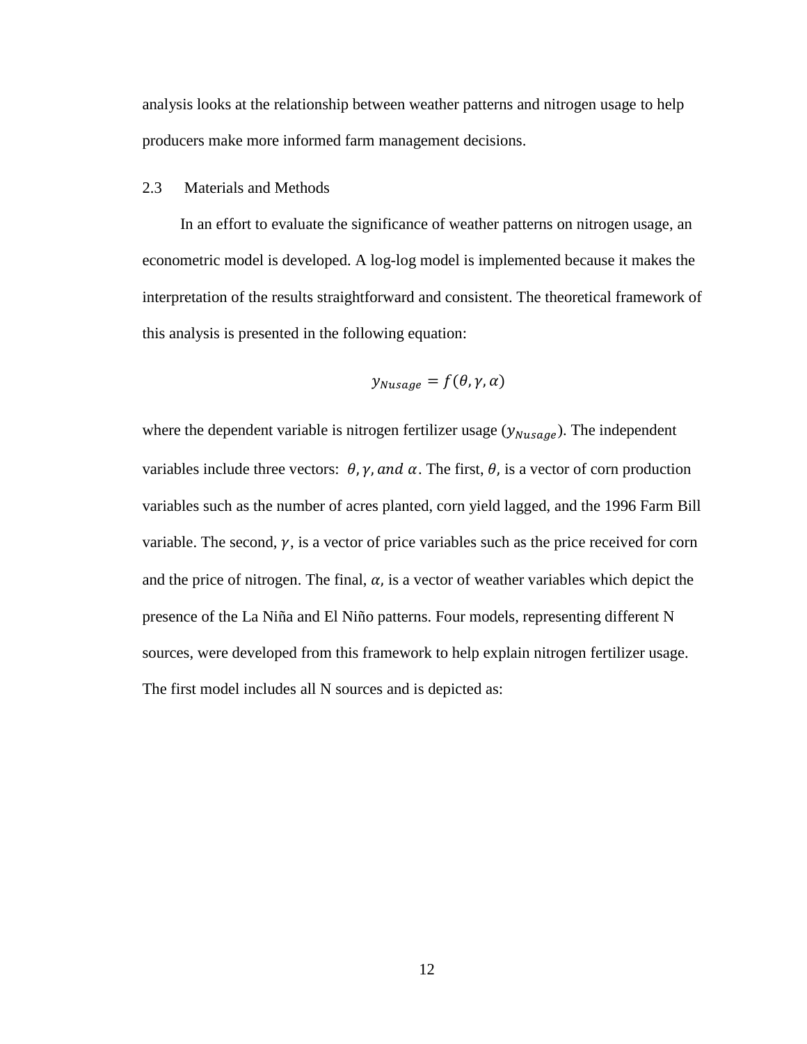analysis looks at the relationship between weather patterns and nitrogen usage to help producers make more informed farm management decisions.

## 2.3 Materials and Methods

In an effort to evaluate the significance of weather patterns on nitrogen usage, an econometric model is developed. A log-log model is implemented because it makes the interpretation of the results straightforward and consistent. The theoretical framework of this analysis is presented in the following equation:

$$y_{Nusage} = f(\theta, \gamma, \alpha)$$

where the dependent variable is nitrogen fertilizer usage ($y_{Nusage}$). The independent variables include three vectors: $\theta, \gamma, and\ \alpha$. The first, $\theta$, is a vector of corn production variables such as the number of acres planted, corn yield lagged, and the 1996 Farm Bill variable. The second, $\gamma$, is a vector of price variables such as the price received for corn and the price of nitrogen. The final, $\alpha$, is a vector of weather variables which depict the presence of the La Niña and El Niño patterns. Four models, representing different N sources, were developed from this framework to help explain nitrogen fertilizer usage. The first model includes all N sources and is depicted as: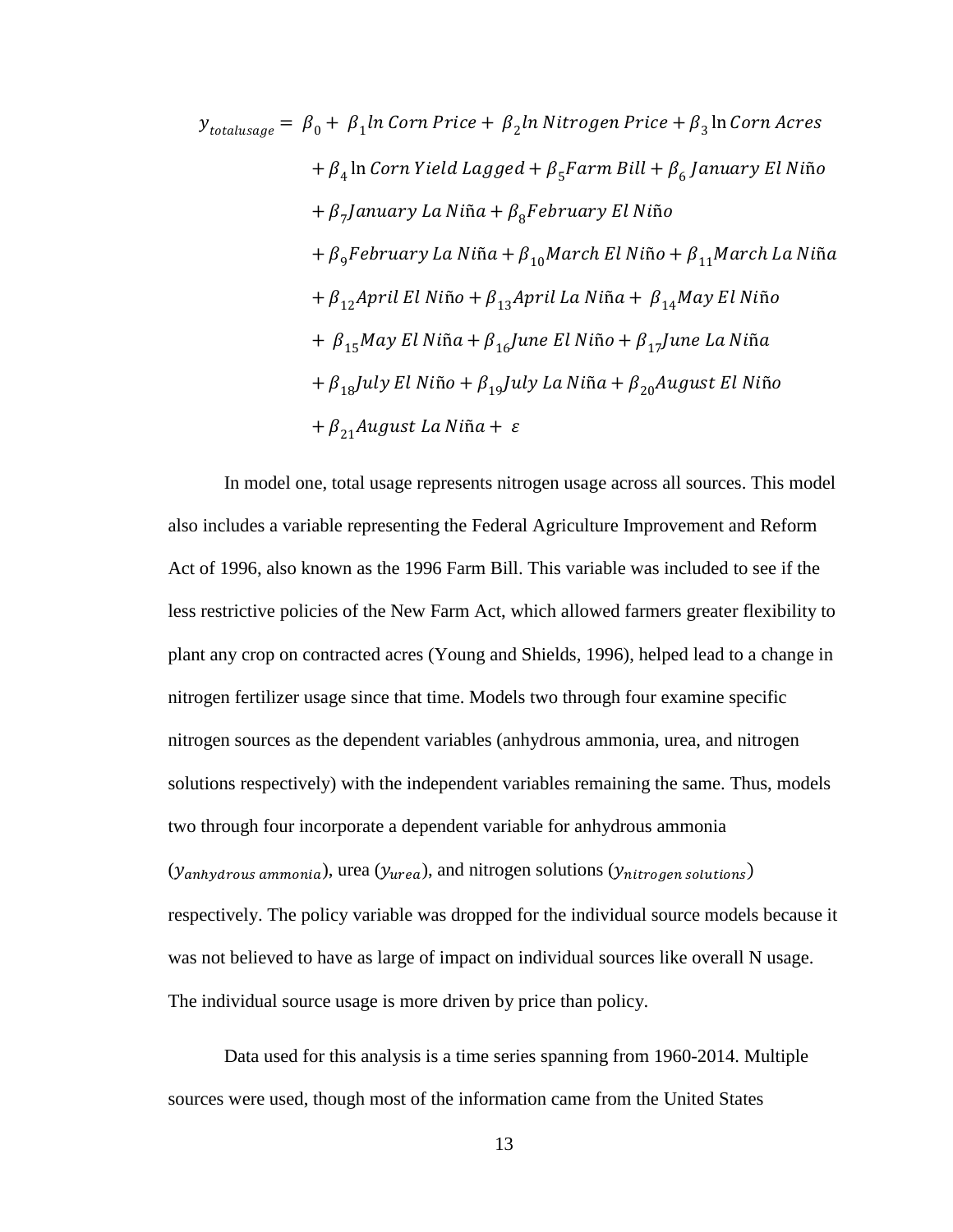$$
\begin{aligned}
y_{totalusage} = {} & \beta_0 + \beta_1 ln\, Corn\, Price + \beta_2 ln\, Nitrogen\, Price + \beta_3 \ln Corn\, Acres \\
& + \beta_4 \ln Corn\, Yield\, Lagged + \beta_5 Farm\, Bill + \beta_6\, January\, El\, Niño \\
& + \beta_7 January\, La\, Niña + \beta_8 February\, El\, Niño \\
& + \beta_9 February\, La\, Niña + \beta_{10} March\, El\, Niño + \beta_{11} March\, La\, Niña \\
& + \beta_{12} April\, El\, Niño + \beta_{13} April\, La\, Niña + \beta_{14} May\, El\, Niño \\
& + \beta_{15} May\, El\, Niña + \beta_{16} June\, El\, Niño + \beta_{17} June\, La\, Niña \\
& + \beta_{18} July\, El\, Niño + \beta_{19} July\, La\, Niña + \beta_{20} August\, El\, Niño \\
& + \beta_{21} August\, La\, Niña + \varepsilon
\end{aligned}
$$

In model one, total usage represents nitrogen usage across all sources. This model also includes a variable representing the Federal Agriculture Improvement and Reform Act of 1996, also known as the 1996 Farm Bill. This variable was included to see if the less restrictive policies of the New Farm Act, which allowed farmers greater flexibility to plant any crop on contracted acres (Young and Shields, 1996), helped lead to a change in nitrogen fertilizer usage since that time. Models two through four examine specific nitrogen sources as the dependent variables (anhydrous ammonia, urea, and nitrogen solutions respectively) with the independent variables remaining the same. Thus, models two through four incorporate a dependent variable for anhydrous ammonia ($y_{anhydrous\ ammonia}$), urea ($y_{urea}$), and nitrogen solutions ($y_{nitrogen\ solutions}$) respectively. The policy variable was dropped for the individual source models because it was not believed to have as large of impact on individual sources like overall N usage. The individual source usage is more driven by price than policy.

Data used for this analysis is a time series spanning from 1960-2014. Multiple sources were used, though most of the information came from the United States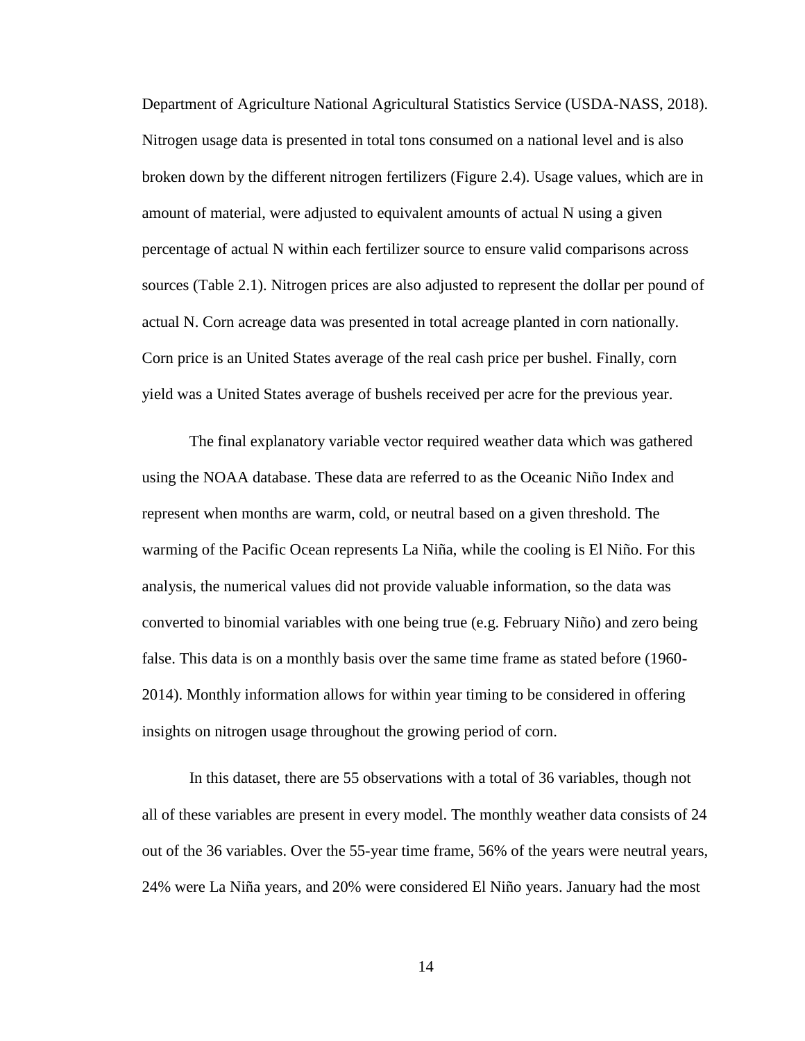Department of Agriculture National Agricultural Statistics Service (USDA-NASS, 2018). Nitrogen usage data is presented in total tons consumed on a national level and is also broken down by the different nitrogen fertilizers (Figure 2.4). Usage values, which are in amount of material, were adjusted to equivalent amounts of actual N using a given percentage of actual N within each fertilizer source to ensure valid comparisons across sources (Table 2.1). Nitrogen prices are also adjusted to represent the dollar per pound of actual N. Corn acreage data was presented in total acreage planted in corn nationally. Corn price is an United States average of the real cash price per bushel. Finally, corn yield was a United States average of bushels received per acre for the previous year.

The final explanatory variable vector required weather data which was gathered using the NOAA database. These data are referred to as the Oceanic Niño Index and represent when months are warm, cold, or neutral based on a given threshold. The warming of the Pacific Ocean represents La Niña, while the cooling is El Niño. For this analysis, the numerical values did not provide valuable information, so the data was converted to binomial variables with one being true (e.g. February Niño) and zero being false. This data is on a monthly basis over the same time frame as stated before (1960-2014). Monthly information allows for within year timing to be considered in offering insights on nitrogen usage throughout the growing period of corn.

In this dataset, there are 55 observations with a total of 36 variables, though not all of these variables are present in every model. The monthly weather data consists of 24 out of the 36 variables. Over the 55-year time frame, 56% of the years were neutral years, 24% were La Niña years, and 20% were considered El Niño years. January had the most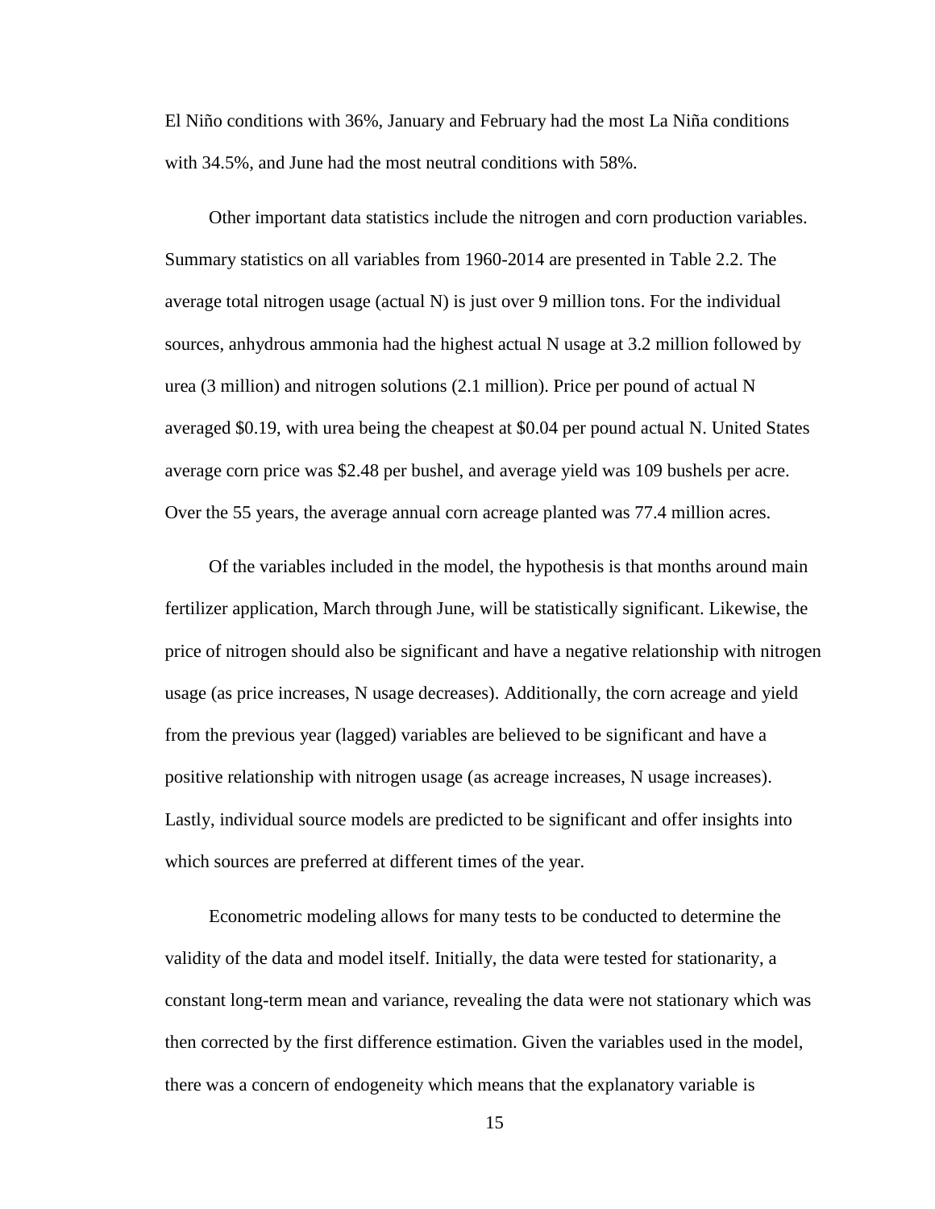El Niño conditions with 36%, January and February had the most La Niña conditions with 34.5%, and June had the most neutral conditions with 58%.

Other important data statistics include the nitrogen and corn production variables. Summary statistics on all variables from 1960-2014 are presented in Table 2.2. The average total nitrogen usage (actual N) is just over 9 million tons. For the individual sources, anhydrous ammonia had the highest actual N usage at 3.2 million followed by urea (3 million) and nitrogen solutions (2.1 million). Price per pound of actual N averaged $0.19, with urea being the cheapest at $0.04 per pound actual N. United States average corn price was $2.48 per bushel, and average yield was 109 bushels per acre. Over the 55 years, the average annual corn acreage planted was 77.4 million acres.

Of the variables included in the model, the hypothesis is that months around main fertilizer application, March through June, will be statistically significant. Likewise, the price of nitrogen should also be significant and have a negative relationship with nitrogen usage (as price increases, N usage decreases). Additionally, the corn acreage and yield from the previous year (lagged) variables are believed to be significant and have a positive relationship with nitrogen usage (as acreage increases, N usage increases). Lastly, individual source models are predicted to be significant and offer insights into which sources are preferred at different times of the year.

Econometric modeling allows for many tests to be conducted to determine the validity of the data and model itself. Initially, the data were tested for stationarity, a constant long-term mean and variance, revealing the data were not stationary which was then corrected by the first difference estimation. Given the variables used in the model, there was a concern of endogeneity which means that the explanatory variable is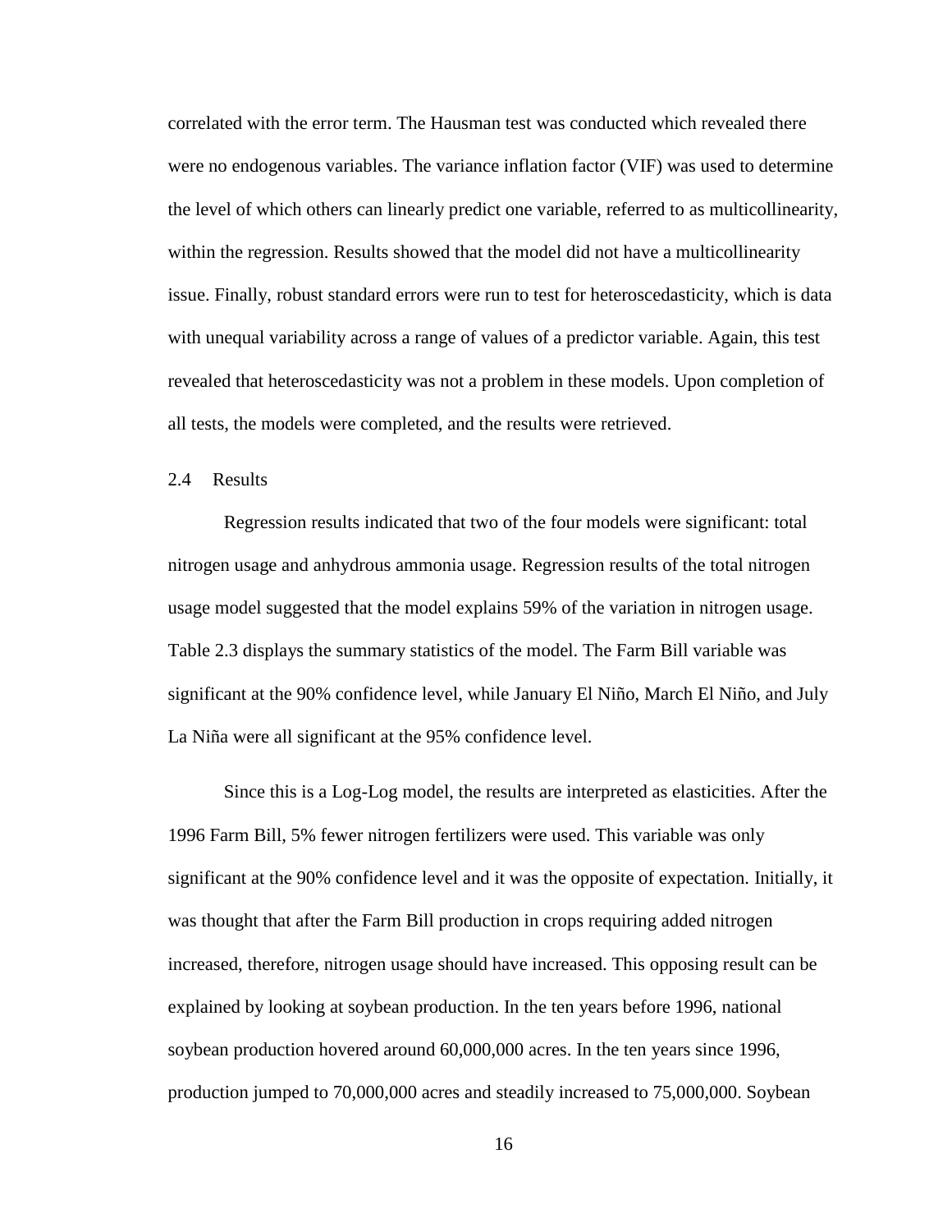correlated with the error term. The Hausman test was conducted which revealed there were no endogenous variables. The variance inflation factor (VIF) was used to determine the level of which others can linearly predict one variable, referred to as multicollinearity, within the regression. Results showed that the model did not have a multicollinearity issue. Finally, robust standard errors were run to test for heteroscedasticity, which is data with unequal variability across a range of values of a predictor variable. Again, this test revealed that heteroscedasticity was not a problem in these models. Upon completion of all tests, the models were completed, and the results were retrieved.

### 2.4 Results

Regression results indicated that two of the four models were significant: total nitrogen usage and anhydrous ammonia usage. Regression results of the total nitrogen usage model suggested that the model explains 59% of the variation in nitrogen usage. Table 2.3 displays the summary statistics of the model. The Farm Bill variable was significant at the 90% confidence level, while January El Niño, March El Niño, and July La Niña were all significant at the 95% confidence level.

Since this is a Log-Log model, the results are interpreted as elasticities. After the 1996 Farm Bill, 5% fewer nitrogen fertilizers were used. This variable was only significant at the 90% confidence level and it was the opposite of expectation. Initially, it was thought that after the Farm Bill production in crops requiring added nitrogen increased, therefore, nitrogen usage should have increased. This opposing result can be explained by looking at soybean production. In the ten years before 1996, national soybean production hovered around 60,000,000 acres. In the ten years since 1996, production jumped to 70,000,000 acres and steadily increased to 75,000,000. Soybean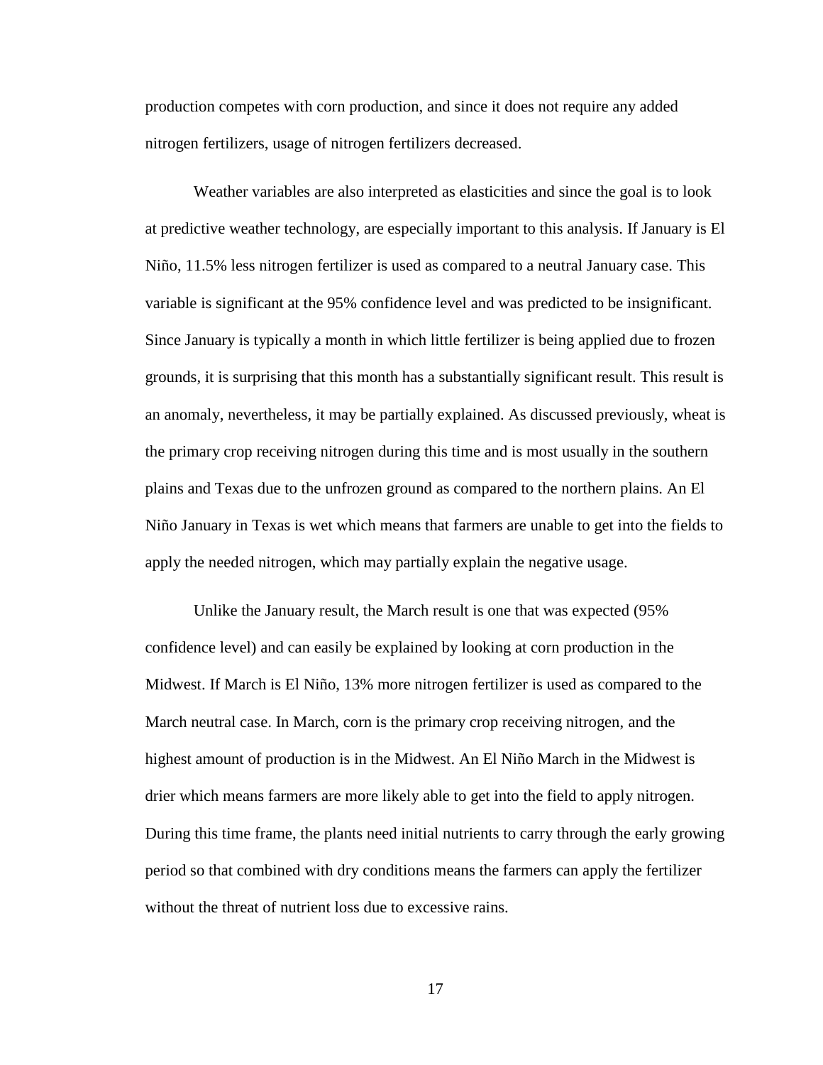production competes with corn production, and since it does not require any added nitrogen fertilizers, usage of nitrogen fertilizers decreased.

Weather variables are also interpreted as elasticities and since the goal is to look at predictive weather technology, are especially important to this analysis. If January is El Niño, 11.5% less nitrogen fertilizer is used as compared to a neutral January case. This variable is significant at the 95% confidence level and was predicted to be insignificant. Since January is typically a month in which little fertilizer is being applied due to frozen grounds, it is surprising that this month has a substantially significant result. This result is an anomaly, nevertheless, it may be partially explained. As discussed previously, wheat is the primary crop receiving nitrogen during this time and is most usually in the southern plains and Texas due to the unfrozen ground as compared to the northern plains. An El Niño January in Texas is wet which means that farmers are unable to get into the fields to apply the needed nitrogen, which may partially explain the negative usage.

Unlike the January result, the March result is one that was expected (95% confidence level) and can easily be explained by looking at corn production in the Midwest. If March is El Niño, 13% more nitrogen fertilizer is used as compared to the March neutral case. In March, corn is the primary crop receiving nitrogen, and the highest amount of production is in the Midwest. An El Niño March in the Midwest is drier which means farmers are more likely able to get into the field to apply nitrogen. During this time frame, the plants need initial nutrients to carry through the early growing period so that combined with dry conditions means the farmers can apply the fertilizer without the threat of nutrient loss due to excessive rains.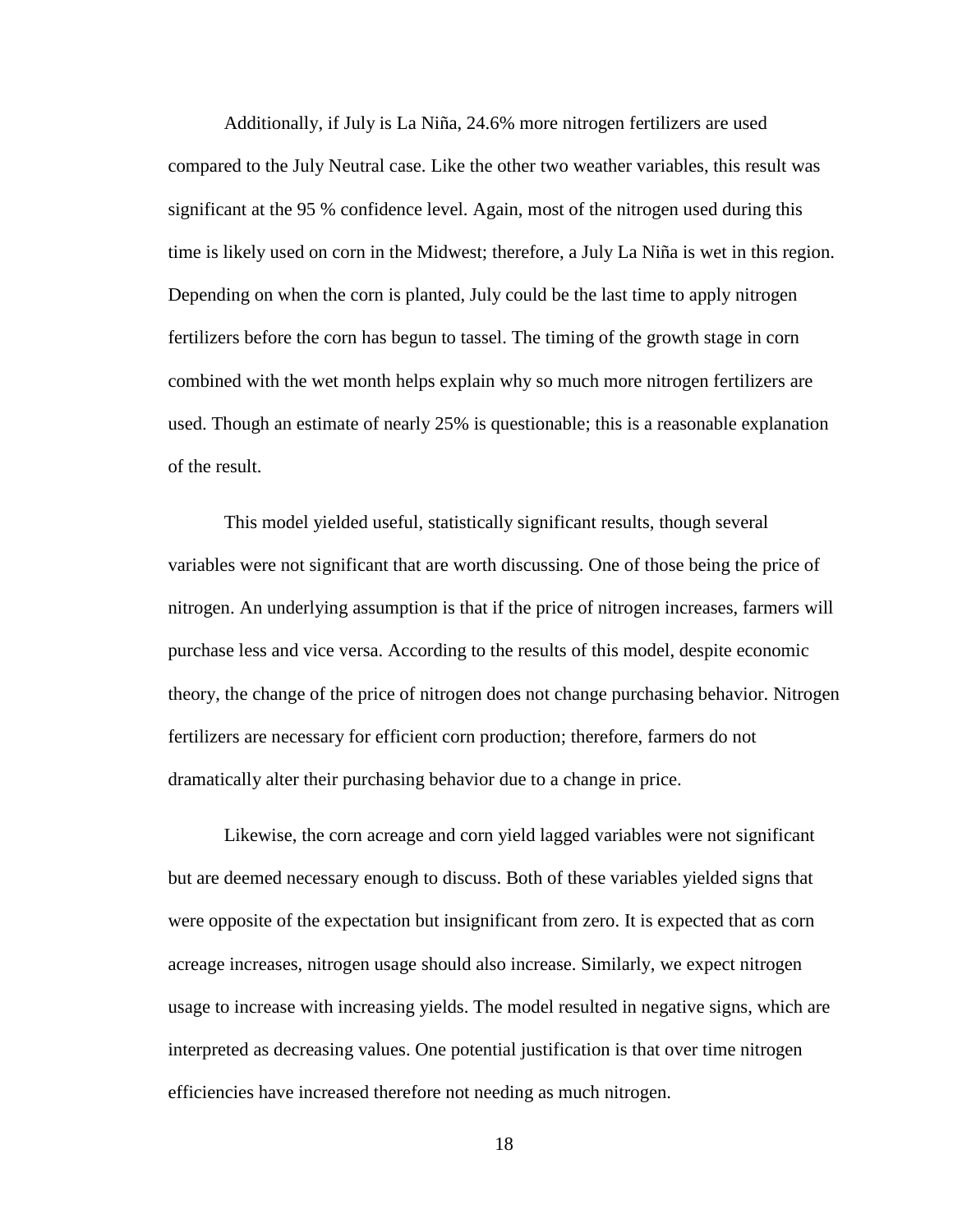Additionally, if July is La Niña, 24.6% more nitrogen fertilizers are used compared to the July Neutral case. Like the other two weather variables, this result was significant at the 95 % confidence level. Again, most of the nitrogen used during this time is likely used on corn in the Midwest; therefore, a July La Niña is wet in this region. Depending on when the corn is planted, July could be the last time to apply nitrogen fertilizers before the corn has begun to tassel. The timing of the growth stage in corn combined with the wet month helps explain why so much more nitrogen fertilizers are used. Though an estimate of nearly 25% is questionable; this is a reasonable explanation of the result.

This model yielded useful, statistically significant results, though several variables were not significant that are worth discussing. One of those being the price of nitrogen. An underlying assumption is that if the price of nitrogen increases, farmers will purchase less and vice versa. According to the results of this model, despite economic theory, the change of the price of nitrogen does not change purchasing behavior. Nitrogen fertilizers are necessary for efficient corn production; therefore, farmers do not dramatically alter their purchasing behavior due to a change in price.

Likewise, the corn acreage and corn yield lagged variables were not significant but are deemed necessary enough to discuss. Both of these variables yielded signs that were opposite of the expectation but insignificant from zero. It is expected that as corn acreage increases, nitrogen usage should also increase. Similarly, we expect nitrogen usage to increase with increasing yields. The model resulted in negative signs, which are interpreted as decreasing values. One potential justification is that over time nitrogen efficiencies have increased therefore not needing as much nitrogen.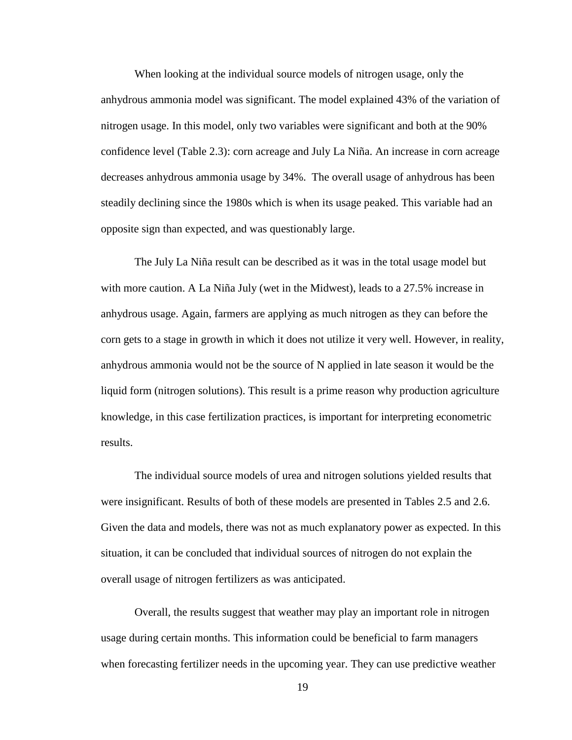When looking at the individual source models of nitrogen usage, only the anhydrous ammonia model was significant. The model explained 43% of the variation of nitrogen usage. In this model, only two variables were significant and both at the 90% confidence level (Table 2.3): corn acreage and July La Niña. An increase in corn acreage decreases anhydrous ammonia usage by 34%. The overall usage of anhydrous has been steadily declining since the 1980s which is when its usage peaked. This variable had an opposite sign than expected, and was questionably large.

The July La Niña result can be described as it was in the total usage model but with more caution. A La Niña July (wet in the Midwest), leads to a 27.5% increase in anhydrous usage. Again, farmers are applying as much nitrogen as they can before the corn gets to a stage in growth in which it does not utilize it very well. However, in reality, anhydrous ammonia would not be the source of N applied in late season it would be the liquid form (nitrogen solutions). This result is a prime reason why production agriculture knowledge, in this case fertilization practices, is important for interpreting econometric results.

The individual source models of urea and nitrogen solutions yielded results that were insignificant. Results of both of these models are presented in Tables 2.5 and 2.6. Given the data and models, there was not as much explanatory power as expected. In this situation, it can be concluded that individual sources of nitrogen do not explain the overall usage of nitrogen fertilizers as was anticipated.

Overall, the results suggest that weather may play an important role in nitrogen usage during certain months. This information could be beneficial to farm managers when forecasting fertilizer needs in the upcoming year. They can use predictive weather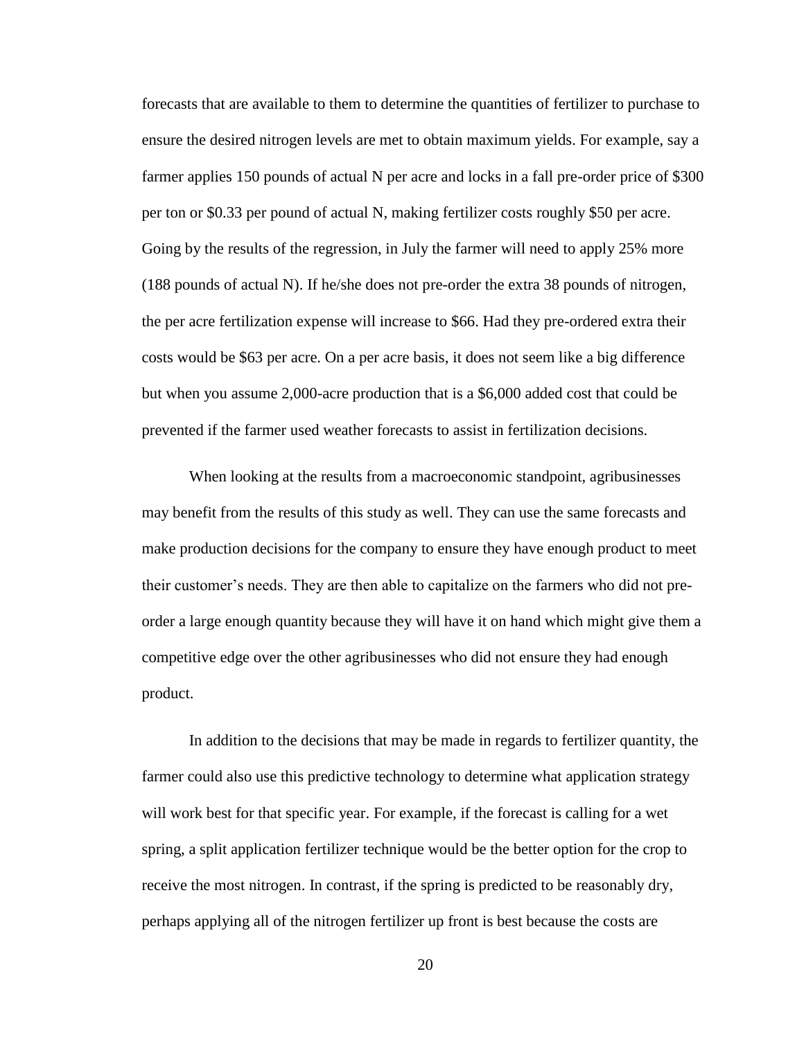forecasts that are available to them to determine the quantities of fertilizer to purchase to ensure the desired nitrogen levels are met to obtain maximum yields. For example, say a farmer applies 150 pounds of actual N per acre and locks in a fall pre-order price of $300 per ton or $0.33 per pound of actual N, making fertilizer costs roughly $50 per acre. Going by the results of the regression, in July the farmer will need to apply 25% more (188 pounds of actual N). If he/she does not pre-order the extra 38 pounds of nitrogen, the per acre fertilization expense will increase to $66. Had they pre-ordered extra their costs would be $63 per acre. On a per acre basis, it does not seem like a big difference but when you assume 2,000-acre production that is a $6,000 added cost that could be prevented if the farmer used weather forecasts to assist in fertilization decisions.

When looking at the results from a macroeconomic standpoint, agribusinesses may benefit from the results of this study as well. They can use the same forecasts and make production decisions for the company to ensure they have enough product to meet their customer's needs. They are then able to capitalize on the farmers who did not pre-order a large enough quantity because they will have it on hand which might give them a competitive edge over the other agribusinesses who did not ensure they had enough product.

In addition to the decisions that may be made in regards to fertilizer quantity, the farmer could also use this predictive technology to determine what application strategy will work best for that specific year. For example, if the forecast is calling for a wet spring, a split application fertilizer technique would be the better option for the crop to receive the most nitrogen. In contrast, if the spring is predicted to be reasonably dry, perhaps applying all of the nitrogen fertilizer up front is best because the costs are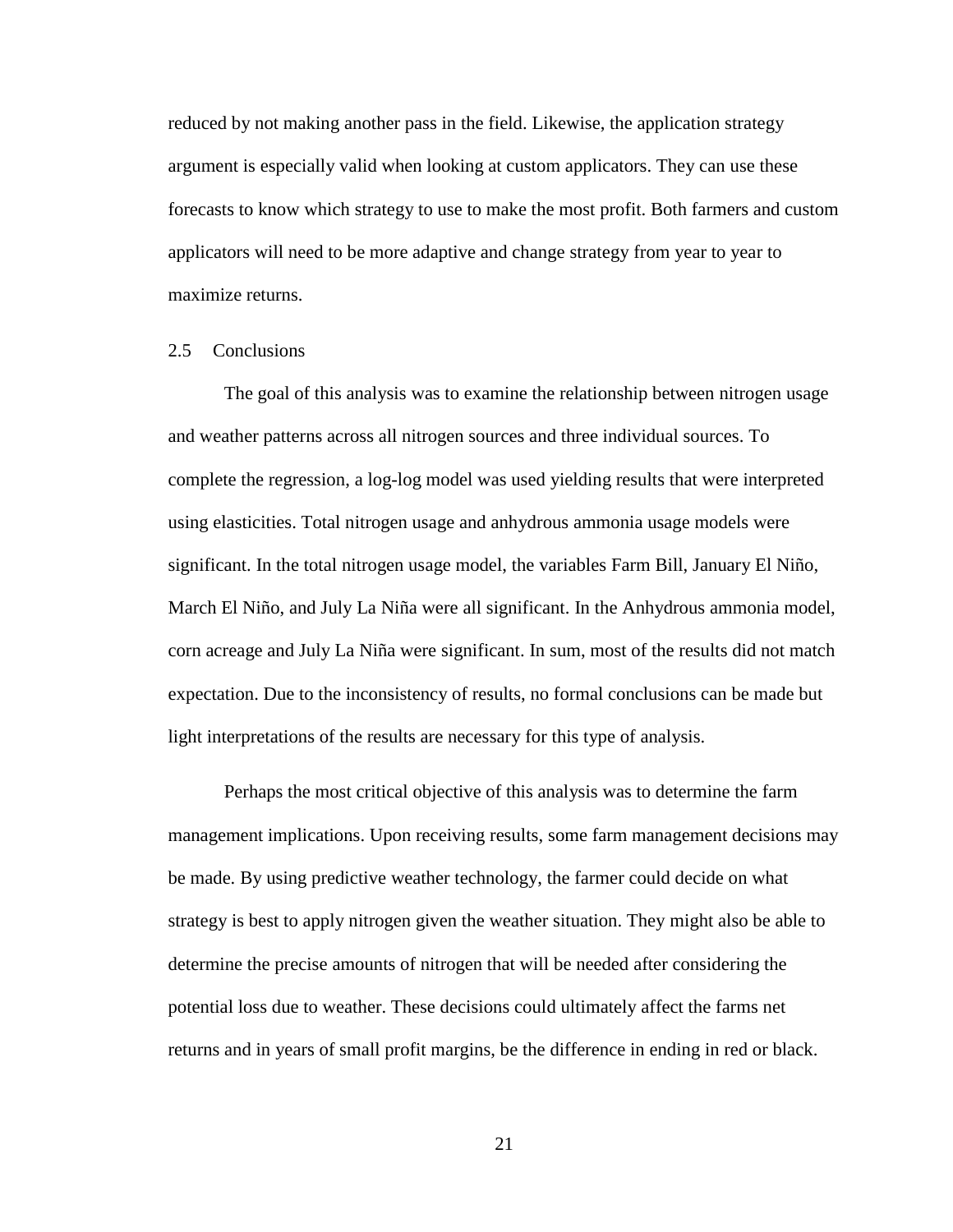reduced by not making another pass in the field. Likewise, the application strategy argument is especially valid when looking at custom applicators. They can use these forecasts to know which strategy to use to make the most profit. Both farmers and custom applicators will need to be more adaptive and change strategy from year to year to maximize returns.

## 2.5 Conclusions

The goal of this analysis was to examine the relationship between nitrogen usage and weather patterns across all nitrogen sources and three individual sources. To complete the regression, a log-log model was used yielding results that were interpreted using elasticities. Total nitrogen usage and anhydrous ammonia usage models were significant. In the total nitrogen usage model, the variables Farm Bill, January El Niño, March El Niño, and July La Niña were all significant. In the Anhydrous ammonia model, corn acreage and July La Niña were significant. In sum, most of the results did not match expectation. Due to the inconsistency of results, no formal conclusions can be made but light interpretations of the results are necessary for this type of analysis.

Perhaps the most critical objective of this analysis was to determine the farm management implications. Upon receiving results, some farm management decisions may be made. By using predictive weather technology, the farmer could decide on what strategy is best to apply nitrogen given the weather situation. They might also be able to determine the precise amounts of nitrogen that will be needed after considering the potential loss due to weather. These decisions could ultimately affect the farms net returns and in years of small profit margins, be the difference in ending in red or black.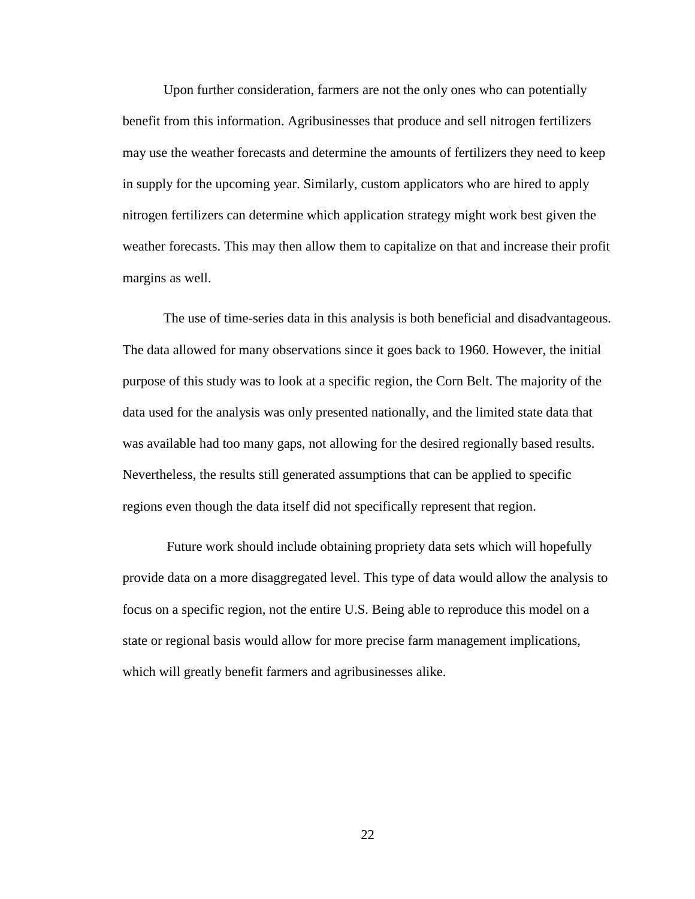Upon further consideration, farmers are not the only ones who can potentially benefit from this information. Agribusinesses that produce and sell nitrogen fertilizers may use the weather forecasts and determine the amounts of fertilizers they need to keep in supply for the upcoming year. Similarly, custom applicators who are hired to apply nitrogen fertilizers can determine which application strategy might work best given the weather forecasts. This may then allow them to capitalize on that and increase their profit margins as well.

The use of time-series data in this analysis is both beneficial and disadvantageous. The data allowed for many observations since it goes back to 1960. However, the initial purpose of this study was to look at a specific region, the Corn Belt. The majority of the data used for the analysis was only presented nationally, and the limited state data that was available had too many gaps, not allowing for the desired regionally based results. Nevertheless, the results still generated assumptions that can be applied to specific regions even though the data itself did not specifically represent that region.

Future work should include obtaining propriety data sets which will hopefully provide data on a more disaggregated level. This type of data would allow the analysis to focus on a specific region, not the entire U.S. Being able to reproduce this model on a state or regional basis would allow for more precise farm management implications, which will greatly benefit farmers and agribusinesses alike.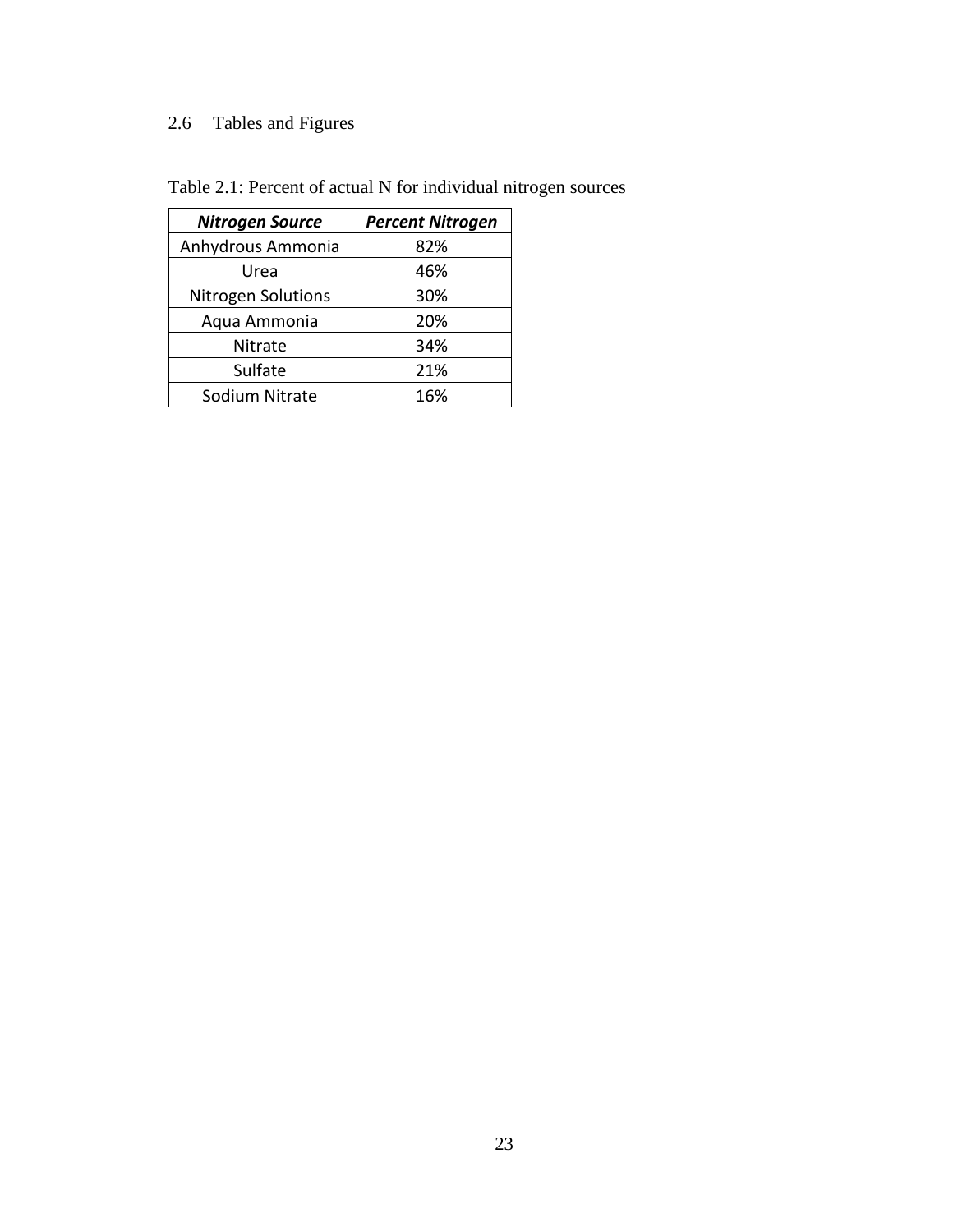## 2.6 Tables and Figures

Table 2.1: Percent of actual N for individual nitrogen sources

| ***Nitrogen Source*** | ***Percent Nitrogen*** |
|---|---|
| Anhydrous Ammonia | 82% |
| Urea | 46% |
| Nitrogen Solutions | 30% |
| Aqua Ammonia | 20% |
| Nitrate | 34% |
| Sulfate | 21% |
| Sodium Nitrate | 16% |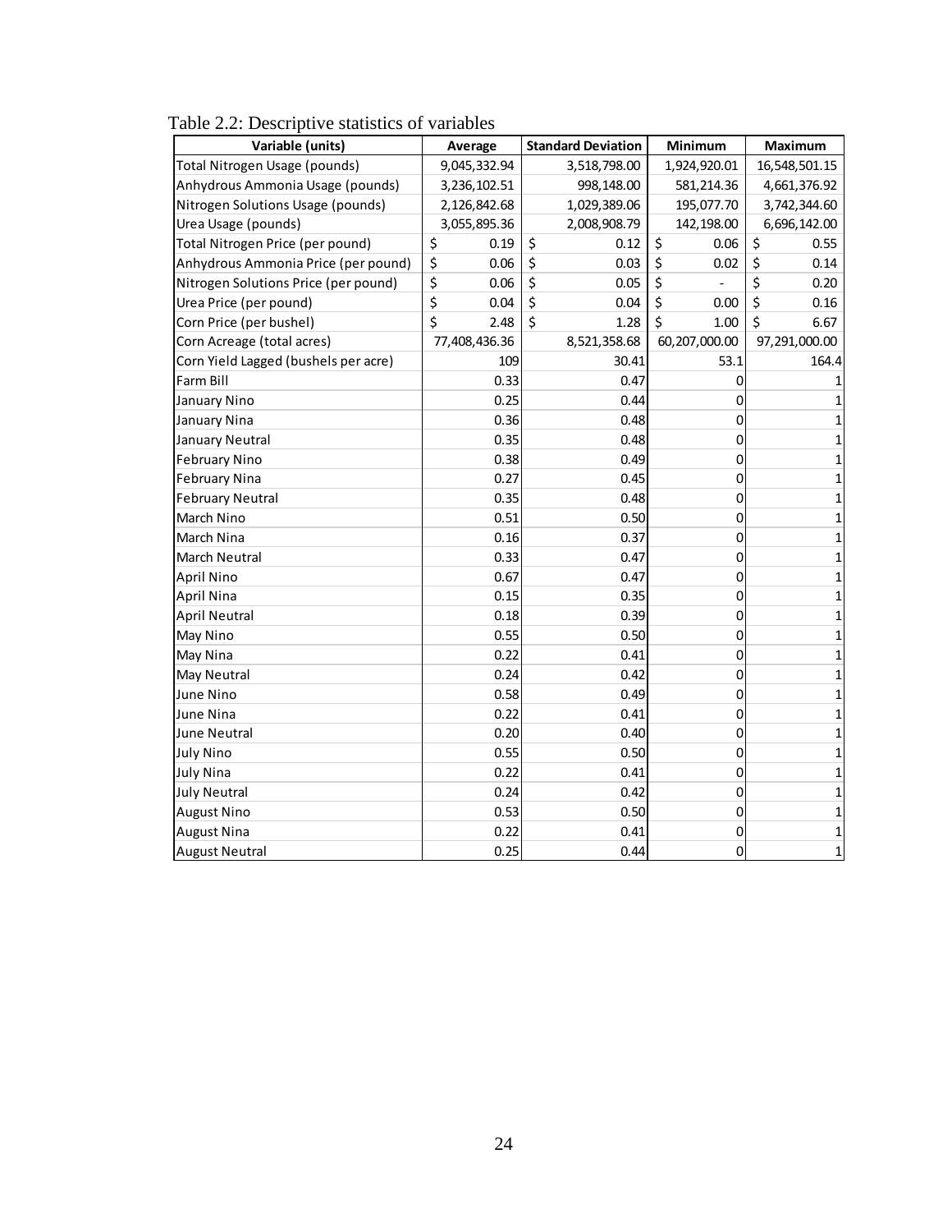Table 2.2: Descriptive statistics of variables

| Variable (units) | Average | Standard Deviation | Minimum | Maximum |
|---|---|---|---|---|
| Total Nitrogen Usage (pounds) | 9,045,332.94 | 3,518,798.00 | 1,924,920.01 | 16,548,501.15 |
| Anhydrous Ammonia Usage (pounds) | 3,236,102.51 | 998,148.00 | 581,214.36 | 4,661,376.92 |
| Nitrogen Solutions Usage (pounds) | 2,126,842.68 | 1,029,389.06 | 195,077.70 | 3,742,344.60 |
| Urea Usage (pounds) | 3,055,895.36 | 2,008,908.79 | 142,198.00 | 6,696,142.00 |
| Total Nitrogen Price (per pound) | $ 0.19 | $ 0.12 | $ 0.06 | $ 0.55 |
| Anhydrous Ammonia Price (per pound) | $ 0.06 | $ 0.03 | $ 0.02 | $ 0.14 |
| Nitrogen Solutions Price (per pound) | $ 0.06 | $ 0.05 | $ - | $ 0.20 |
| Urea Price (per pound) | $ 0.04 | $ 0.04 | $ 0.00 | $ 0.16 |
| Corn Price (per bushel) | $ 2.48 | $ 1.28 | $ 1.00 | $ 6.67 |
| Corn Acreage (total acres) | 77,408,436.36 | 8,521,358.68 | 60,207,000.00 | 97,291,000.00 |
| Corn Yield Lagged (bushels per acre) | 109 | 30.41 | 53.1 | 164.4 |
| Farm Bill | 0.33 | 0.47 | 0 | 1 |
| January Nino | 0.25 | 0.44 | 0 | 1 |
| January Nina | 0.36 | 0.48 | 0 | 1 |
| January Neutral | 0.35 | 0.48 | 0 | 1 |
| February Nino | 0.38 | 0.49 | 0 | 1 |
| February Nina | 0.27 | 0.45 | 0 | 1 |
| February Neutral | 0.35 | 0.48 | 0 | 1 |
| March Nino | 0.51 | 0.50 | 0 | 1 |
| March Nina | 0.16 | 0.37 | 0 | 1 |
| March Neutral | 0.33 | 0.47 | 0 | 1 |
| April Nino | 0.67 | 0.47 | 0 | 1 |
| April Nina | 0.15 | 0.35 | 0 | 1 |
| April Neutral | 0.18 | 0.39 | 0 | 1 |
| May Nino | 0.55 | 0.50 | 0 | 1 |
| May Nina | 0.22 | 0.41 | 0 | 1 |
| May Neutral | 0.24 | 0.42 | 0 | 1 |
| June Nino | 0.58 | 0.49 | 0 | 1 |
| June Nina | 0.22 | 0.41 | 0 | 1 |
| June Neutral | 0.20 | 0.40 | 0 | 1 |
| July Nino | 0.55 | 0.50 | 0 | 1 |
| July Nina | 0.22 | 0.41 | 0 | 1 |
| July Neutral | 0.24 | 0.42 | 0 | 1 |
| August Nino | 0.53 | 0.50 | 0 | 1 |
| August Nina | 0.22 | 0.41 | 0 | 1 |
| August Neutral | 0.25 | 0.44 | 0 | 1 |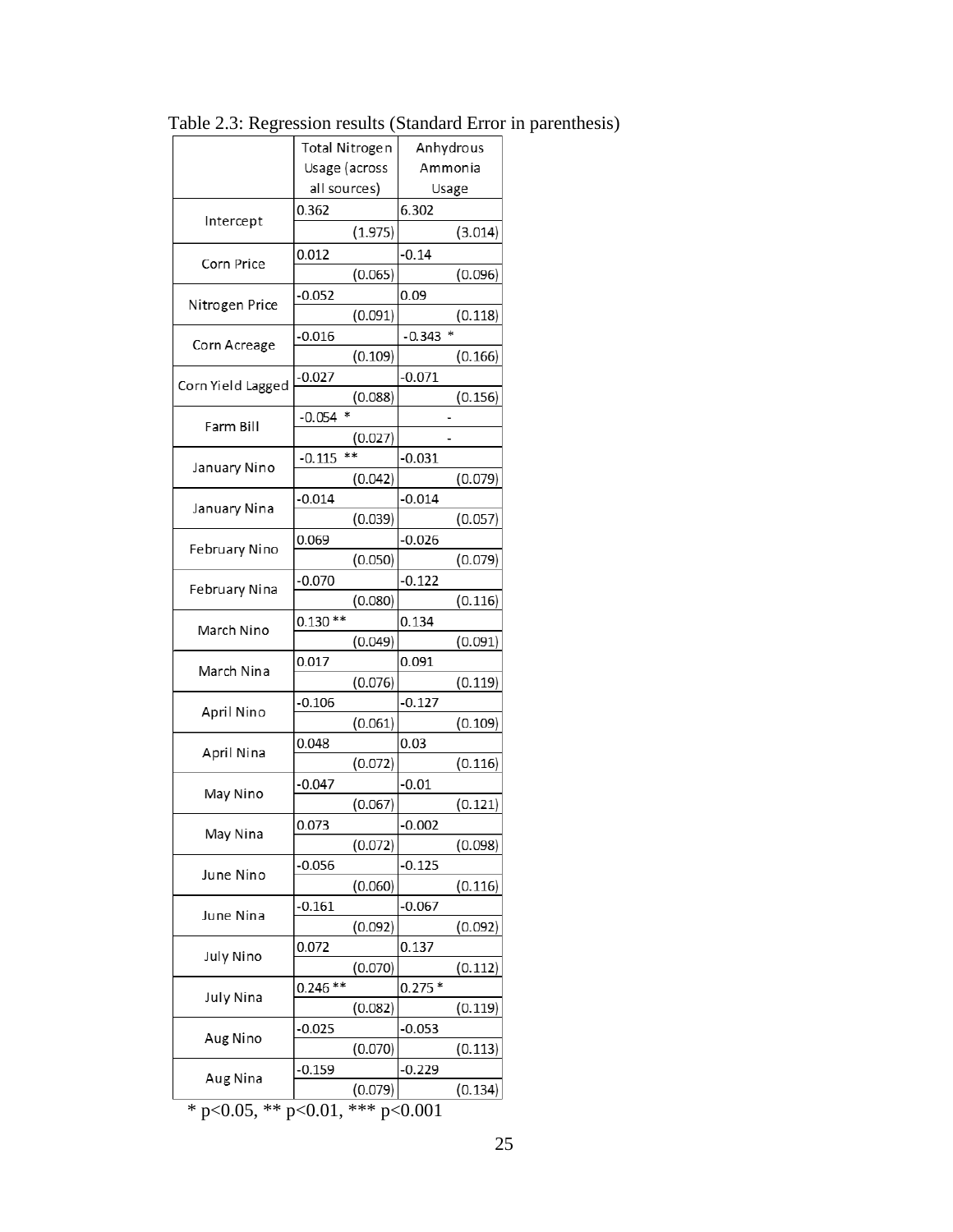Table 2.3: Regression results (Standard Error in parenthesis)

| | Total Nitrogen Usage (across all sources) | Anhydrous Ammonia Usage |
|---|---|---|
| Intercept | 0.362 | 6.302 |
| | (1.975) | (3.014) |
| Corn Price | 0.012 | -0.14 |
| | (0.065) | (0.096) |
| Nitrogen Price | -0.052 | 0.09 |
| | (0.091) | (0.118) |
| Corn Acreage | -0.016 | -0.343 * |
| | (0.109) | (0.166) |
| Corn Yield Lagged | -0.027 | -0.071 |
| | (0.088) | (0.156) |
| Farm Bill | -0.054 * | - |
| | (0.027) | - |
| January Nino | -0.115 ** | -0.031 |
| | (0.042) | (0.079) |
| January Nina | -0.014 | -0.014 |
| | (0.039) | (0.057) |
| February Nino | 0.069 | -0.026 |
| | (0.050) | (0.079) |
| February Nina | -0.070 | -0.122 |
| | (0.080) | (0.116) |
| March Nino | 0.130 ** | 0.134 |
| | (0.049) | (0.091) |
| March Nina | 0.017 | 0.091 |
| | (0.076) | (0.119) |
| April Nino | -0.106 | -0.127 |
| | (0.061) | (0.109) |
| April Nina | 0.048 | 0.03 |
| | (0.072) | (0.116) |
| May Nino | -0.047 | -0.01 |
| | (0.067) | (0.121) |
| May Nina | 0.073 | -0.002 |
| | (0.072) | (0.098) |
| June Nino | -0.056 | -0.125 |
| | (0.060) | (0.116) |
| June Nina | -0.161 | -0.067 |
| | (0.092) | (0.092) |
| July Nino | 0.072 | 0.137 |
| | (0.070) | (0.112) |
| July Nina | 0.246 ** | 0.275 * |
| | (0.082) | (0.119) |
| Aug Nino | -0.025 | -0.053 |
| | (0.070) | (0.113) |
| Aug Nina | -0.159 | -0.229 |
| | (0.079) | (0.134) |

* $p<0.05$, ** $p<0.01$, *** $p<0.001$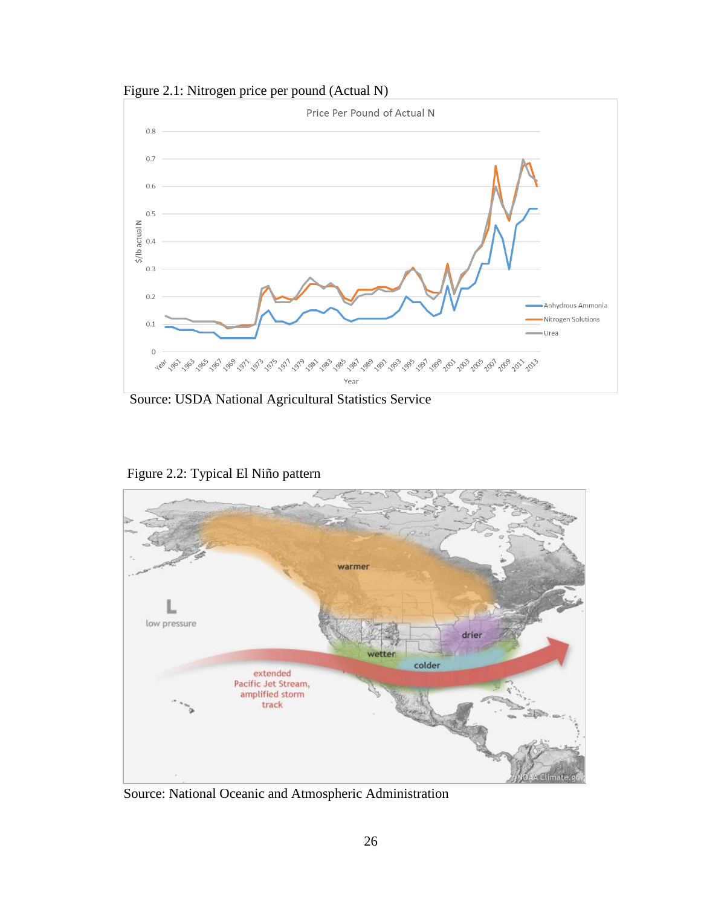Figure 2.1: Nitrogen price per pound (Actual N)

Source: USDA National Agricultural Statistics Service

Figure 2.2: Typical El Niño pattern

Source: National Oceanic and Atmospheric Administration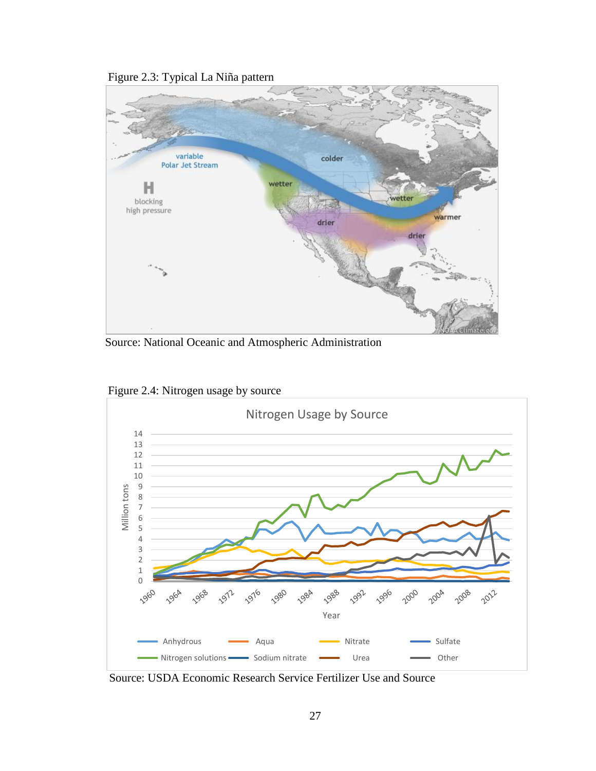Figure 2.3: Typical La Niña pattern

Source: National Oceanic and Atmospheric Administration

Figure 2.4: Nitrogen usage by source

Source: USDA Economic Research Service Fertilizer Use and Source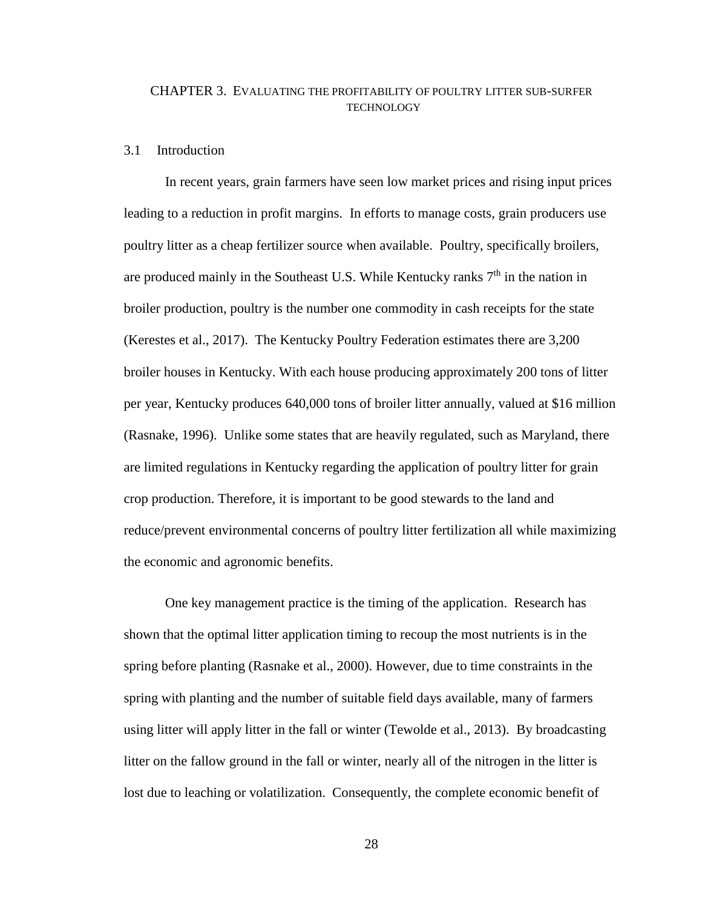# CHAPTER 3. EVALUATING THE PROFITABILITY OF POULTRY LITTER SUB-SURFER TECHNOLOGY

## 3.1 Introduction

In recent years, grain farmers have seen low market prices and rising input prices leading to a reduction in profit margins. In efforts to manage costs, grain producers use poultry litter as a cheap fertilizer source when available. Poultry, specifically broilers, are produced mainly in the Southeast U.S. While Kentucky ranks 7th in the nation in broiler production, poultry is the number one commodity in cash receipts for the state (Kerestes et al., 2017). The Kentucky Poultry Federation estimates there are 3,200 broiler houses in Kentucky. With each house producing approximately 200 tons of litter per year, Kentucky produces 640,000 tons of broiler litter annually, valued at $16 million (Rasnake, 1996). Unlike some states that are heavily regulated, such as Maryland, there are limited regulations in Kentucky regarding the application of poultry litter for grain crop production. Therefore, it is important to be good stewards to the land and reduce/prevent environmental concerns of poultry litter fertilization all while maximizing the economic and agronomic benefits.

One key management practice is the timing of the application. Research has shown that the optimal litter application timing to recoup the most nutrients is in the spring before planting (Rasnake et al., 2000). However, due to time constraints in the spring with planting and the number of suitable field days available, many of farmers using litter will apply litter in the fall or winter (Tewolde et al., 2013). By broadcasting litter on the fallow ground in the fall or winter, nearly all of the nitrogen in the litter is lost due to leaching or volatilization. Consequently, the complete economic benefit of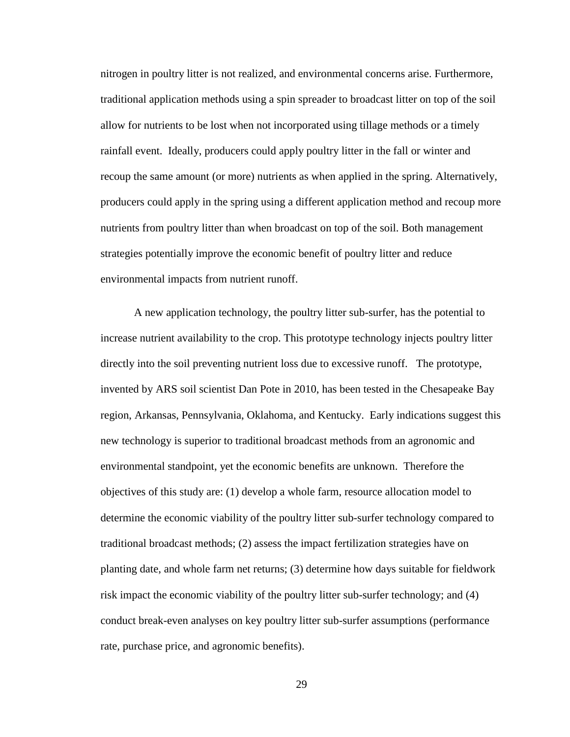nitrogen in poultry litter is not realized, and environmental concerns arise. Furthermore, traditional application methods using a spin spreader to broadcast litter on top of the soil allow for nutrients to be lost when not incorporated using tillage methods or a timely rainfall event. Ideally, producers could apply poultry litter in the fall or winter and recoup the same amount (or more) nutrients as when applied in the spring. Alternatively, producers could apply in the spring using a different application method and recoup more nutrients from poultry litter than when broadcast on top of the soil. Both management strategies potentially improve the economic benefit of poultry litter and reduce environmental impacts from nutrient runoff.

A new application technology, the poultry litter sub-surfer, has the potential to increase nutrient availability to the crop. This prototype technology injects poultry litter directly into the soil preventing nutrient loss due to excessive runoff. The prototype, invented by ARS soil scientist Dan Pote in 2010, has been tested in the Chesapeake Bay region, Arkansas, Pennsylvania, Oklahoma, and Kentucky. Early indications suggest this new technology is superior to traditional broadcast methods from an agronomic and environmental standpoint, yet the economic benefits are unknown. Therefore the objectives of this study are: (1) develop a whole farm, resource allocation model to determine the economic viability of the poultry litter sub-surfer technology compared to traditional broadcast methods; (2) assess the impact fertilization strategies have on planting date, and whole farm net returns; (3) determine how days suitable for fieldwork risk impact the economic viability of the poultry litter sub-surfer technology; and (4) conduct break-even analyses on key poultry litter sub-surfer assumptions (performance rate, purchase price, and agronomic benefits).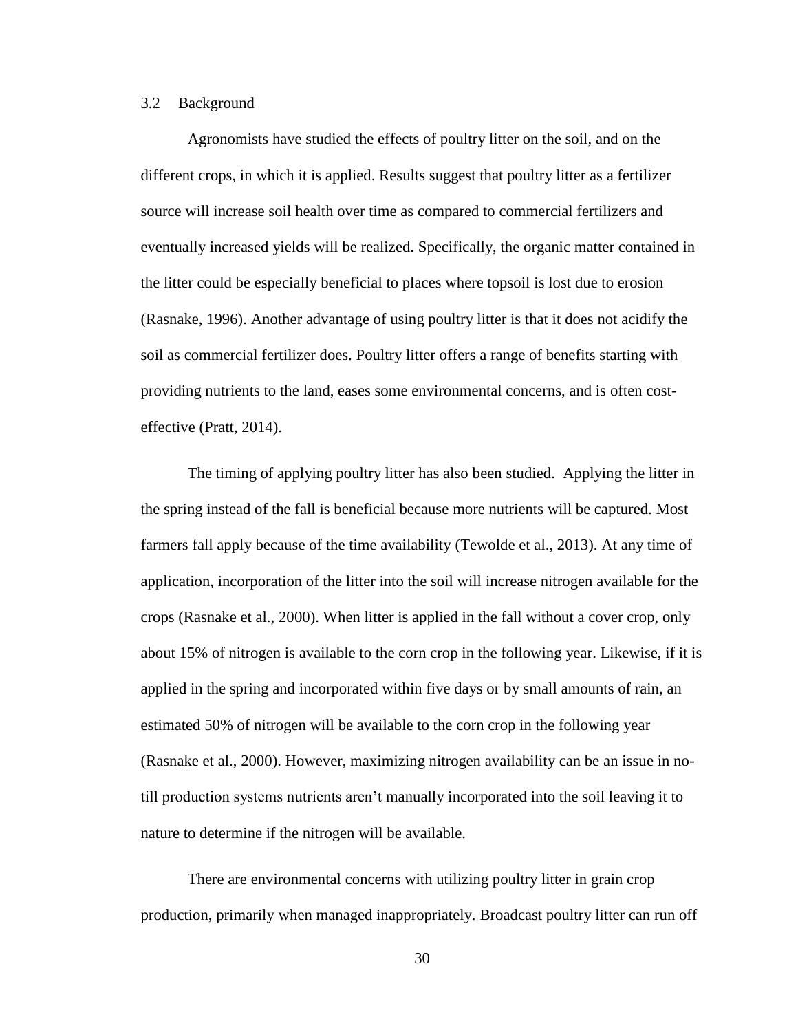## 3.2 Background

Agronomists have studied the effects of poultry litter on the soil, and on the different crops, in which it is applied. Results suggest that poultry litter as a fertilizer source will increase soil health over time as compared to commercial fertilizers and eventually increased yields will be realized. Specifically, the organic matter contained in the litter could be especially beneficial to places where topsoil is lost due to erosion (Rasnake, 1996). Another advantage of using poultry litter is that it does not acidify the soil as commercial fertilizer does. Poultry litter offers a range of benefits starting with providing nutrients to the land, eases some environmental concerns, and is often cost-effective (Pratt, 2014).

The timing of applying poultry litter has also been studied. Applying the litter in the spring instead of the fall is beneficial because more nutrients will be captured. Most farmers fall apply because of the time availability (Tewolde et al., 2013). At any time of application, incorporation of the litter into the soil will increase nitrogen available for the crops (Rasnake et al., 2000). When litter is applied in the fall without a cover crop, only about 15% of nitrogen is available to the corn crop in the following year. Likewise, if it is applied in the spring and incorporated within five days or by small amounts of rain, an estimated 50% of nitrogen will be available to the corn crop in the following year (Rasnake et al., 2000). However, maximizing nitrogen availability can be an issue in no-till production systems nutrients aren't manually incorporated into the soil leaving it to nature to determine if the nitrogen will be available.

There are environmental concerns with utilizing poultry litter in grain crop production, primarily when managed inappropriately. Broadcast poultry litter can run off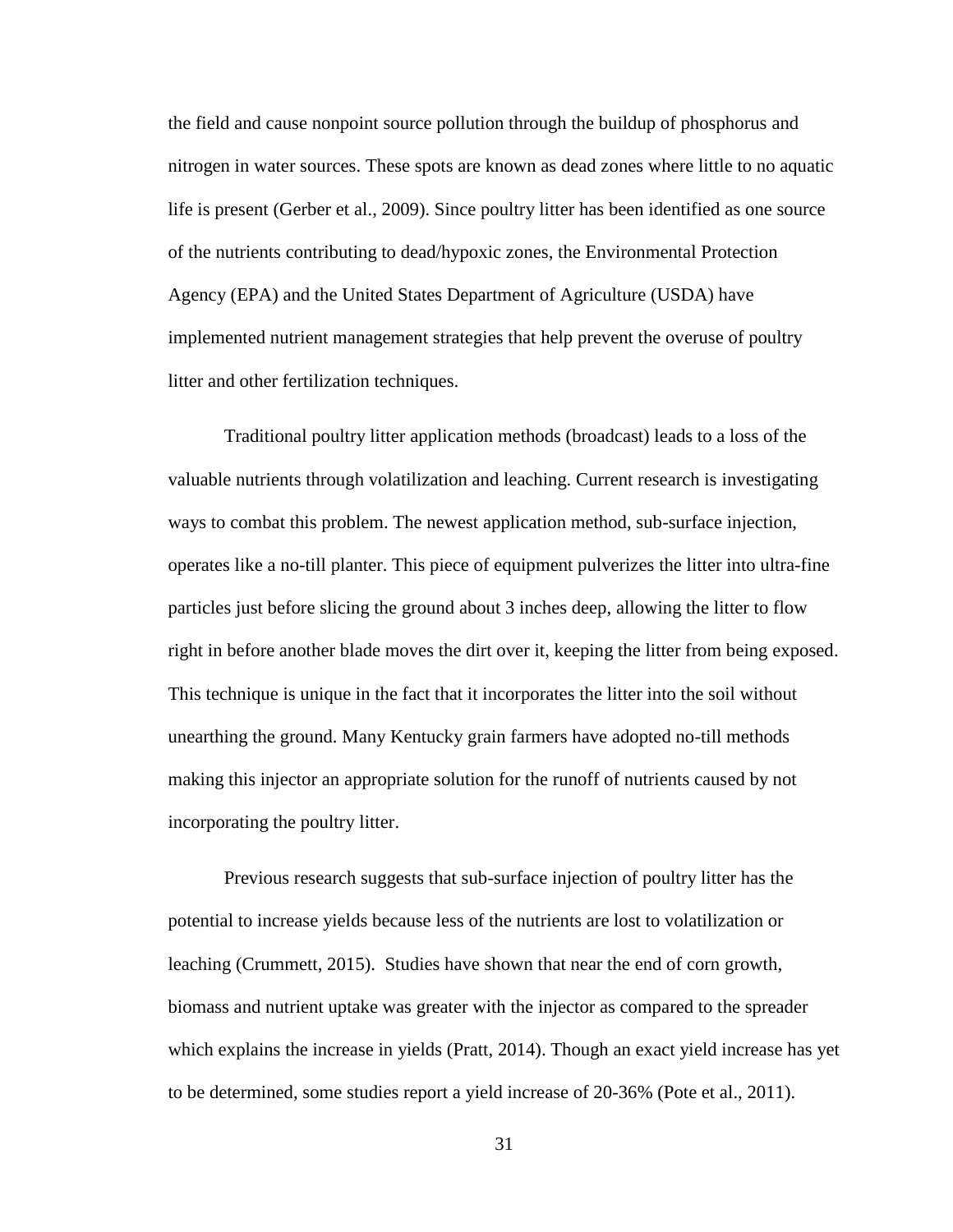the field and cause nonpoint source pollution through the buildup of phosphorus and nitrogen in water sources. These spots are known as dead zones where little to no aquatic life is present (Gerber et al., 2009). Since poultry litter has been identified as one source of the nutrients contributing to dead/hypoxic zones, the Environmental Protection Agency (EPA) and the United States Department of Agriculture (USDA) have implemented nutrient management strategies that help prevent the overuse of poultry litter and other fertilization techniques.

Traditional poultry litter application methods (broadcast) leads to a loss of the valuable nutrients through volatilization and leaching. Current research is investigating ways to combat this problem. The newest application method, sub-surface injection, operates like a no-till planter. This piece of equipment pulverizes the litter into ultra-fine particles just before slicing the ground about 3 inches deep, allowing the litter to flow right in before another blade moves the dirt over it, keeping the litter from being exposed. This technique is unique in the fact that it incorporates the litter into the soil without unearthing the ground. Many Kentucky grain farmers have adopted no-till methods making this injector an appropriate solution for the runoff of nutrients caused by not incorporating the poultry litter.

Previous research suggests that sub-surface injection of poultry litter has the potential to increase yields because less of the nutrients are lost to volatilization or leaching (Crummett, 2015). Studies have shown that near the end of corn growth, biomass and nutrient uptake was greater with the injector as compared to the spreader which explains the increase in yields (Pratt, 2014). Though an exact yield increase has yet to be determined, some studies report a yield increase of 20-36% (Pote et al., 2011).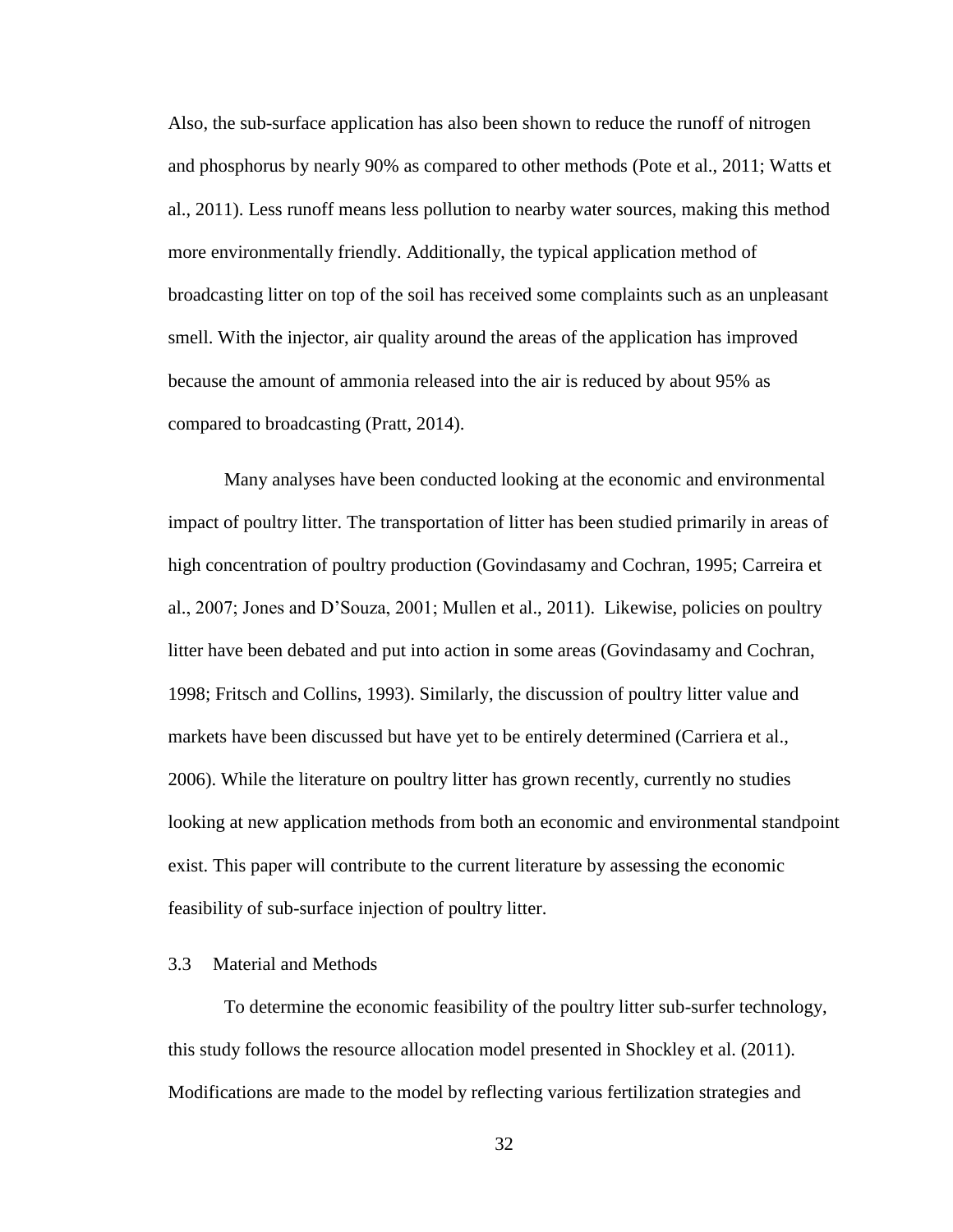Also, the sub-surface application has also been shown to reduce the runoff of nitrogen and phosphorus by nearly 90% as compared to other methods (Pote et al., 2011; Watts et al., 2011). Less runoff means less pollution to nearby water sources, making this method more environmentally friendly. Additionally, the typical application method of broadcasting litter on top of the soil has received some complaints such as an unpleasant smell. With the injector, air quality around the areas of the application has improved because the amount of ammonia released into the air is reduced by about 95% as compared to broadcasting (Pratt, 2014).

Many analyses have been conducted looking at the economic and environmental impact of poultry litter. The transportation of litter has been studied primarily in areas of high concentration of poultry production (Govindasamy and Cochran, 1995; Carreira et al., 2007; Jones and D'Souza, 2001; Mullen et al., 2011). Likewise, policies on poultry litter have been debated and put into action in some areas (Govindasamy and Cochran, 1998; Fritsch and Collins, 1993). Similarly, the discussion of poultry litter value and markets have been discussed but have yet to be entirely determined (Carriera et al., 2006). While the literature on poultry litter has grown recently, currently no studies looking at new application methods from both an economic and environmental standpoint exist. This paper will contribute to the current literature by assessing the economic feasibility of sub-surface injection of poultry litter.

### 3.3 Material and Methods

To determine the economic feasibility of the poultry litter sub-surfer technology, this study follows the resource allocation model presented in Shockley et al. (2011). Modifications are made to the model by reflecting various fertilization strategies and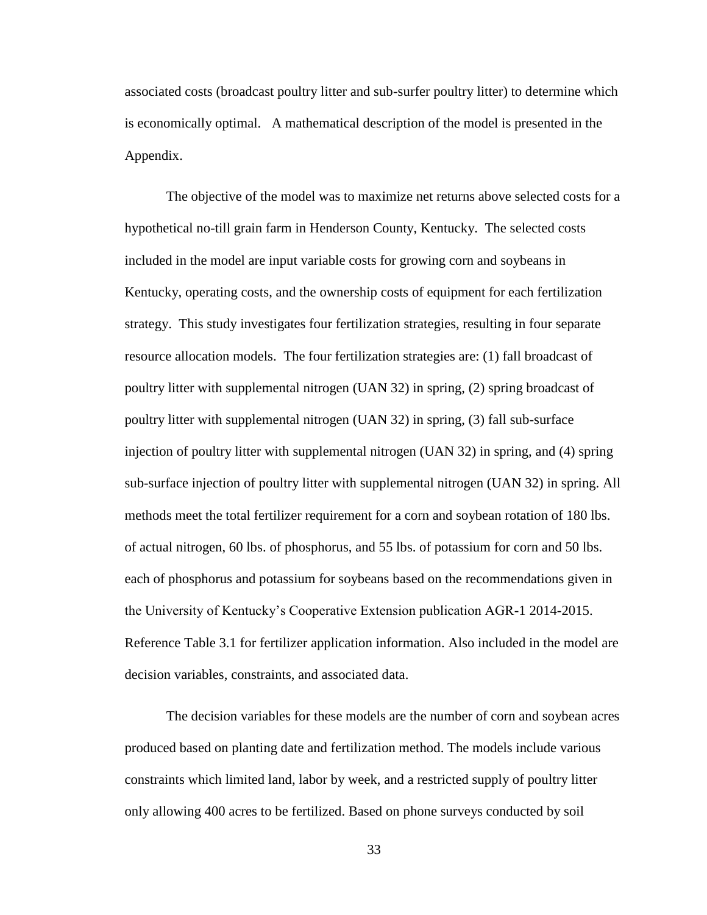associated costs (broadcast poultry litter and sub-surfer poultry litter) to determine which is economically optimal.   A mathematical description of the model is presented in the Appendix.

The objective of the model was to maximize net returns above selected costs for a hypothetical no-till grain farm in Henderson County, Kentucky.  The selected costs included in the model are input variable costs for growing corn and soybeans in Kentucky, operating costs, and the ownership costs of equipment for each fertilization strategy.  This study investigates four fertilization strategies, resulting in four separate resource allocation models.  The four fertilization strategies are: (1) fall broadcast of poultry litter with supplemental nitrogen (UAN 32) in spring, (2) spring broadcast of poultry litter with supplemental nitrogen (UAN 32) in spring, (3) fall sub-surface injection of poultry litter with supplemental nitrogen (UAN 32) in spring, and (4) spring sub-surface injection of poultry litter with supplemental nitrogen (UAN 32) in spring. All methods meet the total fertilizer requirement for a corn and soybean rotation of 180 lbs. of actual nitrogen, 60 lbs. of phosphorus, and 55 lbs. of potassium for corn and 50 lbs. each of phosphorus and potassium for soybeans based on the recommendations given in the University of Kentucky's Cooperative Extension publication AGR-1 2014-2015. Reference Table 3.1 for fertilizer application information. Also included in the model are decision variables, constraints, and associated data.

The decision variables for these models are the number of corn and soybean acres produced based on planting date and fertilization method. The models include various constraints which limited land, labor by week, and a restricted supply of poultry litter only allowing 400 acres to be fertilized. Based on phone surveys conducted by soil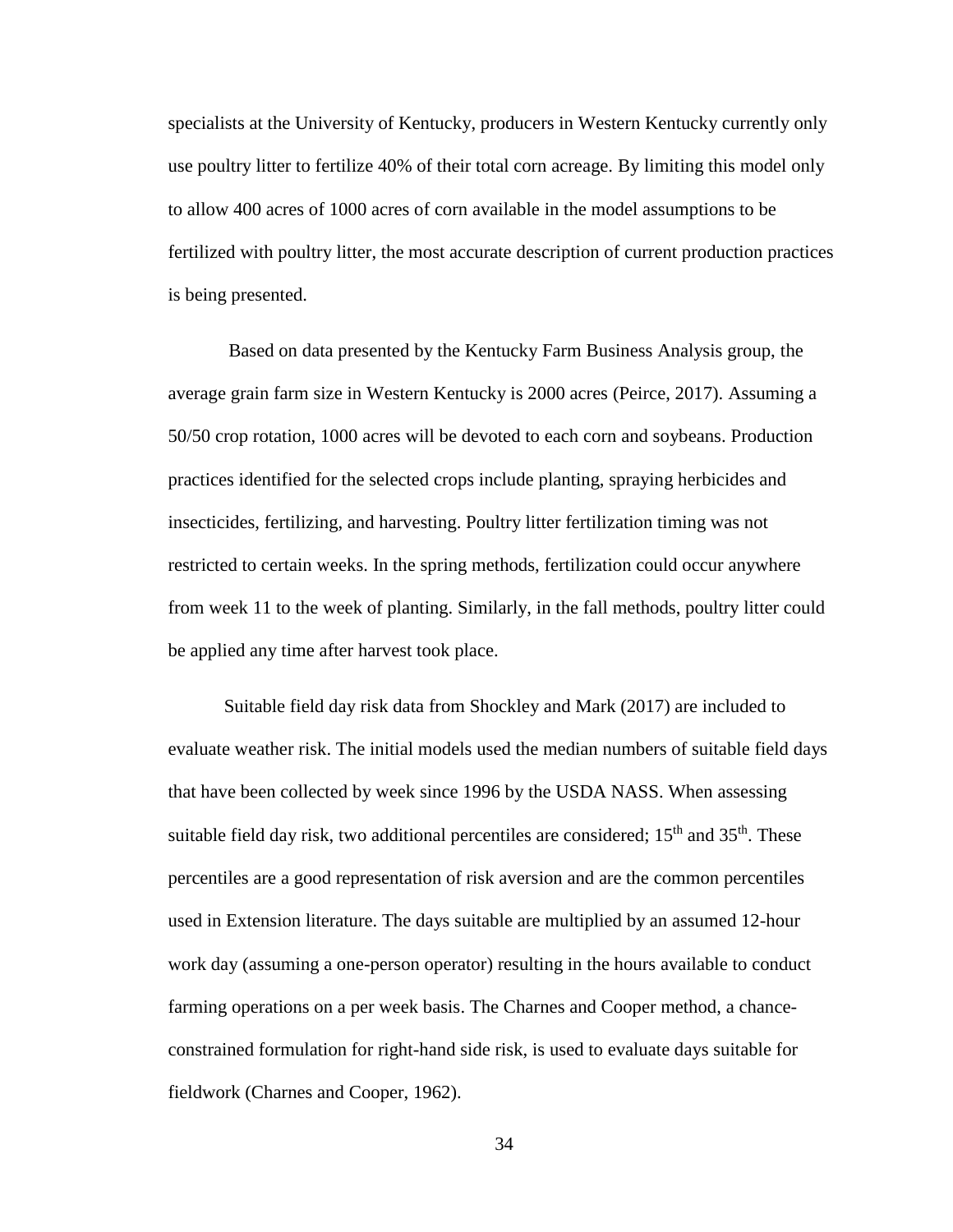specialists at the University of Kentucky, producers in Western Kentucky currently only use poultry litter to fertilize 40% of their total corn acreage. By limiting this model only to allow 400 acres of 1000 acres of corn available in the model assumptions to be fertilized with poultry litter, the most accurate description of current production practices is being presented.

Based on data presented by the Kentucky Farm Business Analysis group, the average grain farm size in Western Kentucky is 2000 acres (Peirce, 2017). Assuming a 50/50 crop rotation, 1000 acres will be devoted to each corn and soybeans. Production practices identified for the selected crops include planting, spraying herbicides and insecticides, fertilizing, and harvesting. Poultry litter fertilization timing was not restricted to certain weeks. In the spring methods, fertilization could occur anywhere from week 11 to the week of planting. Similarly, in the fall methods, poultry litter could be applied any time after harvest took place.

Suitable field day risk data from Shockley and Mark (2017) are included to evaluate weather risk. The initial models used the median numbers of suitable field days that have been collected by week since 1996 by the USDA NASS. When assessing suitable field day risk, two additional percentiles are considered; $15^{th}$ and $35^{th}$. These percentiles are a good representation of risk aversion and are the common percentiles used in Extension literature. The days suitable are multiplied by an assumed 12-hour work day (assuming a one-person operator) resulting in the hours available to conduct farming operations on a per week basis. The Charnes and Cooper method, a chance-constrained formulation for right-hand side risk, is used to evaluate days suitable for fieldwork (Charnes and Cooper, 1962).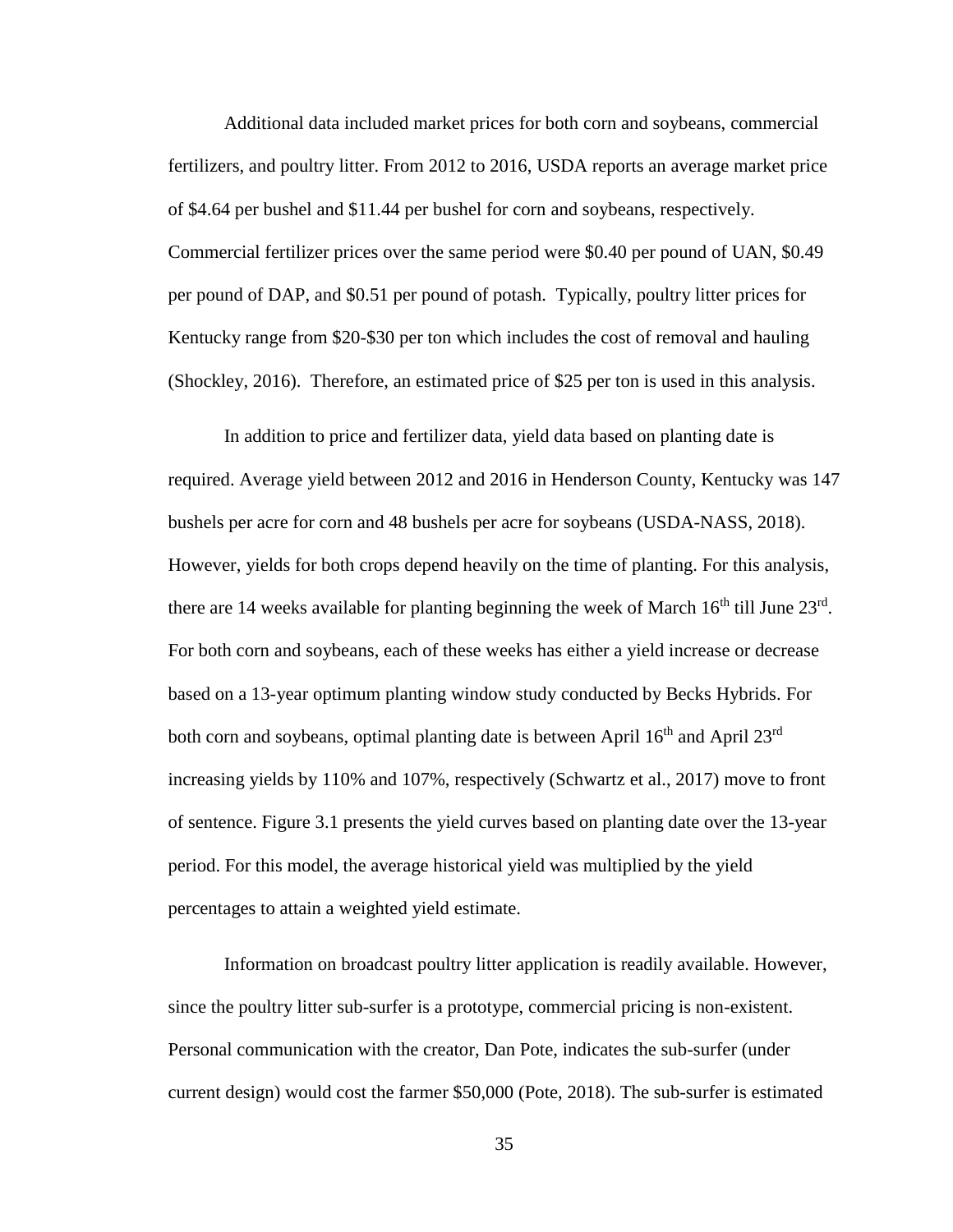Additional data included market prices for both corn and soybeans, commercial fertilizers, and poultry litter. From 2012 to 2016, USDA reports an average market price of \$4.64 per bushel and \$11.44 per bushel for corn and soybeans, respectively. Commercial fertilizer prices over the same period were \$0.40 per pound of UAN, \$0.49 per pound of DAP, and \$0.51 per pound of potash. Typically, poultry litter prices for Kentucky range from \$20-\$30 per ton which includes the cost of removal and hauling (Shockley, 2016). Therefore, an estimated price of \$25 per ton is used in this analysis.

In addition to price and fertilizer data, yield data based on planting date is required. Average yield between 2012 and 2016 in Henderson County, Kentucky was 147 bushels per acre for corn and 48 bushels per acre for soybeans (USDA-NASS, 2018). However, yields for both crops depend heavily on the time of planting. For this analysis, there are 14 weeks available for planting beginning the week of March 16th till June 23rd. For both corn and soybeans, each of these weeks has either a yield increase or decrease based on a 13-year optimum planting window study conducted by Becks Hybrids. For both corn and soybeans, optimal planting date is between April 16th and April 23rd increasing yields by 110% and 107%, respectively (Schwartz et al., 2017) move to front of sentence. Figure 3.1 presents the yield curves based on planting date over the 13-year period. For this model, the average historical yield was multiplied by the yield percentages to attain a weighted yield estimate.

Information on broadcast poultry litter application is readily available. However, since the poultry litter sub-surfer is a prototype, commercial pricing is non-existent. Personal communication with the creator, Dan Pote, indicates the sub-surfer (under current design) would cost the farmer \$50,000 (Pote, 2018). The sub-surfer is estimated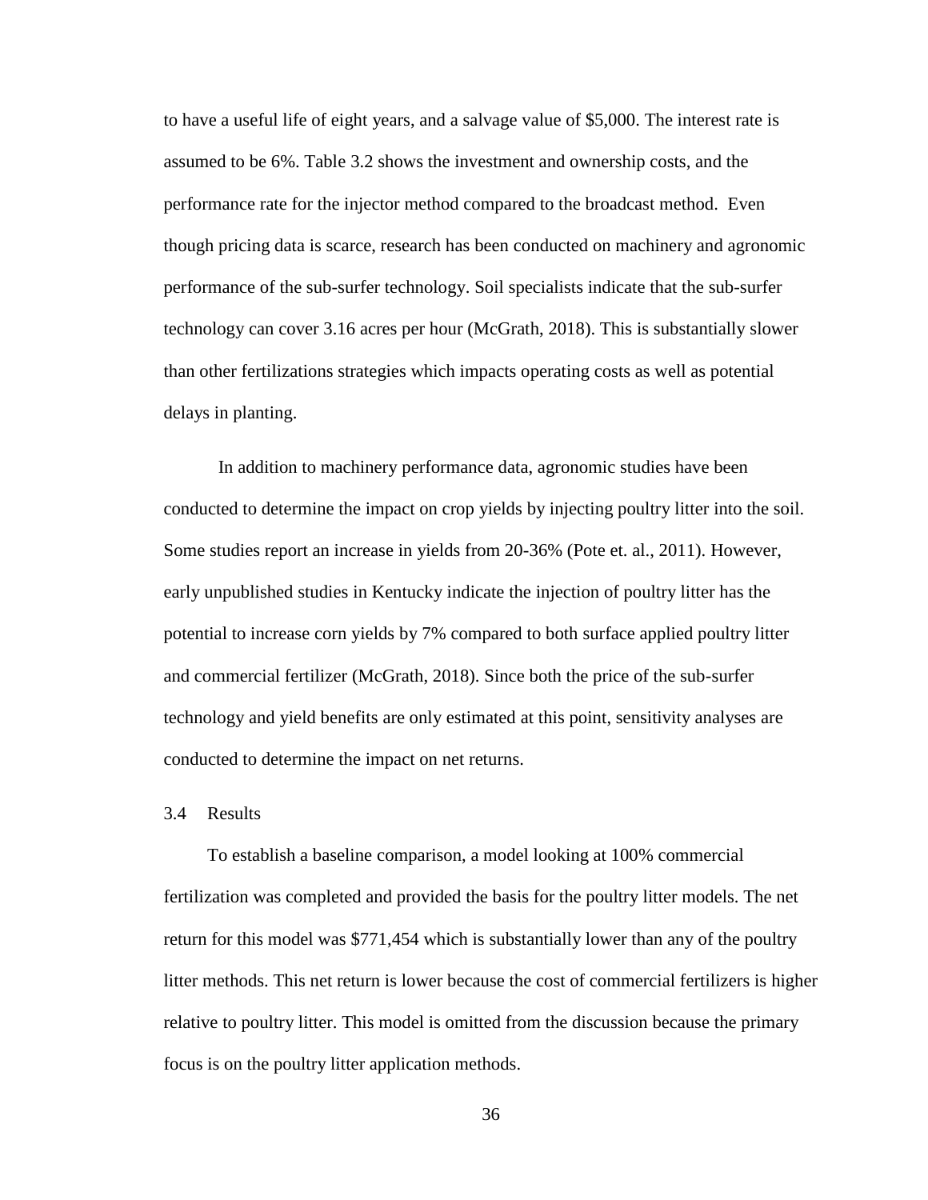to have a useful life of eight years, and a salvage value of $5,000. The interest rate is assumed to be 6%. Table 3.2 shows the investment and ownership costs, and the performance rate for the injector method compared to the broadcast method. Even though pricing data is scarce, research has been conducted on machinery and agronomic performance of the sub-surfer technology. Soil specialists indicate that the sub-surfer technology can cover 3.16 acres per hour (McGrath, 2018). This is substantially slower than other fertilizations strategies which impacts operating costs as well as potential delays in planting.

In addition to machinery performance data, agronomic studies have been conducted to determine the impact on crop yields by injecting poultry litter into the soil. Some studies report an increase in yields from 20-36% (Pote et. al., 2011). However, early unpublished studies in Kentucky indicate the injection of poultry litter has the potential to increase corn yields by 7% compared to both surface applied poultry litter and commercial fertilizer (McGrath, 2018). Since both the price of the sub-surfer technology and yield benefits are only estimated at this point, sensitivity analyses are conducted to determine the impact on net returns.

## 3.4 Results

To establish a baseline comparison, a model looking at 100% commercial fertilization was completed and provided the basis for the poultry litter models. The net return for this model was $771,454 which is substantially lower than any of the poultry litter methods. This net return is lower because the cost of commercial fertilizers is higher relative to poultry litter. This model is omitted from the discussion because the primary focus is on the poultry litter application methods.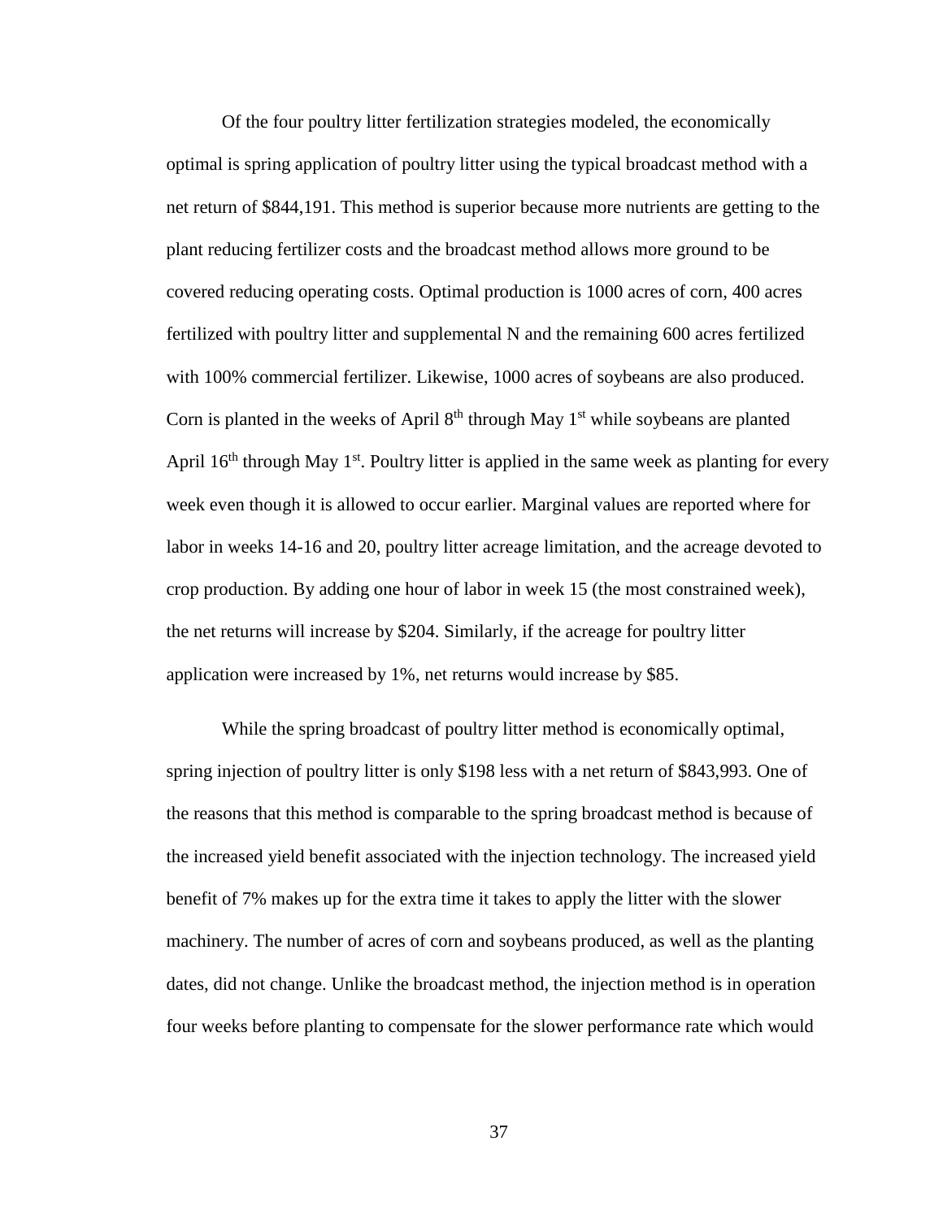Of the four poultry litter fertilization strategies modeled, the economically optimal is spring application of poultry litter using the typical broadcast method with a net return of $844,191. This method is superior because more nutrients are getting to the plant reducing fertilizer costs and the broadcast method allows more ground to be covered reducing operating costs. Optimal production is 1000 acres of corn, 400 acres fertilized with poultry litter and supplemental N and the remaining 600 acres fertilized with 100% commercial fertilizer. Likewise, 1000 acres of soybeans are also produced. Corn is planted in the weeks of April 8th through May 1st while soybeans are planted April 16th through May 1st. Poultry litter is applied in the same week as planting for every week even though it is allowed to occur earlier. Marginal values are reported where for labor in weeks 14-16 and 20, poultry litter acreage limitation, and the acreage devoted to crop production. By adding one hour of labor in week 15 (the most constrained week), the net returns will increase by $204. Similarly, if the acreage for poultry litter application were increased by 1%, net returns would increase by $85.

While the spring broadcast of poultry litter method is economically optimal, spring injection of poultry litter is only $198 less with a net return of $843,993. One of the reasons that this method is comparable to the spring broadcast method is because of the increased yield benefit associated with the injection technology. The increased yield benefit of 7% makes up for the extra time it takes to apply the litter with the slower machinery. The number of acres of corn and soybeans produced, as well as the planting dates, did not change. Unlike the broadcast method, the injection method is in operation four weeks before planting to compensate for the slower performance rate which would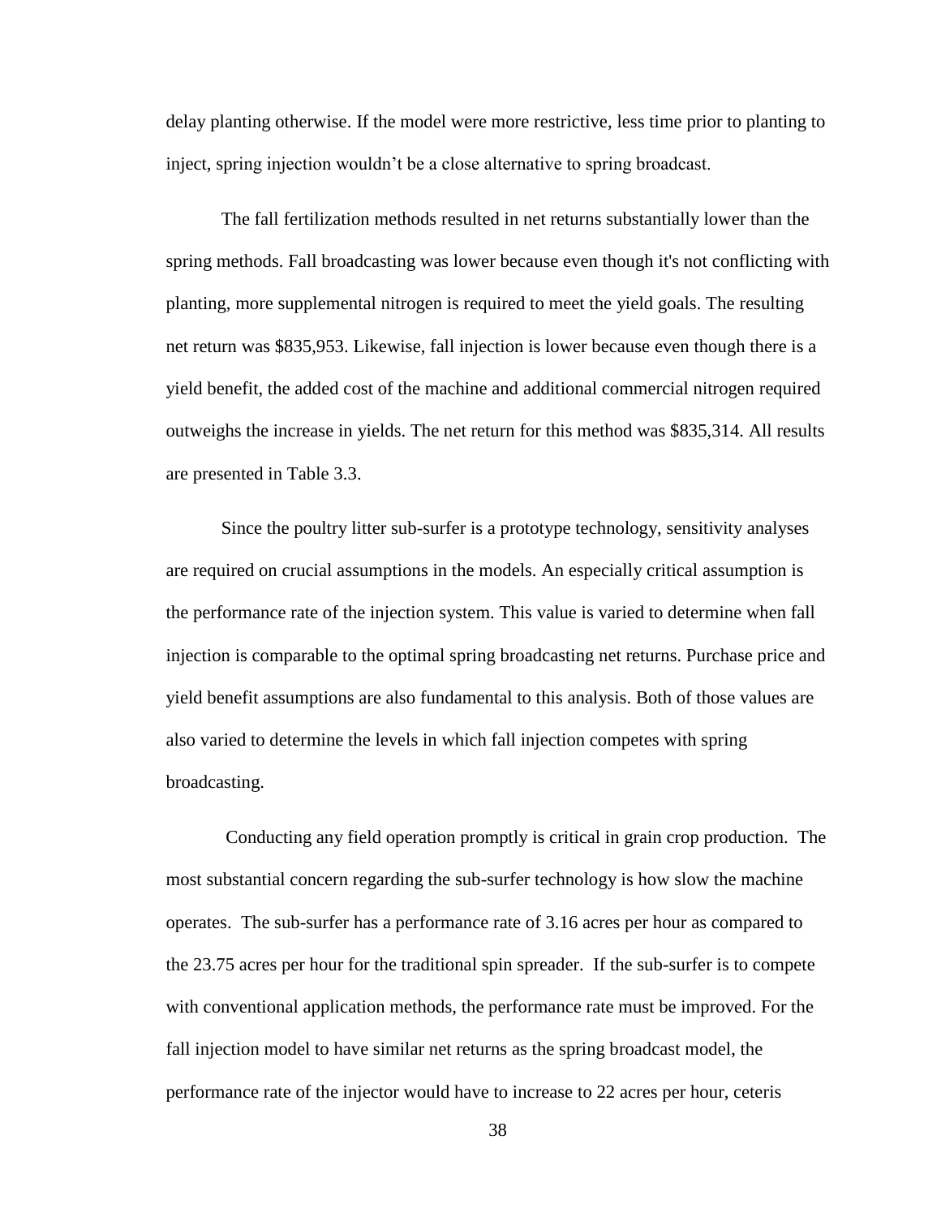delay planting otherwise. If the model were more restrictive, less time prior to planting to inject, spring injection wouldn't be a close alternative to spring broadcast.

The fall fertilization methods resulted in net returns substantially lower than the spring methods. Fall broadcasting was lower because even though it's not conflicting with planting, more supplemental nitrogen is required to meet the yield goals. The resulting net return was $835,953. Likewise, fall injection is lower because even though there is a yield benefit, the added cost of the machine and additional commercial nitrogen required outweighs the increase in yields. The net return for this method was $835,314. All results are presented in Table 3.3.

Since the poultry litter sub-surfer is a prototype technology, sensitivity analyses are required on crucial assumptions in the models. An especially critical assumption is the performance rate of the injection system. This value is varied to determine when fall injection is comparable to the optimal spring broadcasting net returns. Purchase price and yield benefit assumptions are also fundamental to this analysis. Both of those values are also varied to determine the levels in which fall injection competes with spring broadcasting.

Conducting any field operation promptly is critical in grain crop production. The most substantial concern regarding the sub-surfer technology is how slow the machine operates. The sub-surfer has a performance rate of 3.16 acres per hour as compared to the 23.75 acres per hour for the traditional spin spreader. If the sub-surfer is to compete with conventional application methods, the performance rate must be improved. For the fall injection model to have similar net returns as the spring broadcast model, the performance rate of the injector would have to increase to 22 acres per hour, ceteris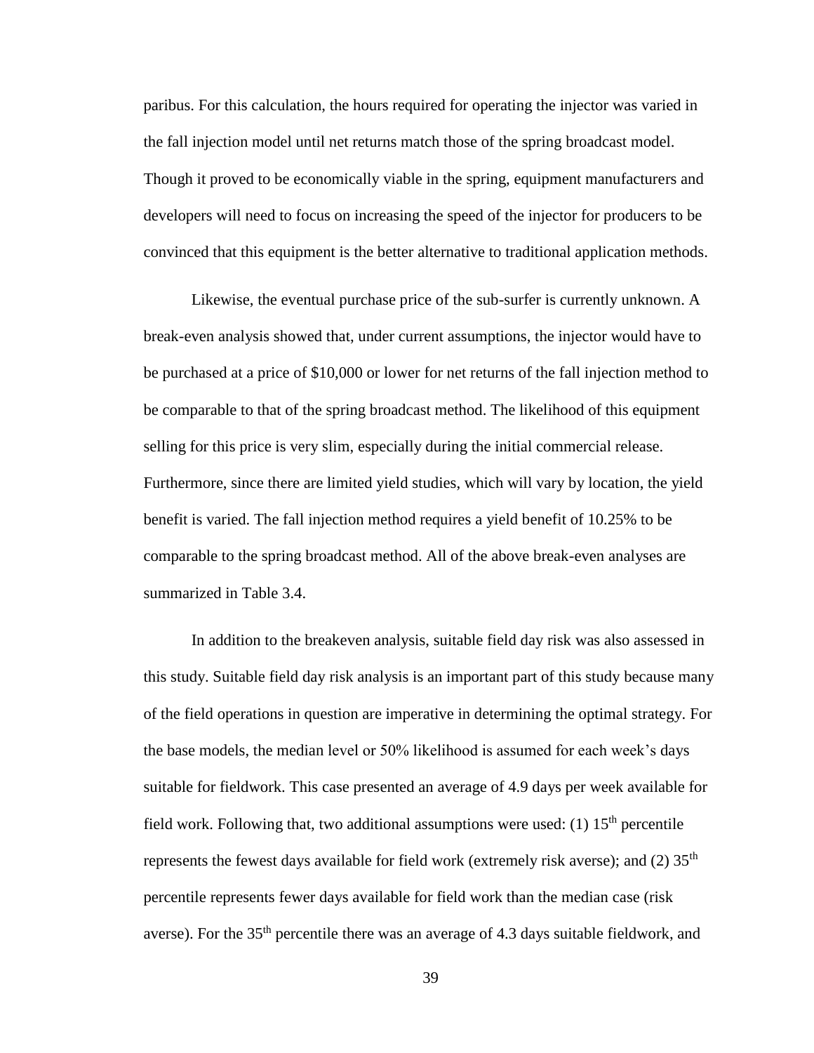paribus. For this calculation, the hours required for operating the injector was varied in the fall injection model until net returns match those of the spring broadcast model. Though it proved to be economically viable in the spring, equipment manufacturers and developers will need to focus on increasing the speed of the injector for producers to be convinced that this equipment is the better alternative to traditional application methods.

Likewise, the eventual purchase price of the sub-surfer is currently unknown. A break-even analysis showed that, under current assumptions, the injector would have to be purchased at a price of \$10,000 or lower for net returns of the fall injection method to be comparable to that of the spring broadcast method. The likelihood of this equipment selling for this price is very slim, especially during the initial commercial release. Furthermore, since there are limited yield studies, which will vary by location, the yield benefit is varied. The fall injection method requires a yield benefit of 10.25% to be comparable to the spring broadcast method. All of the above break-even analyses are summarized in Table 3.4.

In addition to the breakeven analysis, suitable field day risk was also assessed in this study. Suitable field day risk analysis is an important part of this study because many of the field operations in question are imperative in determining the optimal strategy. For the base models, the median level or 50% likelihood is assumed for each week's days suitable for fieldwork. This case presented an average of 4.9 days per week available for field work. Following that, two additional assumptions were used: (1) 15th percentile represents the fewest days available for field work (extremely risk averse); and (2) 35th percentile represents fewer days available for field work than the median case (risk averse). For the 35th percentile there was an average of 4.3 days suitable fieldwork, and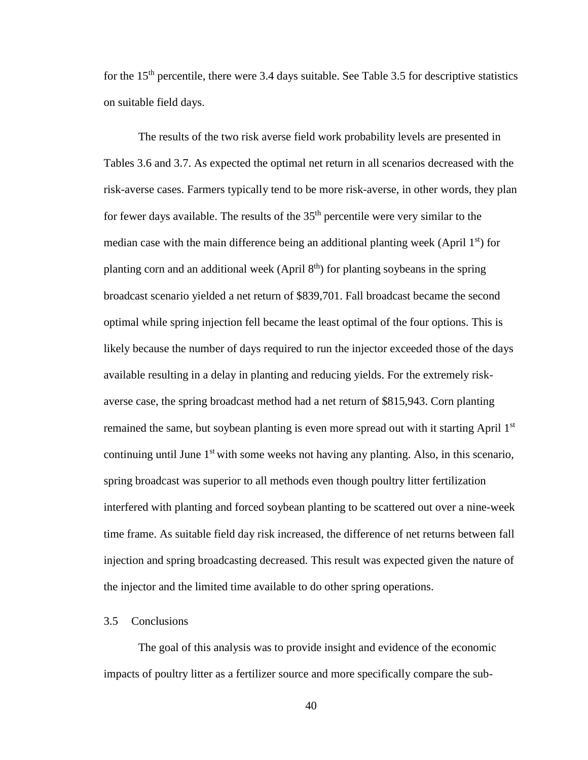for the 15th percentile, there were 3.4 days suitable. See Table 3.5 for descriptive statistics on suitable field days.

The results of the two risk averse field work probability levels are presented in Tables 3.6 and 3.7. As expected the optimal net return in all scenarios decreased with the risk-averse cases. Farmers typically tend to be more risk-averse, in other words, they plan for fewer days available. The results of the 35th percentile were very similar to the median case with the main difference being an additional planting week (April 1st) for planting corn and an additional week (April 8th) for planting soybeans in the spring broadcast scenario yielded a net return of $839,701. Fall broadcast became the second optimal while spring injection fell became the least optimal of the four options. This is likely because the number of days required to run the injector exceeded those of the days available resulting in a delay in planting and reducing yields. For the extremely risk-averse case, the spring broadcast method had a net return of $815,943. Corn planting remained the same, but soybean planting is even more spread out with it starting April 1st continuing until June 1st with some weeks not having any planting. Also, in this scenario, spring broadcast was superior to all methods even though poultry litter fertilization interfered with planting and forced soybean planting to be scattered out over a nine-week time frame. As suitable field day risk increased, the difference of net returns between fall injection and spring broadcasting decreased. This result was expected given the nature of the injector and the limited time available to do other spring operations.

## 3.5 Conclusions

The goal of this analysis was to provide insight and evidence of the economic impacts of poultry litter as a fertilizer source and more specifically compare the sub-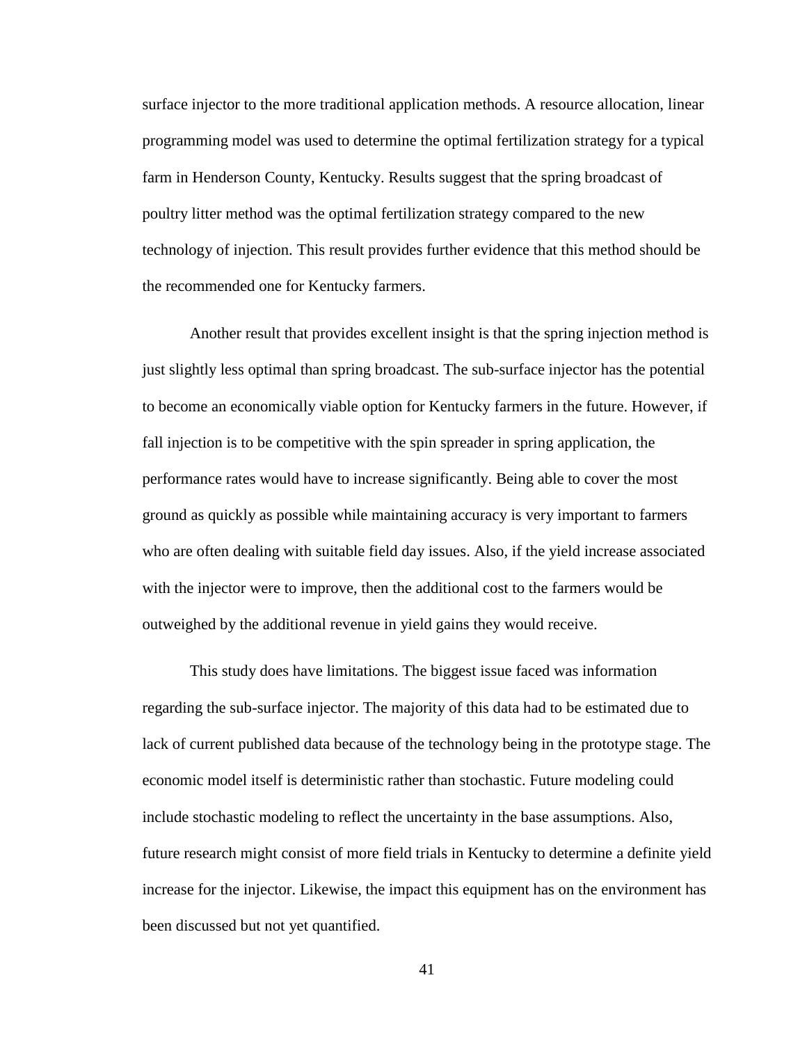surface injector to the more traditional application methods. A resource allocation, linear programming model was used to determine the optimal fertilization strategy for a typical farm in Henderson County, Kentucky. Results suggest that the spring broadcast of poultry litter method was the optimal fertilization strategy compared to the new technology of injection. This result provides further evidence that this method should be the recommended one for Kentucky farmers.

Another result that provides excellent insight is that the spring injection method is just slightly less optimal than spring broadcast. The sub-surface injector has the potential to become an economically viable option for Kentucky farmers in the future. However, if fall injection is to be competitive with the spin spreader in spring application, the performance rates would have to increase significantly. Being able to cover the most ground as quickly as possible while maintaining accuracy is very important to farmers who are often dealing with suitable field day issues. Also, if the yield increase associated with the injector were to improve, then the additional cost to the farmers would be outweighed by the additional revenue in yield gains they would receive.

This study does have limitations. The biggest issue faced was information regarding the sub-surface injector. The majority of this data had to be estimated due to lack of current published data because of the technology being in the prototype stage. The economic model itself is deterministic rather than stochastic. Future modeling could include stochastic modeling to reflect the uncertainty in the base assumptions. Also, future research might consist of more field trials in Kentucky to determine a definite yield increase for the injector. Likewise, the impact this equipment has on the environment has been discussed but not yet quantified.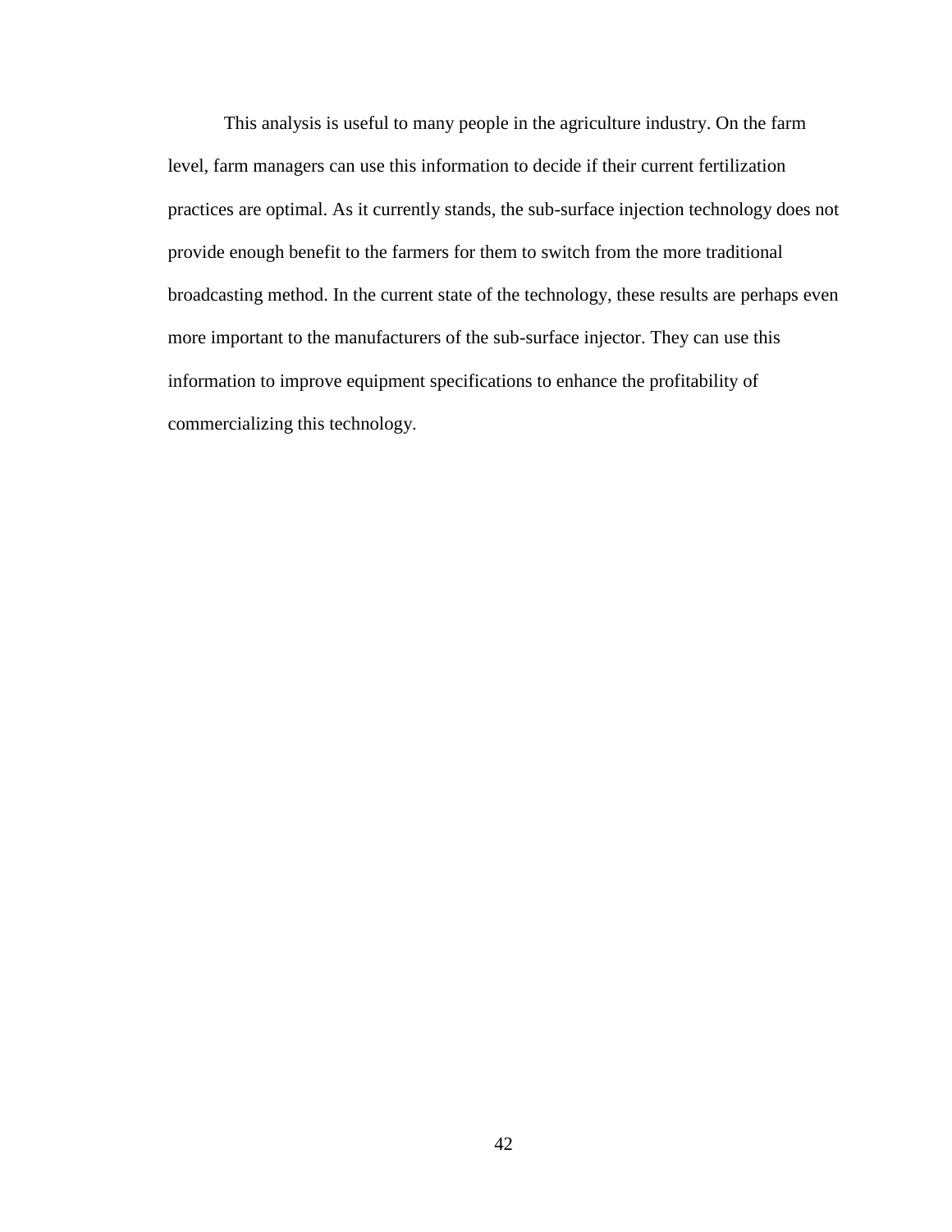This analysis is useful to many people in the agriculture industry. On the farm level, farm managers can use this information to decide if their current fertilization practices are optimal. As it currently stands, the sub-surface injection technology does not provide enough benefit to the farmers for them to switch from the more traditional broadcasting method. In the current state of the technology, these results are perhaps even more important to the manufacturers of the sub-surface injector. They can use this information to improve equipment specifications to enhance the profitability of commercializing this technology.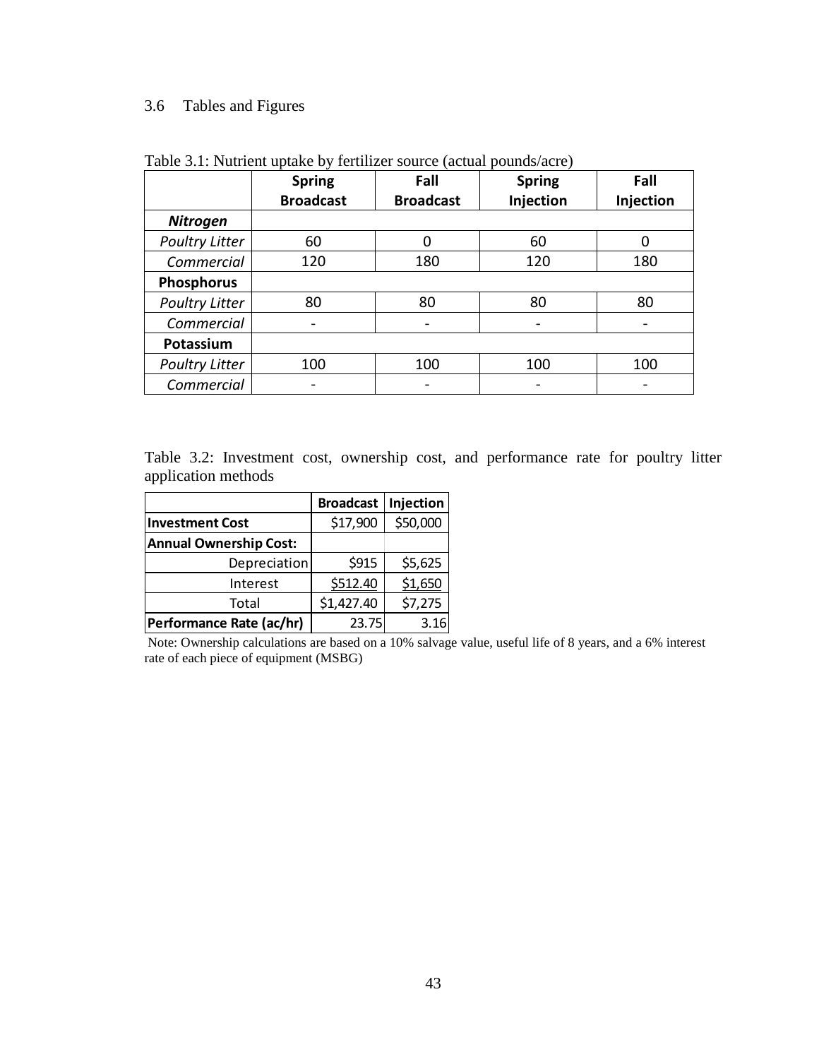## 3.6 Tables and Figures

Table 3.1: Nutrient uptake by fertilizer source (actual pounds/acre)

| | Spring Broadcast | Fall Broadcast | Spring Injection | Fall Injection |
|---|---|---|---|---|
| ***Nitrogen*** | | | | |
| *Poultry Litter* | 60 | 0 | 60 | 0 |
| *Commercial* | 120 | 180 | 120 | 180 |
| **Phosphorus** | | | | |
| *Poultry Litter* | 80 | 80 | 80 | 80 |
| *Commercial* | - | - | - | - |
| **Potassium** | | | | |
| *Poultry Litter* | 100 | 100 | 100 | 100 |
| *Commercial* | - | - | - | - |

Table 3.2: Investment cost, ownership cost, and performance rate for poultry litter application methods

| | Broadcast | Injection |
|---|---|---|
| **Investment Cost** | $17,900 | $50,000 |
| **Annual Ownership Cost:** | | |
| Depreciation | $915 | $5,625 |
| Interest | $512.40 | $1,650 |
| Total | $1,427.40 | $7,275 |
| **Performance Rate (ac/hr)** | 23.75 | 3.16 |

Note: Ownership calculations are based on a 10% salvage value, useful life of 8 years, and a 6% interest rate of each piece of equipment (MSBG)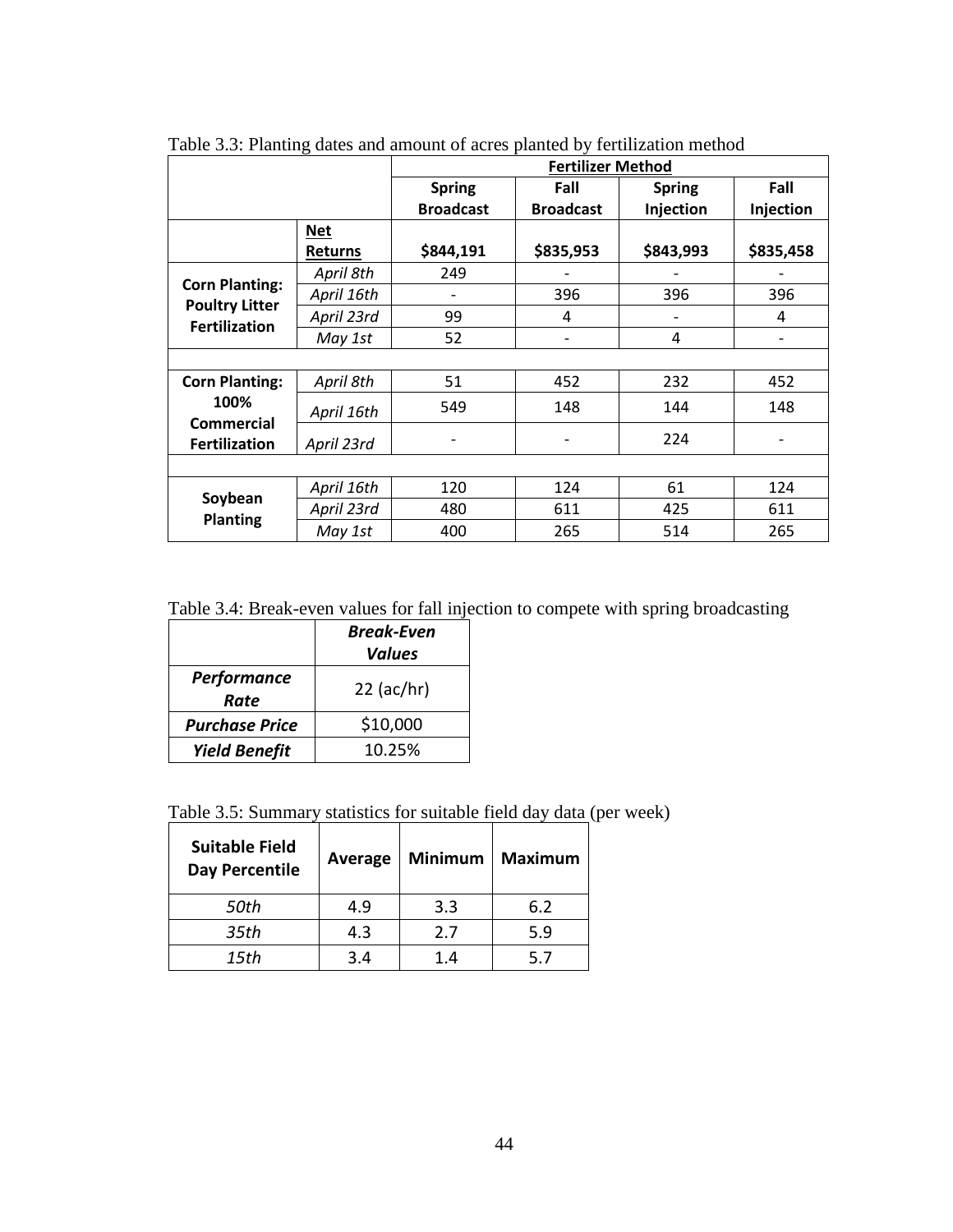Table 3.3: Planting dates and amount of acres planted by fertilization method

| | | Fertilizer Method | | | |
|---|---|---|---|---|---|
| | | **Spring Broadcast** | **Fall Broadcast** | **Spring Injection** | **Fall Injection** |
| | **Net Returns** | **$844,191** | **$835,953** | **$843,993** | **$835,458** |
| **Corn Planting: Poultry Litter Fertilization** | *April 8th* | 249 | - | - | - |
| | *April 16th* | - | 396 | 396 | 396 |
| | *April 23rd* | 99 | 4 | - | 4 |
| | *May 1st* | 52 | - | 4 | - |
| **Corn Planting: 100% Commercial Fertilization** | *April 8th* | 51 | 452 | 232 | 452 |
| | *April 16th* | 549 | 148 | 144 | 148 |
| | *April 23rd* | - | - | 224 | - |
| **Soybean Planting** | *April 16th* | 120 | 124 | 61 | 124 |
| | *April 23rd* | 480 | 611 | 425 | 611 |
| | *May 1st* | 400 | 265 | 514 | 265 |

Table 3.4: Break-even values for fall injection to compete with spring broadcasting

| | ***Break-Even Values*** |
|---|---|
| ***Performance Rate*** | 22 (ac/hr) |
| ***Purchase Price*** | $10,000 |
| ***Yield Benefit*** | 10.25% |

Table 3.5: Summary statistics for suitable field day data (per week)

| **Suitable Field Day Percentile** | **Average** | **Minimum** | **Maximum** |
|---|---|---|---|
| *50th* | 4.9 | 3.3 | 6.2 |
| *35th* | 4.3 | 2.7 | 5.9 |
| *15th* | 3.4 | 1.4 | 5.7 |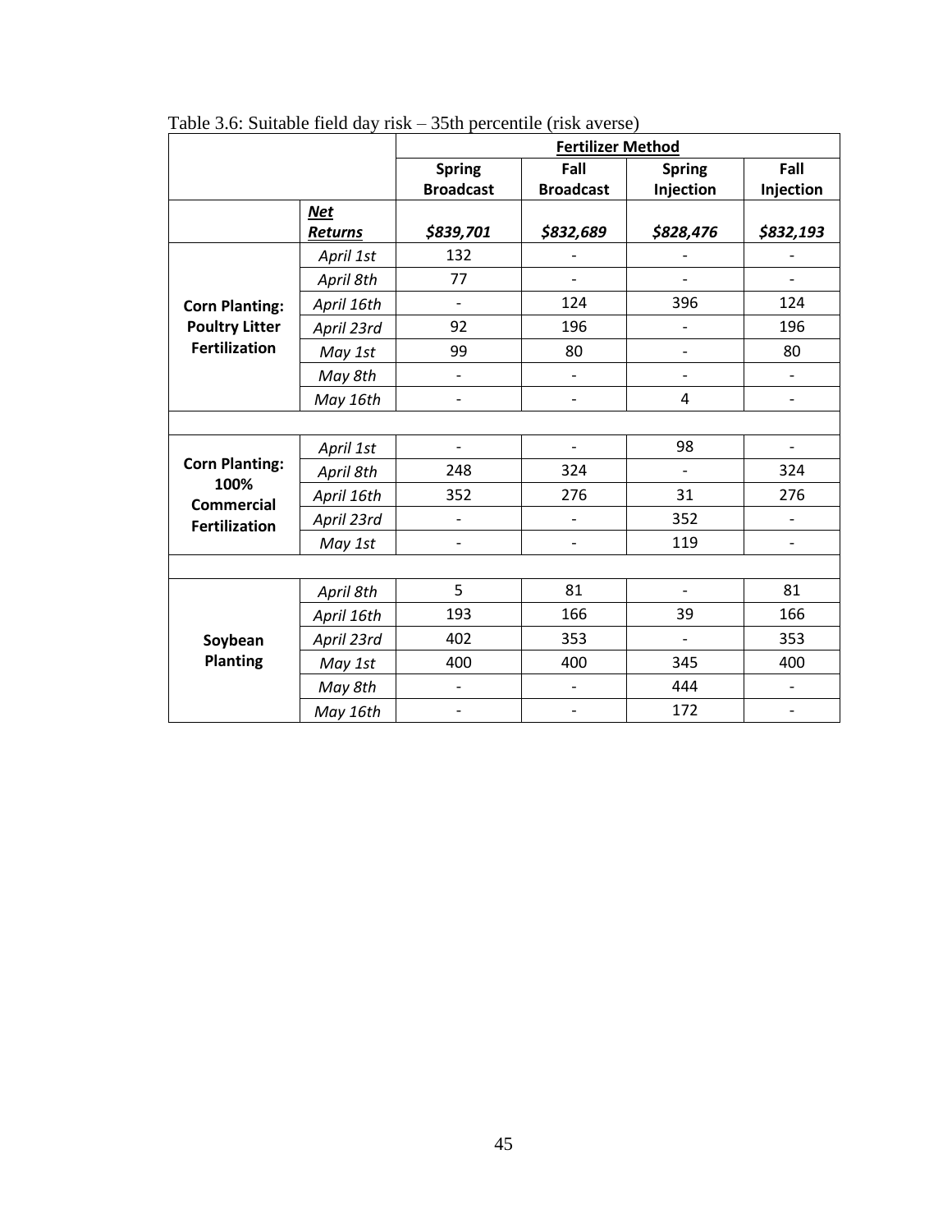Table 3.6: Suitable field day risk – 35th percentile (risk averse)

| | | **Fertilizer Method** | | | |
|---|---|---|---|---|---|
| | | **Spring Broadcast** | **Fall Broadcast** | **Spring Injection** | **Fall Injection** |
| | ***Net Returns*** | ***$839,701*** | ***$832,689*** | ***$828,476*** | ***$832,193*** |
| **Corn Planting: Poultry Litter Fertilization** | *April 1st* | 132 | - | - | - |
| | *April 8th* | 77 | - | - | - |
| | *April 16th* | - | 124 | 396 | 124 |
| | *April 23rd* | 92 | 196 | - | 196 |
| | *May 1st* | 99 | 80 | - | 80 |
| | *May 8th* | - | - | - | - |
| | *May 16th* | - | - | 4 | - |
| | | | | | |
| **Corn Planting: 100% Commercial Fertilization** | *April 1st* | - | - | 98 | - |
| | *April 8th* | 248 | 324 | - | 324 |
| | *April 16th* | 352 | 276 | 31 | 276 |
| | *April 23rd* | - | - | 352 | - |
| | *May 1st* | - | - | 119 | - |
| | | | | | |
| **Soybean Planting** | *April 8th* | 5 | 81 | - | 81 |
| | *April 16th* | 193 | 166 | 39 | 166 |
| | *April 23rd* | 402 | 353 | - | 353 |
| | *May 1st* | 400 | 400 | 345 | 400 |
| | *May 8th* | - | - | 444 | - |
| | *May 16th* | - | - | 172 | - |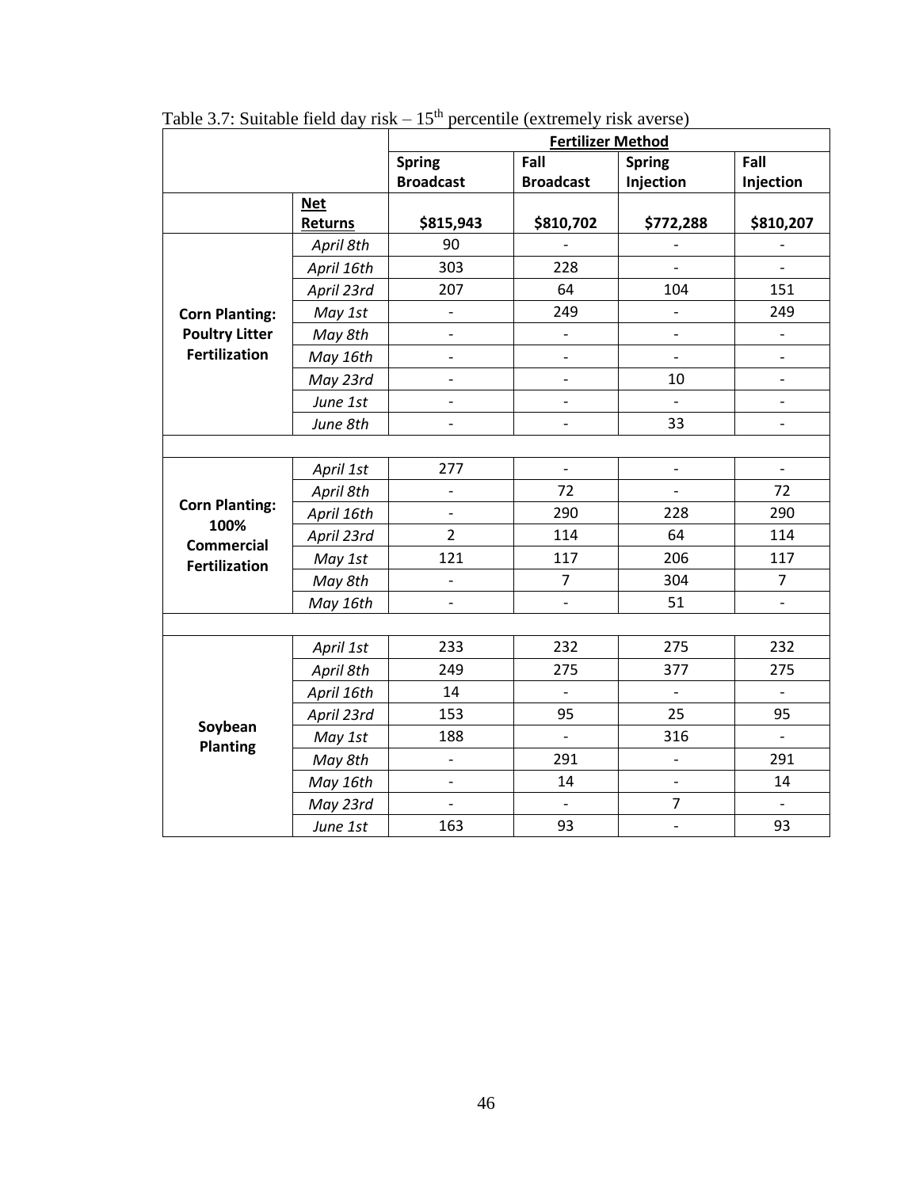Table 3.7: Suitable field day risk – 15th percentile (extremely risk averse)

| | | **Fertilizer Method** | | | |
|---|---|---|---|---|---|
| | | **Spring Broadcast** | **Fall Broadcast** | **Spring Injection** | **Fall Injection** |
| | **Net Returns** | **$815,943** | **$810,702** | **$772,288** | **$810,207** |
| **Corn Planting: Poultry Litter Fertilization** | *April 8th* | 90 | - | - | - |
| | *April 16th* | 303 | 228 | - | - |
| | *April 23rd* | 207 | 64 | 104 | 151 |
| | *May 1st* | - | 249 | - | 249 |
| | *May 8th* | - | - | - | - |
| | *May 16th* | - | - | - | - |
| | *May 23rd* | - | - | 10 | - |
| | *June 1st* | - | - | - | - |
| | *June 8th* | - | - | 33 | - |
| | | | | | |
| **Corn Planting: 100% Commercial Fertilization** | *April 1st* | 277 | - | - | - |
| | *April 8th* | - | 72 | - | 72 |
| | *April 16th* | - | 290 | 228 | 290 |
| | *April 23rd* | 2 | 114 | 64 | 114 |
| | *May 1st* | 121 | 117 | 206 | 117 |
| | *May 8th* | - | 7 | 304 | 7 |
| | *May 16th* | - | - | 51 | - |
| | | | | | |
| **Soybean Planting** | *April 1st* | 233 | 232 | 275 | 232 |
| | *April 8th* | 249 | 275 | 377 | 275 |
| | *April 16th* | 14 | - | - | - |
| | *April 23rd* | 153 | 95 | 25 | 95 |
| | *May 1st* | 188 | - | 316 | - |
| | *May 8th* | - | 291 | - | 291 |
| | *May 16th* | - | 14 | - | 14 |
| | *May 23rd* | - | - | 7 | - |
| | *June 1st* | 163 | 93 | - | 93 |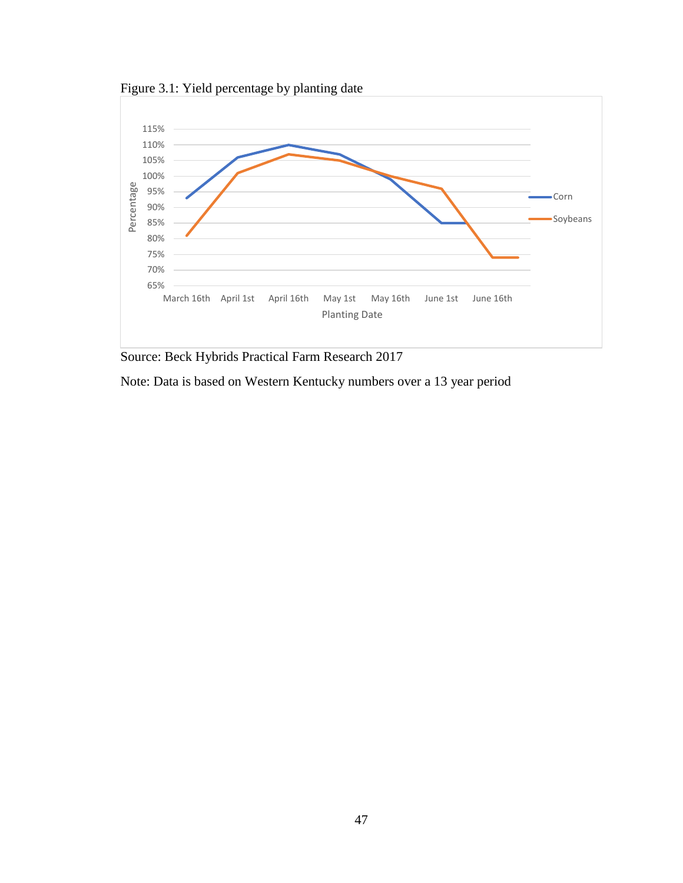Figure 3.1: Yield percentage by planting date

Source: Beck Hybrids Practical Farm Research 2017

Note: Data is based on Western Kentucky numbers over a 13 year period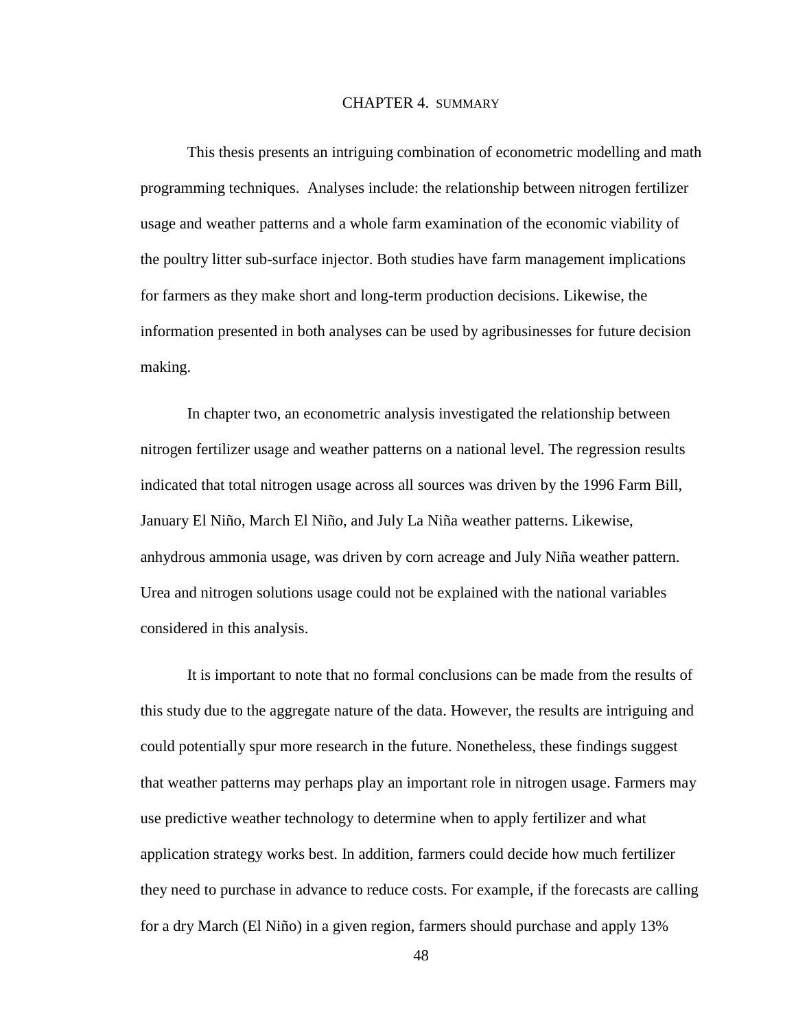# CHAPTER 4. SUMMARY

This thesis presents an intriguing combination of econometric modelling and math programming techniques. Analyses include: the relationship between nitrogen fertilizer usage and weather patterns and a whole farm examination of the economic viability of the poultry litter sub-surface injector. Both studies have farm management implications for farmers as they make short and long-term production decisions. Likewise, the information presented in both analyses can be used by agribusinesses for future decision making.

In chapter two, an econometric analysis investigated the relationship between nitrogen fertilizer usage and weather patterns on a national level. The regression results indicated that total nitrogen usage across all sources was driven by the 1996 Farm Bill, January El Niño, March El Niño, and July La Niña weather patterns. Likewise, anhydrous ammonia usage, was driven by corn acreage and July Niña weather pattern. Urea and nitrogen solutions usage could not be explained with the national variables considered in this analysis.

It is important to note that no formal conclusions can be made from the results of this study due to the aggregate nature of the data. However, the results are intriguing and could potentially spur more research in the future. Nonetheless, these findings suggest that weather patterns may perhaps play an important role in nitrogen usage. Farmers may use predictive weather technology to determine when to apply fertilizer and what application strategy works best. In addition, farmers could decide how much fertilizer they need to purchase in advance to reduce costs. For example, if the forecasts are calling for a dry March (El Niño) in a given region, farmers should purchase and apply 13%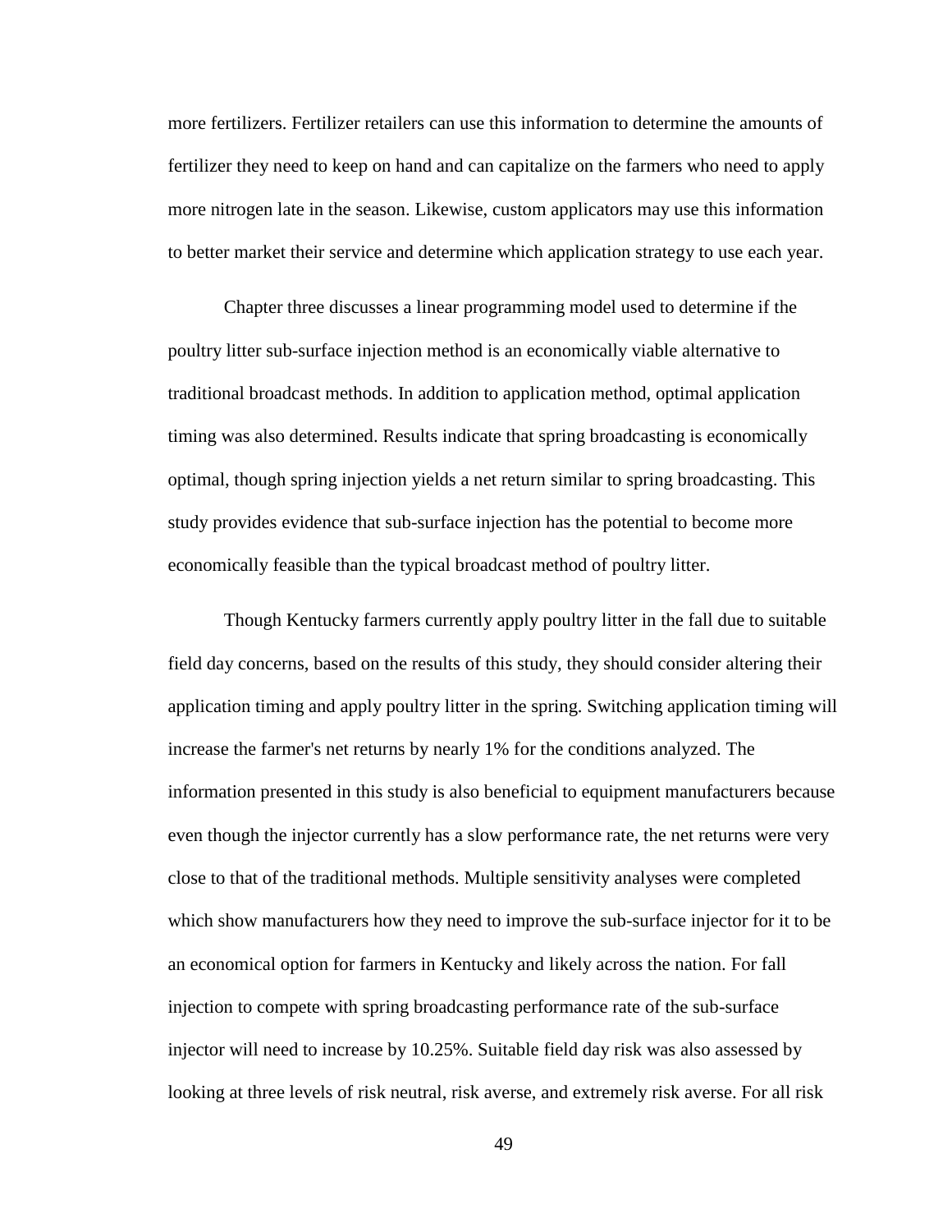more fertilizers. Fertilizer retailers can use this information to determine the amounts of fertilizer they need to keep on hand and can capitalize on the farmers who need to apply more nitrogen late in the season. Likewise, custom applicators may use this information to better market their service and determine which application strategy to use each year.

Chapter three discusses a linear programming model used to determine if the poultry litter sub-surface injection method is an economically viable alternative to traditional broadcast methods. In addition to application method, optimal application timing was also determined. Results indicate that spring broadcasting is economically optimal, though spring injection yields a net return similar to spring broadcasting. This study provides evidence that sub-surface injection has the potential to become more economically feasible than the typical broadcast method of poultry litter.

Though Kentucky farmers currently apply poultry litter in the fall due to suitable field day concerns, based on the results of this study, they should consider altering their application timing and apply poultry litter in the spring. Switching application timing will increase the farmer's net returns by nearly 1% for the conditions analyzed. The information presented in this study is also beneficial to equipment manufacturers because even though the injector currently has a slow performance rate, the net returns were very close to that of the traditional methods. Multiple sensitivity analyses were completed which show manufacturers how they need to improve the sub-surface injector for it to be an economical option for farmers in Kentucky and likely across the nation. For fall injection to compete with spring broadcasting performance rate of the sub-surface injector will need to increase by 10.25%. Suitable field day risk was also assessed by looking at three levels of risk neutral, risk averse, and extremely risk averse. For all risk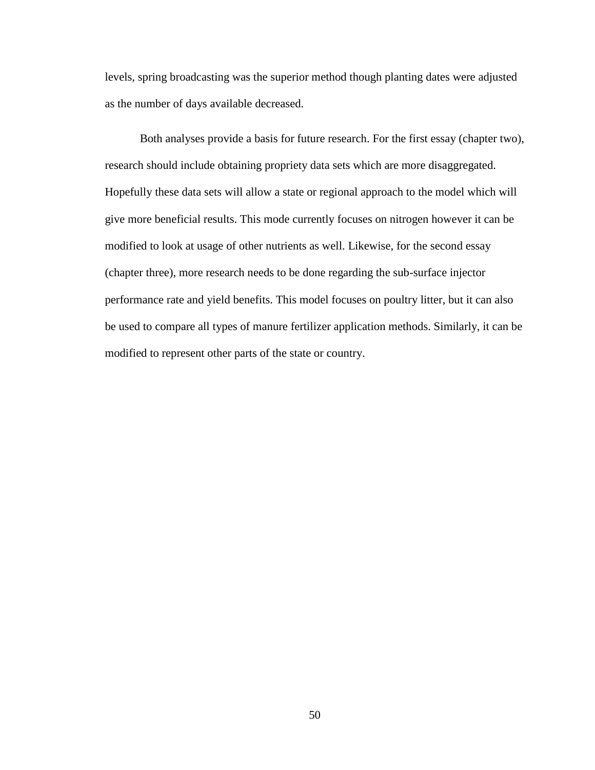levels, spring broadcasting was the superior method though planting dates were adjusted as the number of days available decreased.

Both analyses provide a basis for future research. For the first essay (chapter two), research should include obtaining propriety data sets which are more disaggregated. Hopefully these data sets will allow a state or regional approach to the model which will give more beneficial results. This mode currently focuses on nitrogen however it can be modified to look at usage of other nutrients as well. Likewise, for the second essay (chapter three), more research needs to be done regarding the sub-surface injector performance rate and yield benefits. This model focuses on poultry litter, but it can also be used to compare all types of manure fertilizer application methods. Similarly, it can be modified to represent other parts of the state or country.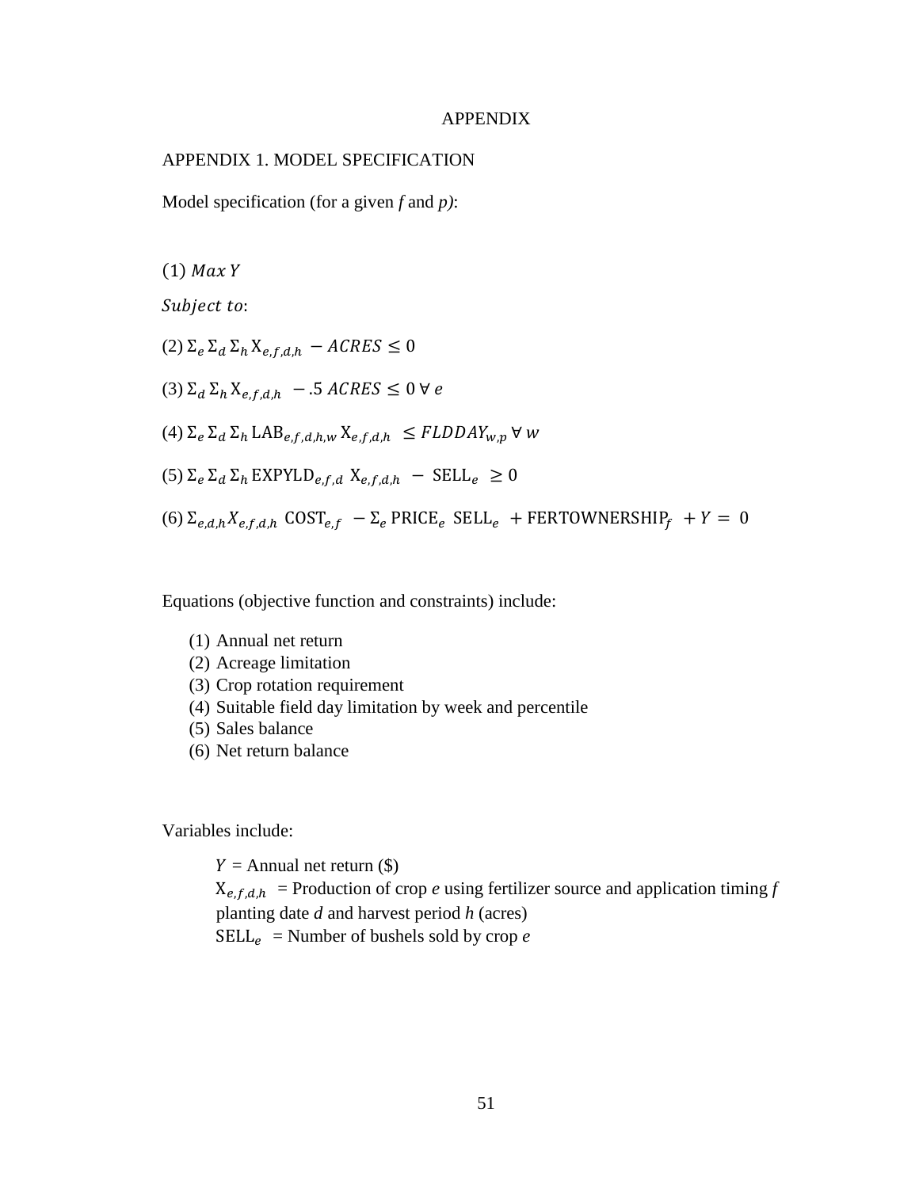# APPENDIX

## APPENDIX 1. MODEL SPECIFICATION

Model specification (for a given *f* and *p)*:

(1) $Max\ Y$

$Subject\ to$:

(2) $\Sigma_e \Sigma_d \Sigma_h \mathrm{X}_{e,f,d,h} - ACRES \leq 0$

(3) $\Sigma_d \Sigma_h \mathrm{X}_{e,f,d,h} - .5\ ACRES \leq 0\ \forall\ e$

(4) $\Sigma_e \Sigma_d \Sigma_h \mathrm{LAB}_{e,f,d,h,w} \mathrm{X}_{e,f,d,h} \leq FLDDAY_{w,p}\ \forall\ w$

(5) $\Sigma_e \Sigma_d \Sigma_h \mathrm{EXPYLD}_{e,f,d}\ \mathrm{X}_{e,f,d,h} - \mathrm{SELL}_e \geq 0$

(6) $\Sigma_{e,d,h} X_{e,f,d,h}\ \mathrm{COST}_{e,f} - \Sigma_e \mathrm{PRICE}_e\ \mathrm{SELL}_e + \mathrm{FERTOWNERSHIP}_f + Y = 0$

Equations (objective function and constraints) include:

(1) Annual net return
(2) Acreage limitation
(3) Crop rotation requirement
(4) Suitable field day limitation by week and percentile
(5) Sales balance
(6) Net return balance

Variables include:

$Y$ = Annual net return ($)
$\mathrm{X}_{e,f,d,h}$ = Production of crop *e* using fertilizer source and application timing *f* planting date *d* and harvest period *h* (acres)
$\mathrm{SELL}_e$ = Number of bushels sold by crop *e*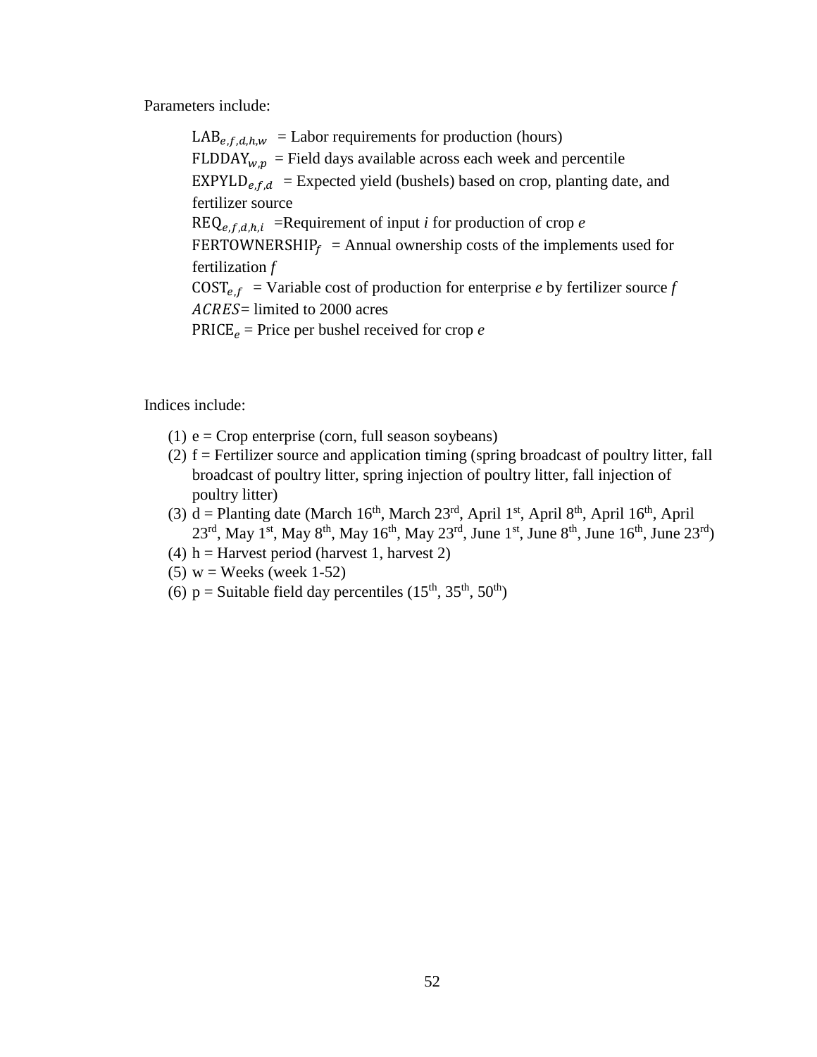Parameters include:

$\text{LAB}_{e,f,d,h,w}$ = Labor requirements for production (hours)
$\text{FLDDAY}_{w,p}$ = Field days available across each week and percentile
$\text{EXPYLD}_{e,f,d}$ = Expected yield (bushels) based on crop, planting date, and fertilizer source
$\text{REQ}_{e,f,d,h,i}$ =Requirement of input *i* for production of crop *e*
$\text{FERTOWNERSHIP}_{f}$ = Annual ownership costs of the implements used for fertilization *f*
$\text{COST}_{e,f}$ = Variable cost of production for enterprise *e* by fertilizer source *f*
$ACRES$= limited to 2000 acres
$\text{PRICE}_{e}$ = Price per bushel received for crop *e*

Indices include:

(1) e = Crop enterprise (corn, full season soybeans)
(2) f = Fertilizer source and application timing (spring broadcast of poultry litter, fall broadcast of poultry litter, spring injection of poultry litter, fall injection of poultry litter)
(3) d = Planting date (March 16th, March 23rd, April 1st, April 8th, April 16th, April 23rd, May 1st, May 8th, May 16th, May 23rd, June 1st, June 8th, June 16th, June 23rd)
(4) h = Harvest period (harvest 1, harvest 2)
(5) w = Weeks (week 1-52)
(6) p = Suitable field day percentiles (15th, 35th, 50th)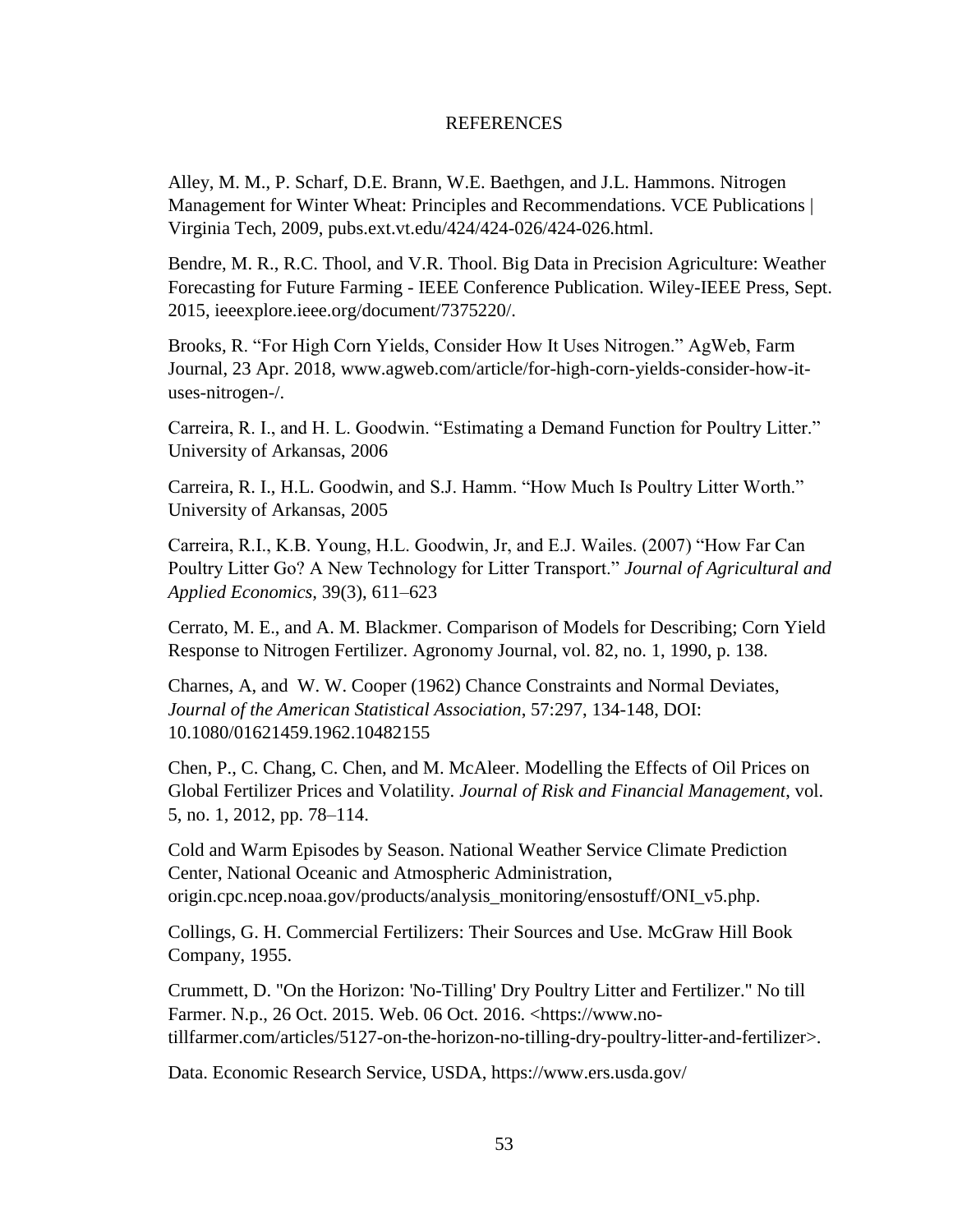# REFERENCES

Alley, M. M., P. Scharf, D.E. Brann, W.E. Baethgen, and J.L. Hammons. Nitrogen Management for Winter Wheat: Principles and Recommendations. VCE Publications | Virginia Tech, 2009, pubs.ext.vt.edu/424/424-026/424-026.html.

Bendre, M. R., R.C. Thool, and V.R. Thool. Big Data in Precision Agriculture: Weather Forecasting for Future Farming - IEEE Conference Publication. Wiley-IEEE Press, Sept. 2015, ieeexplore.ieee.org/document/7375220/.

Brooks, R. "For High Corn Yields, Consider How It Uses Nitrogen." AgWeb, Farm Journal, 23 Apr. 2018, www.agweb.com/article/for-high-corn-yields-consider-how-it-uses-nitrogen-/.

Carreira, R. I., and H. L. Goodwin. "Estimating a Demand Function for Poultry Litter." University of Arkansas, 2006

Carreira, R. I., H.L. Goodwin, and S.J. Hamm. "How Much Is Poultry Litter Worth." University of Arkansas, 2005

Carreira, R.I., K.B. Young, H.L. Goodwin, Jr, and E.J. Wailes. (2007) "How Far Can Poultry Litter Go? A New Technology for Litter Transport." *Journal of Agricultural and Applied Economics*, 39(3), 611–623

Cerrato, M. E., and A. M. Blackmer. Comparison of Models for Describing; Corn Yield Response to Nitrogen Fertilizer. Agronomy Journal, vol. 82, no. 1, 1990, p. 138.

Charnes, A, and W. W. Cooper (1962) Chance Constraints and Normal Deviates, *Journal of the American Statistical Association*, 57:297, 134-148, DOI: 10.1080/01621459.1962.10482155

Chen, P., C. Chang, C. Chen, and M. McAleer. Modelling the Effects of Oil Prices on Global Fertilizer Prices and Volatility. *Journal of Risk and Financial Management*, vol. 5, no. 1, 2012, pp. 78–114.

Cold and Warm Episodes by Season. National Weather Service Climate Prediction Center, National Oceanic and Atmospheric Administration, origin.cpc.ncep.noaa.gov/products/analysis_monitoring/ensostuff/ONI_v5.php.

Collings, G. H. Commercial Fertilizers: Their Sources and Use. McGraw Hill Book Company, 1955.

Crummett, D. "On the Horizon: 'No-Tilling' Dry Poultry Litter and Fertilizer." No till Farmer. N.p., 26 Oct. 2015. Web. 06 Oct. 2016. <https://www.no-tillfarmer.com/articles/5127-on-the-horizon-no-tilling-dry-poultry-litter-and-fertilizer>.

Data. Economic Research Service, USDA, https://www.ers.usda.gov/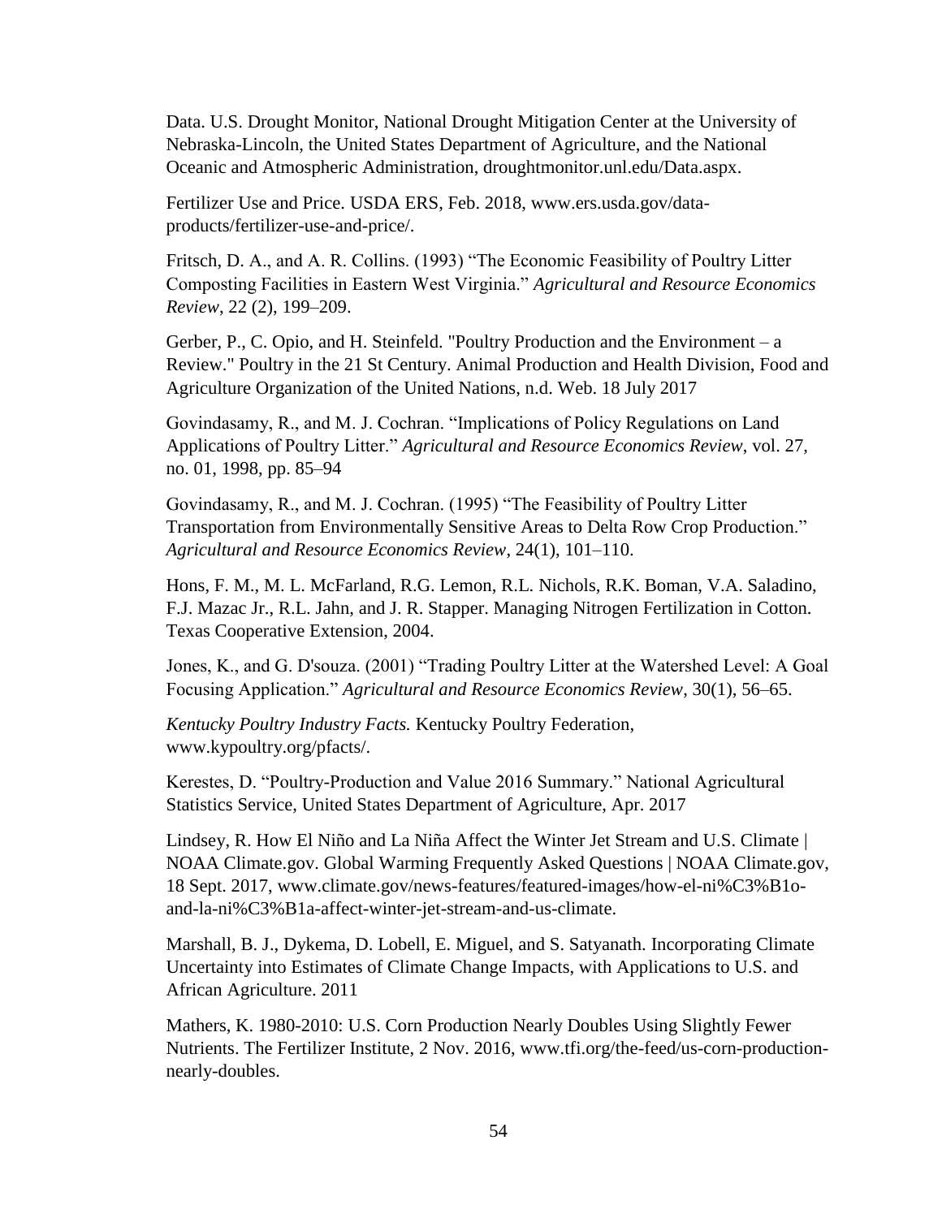Data. U.S. Drought Monitor, National Drought Mitigation Center at the University of Nebraska-Lincoln, the United States Department of Agriculture, and the National Oceanic and Atmospheric Administration, droughtmonitor.unl.edu/Data.aspx.

Fertilizer Use and Price. USDA ERS, Feb. 2018, www.ers.usda.gov/data-products/fertilizer-use-and-price/.

Fritsch, D. A., and A. R. Collins. (1993) "The Economic Feasibility of Poultry Litter Composting Facilities in Eastern West Virginia." *Agricultural and Resource Economics Review*, 22 (2), 199–209.

Gerber, P., C. Opio, and H. Steinfeld. "Poultry Production and the Environment – a Review." Poultry in the 21 St Century. Animal Production and Health Division, Food and Agriculture Organization of the United Nations, n.d. Web. 18 July 2017

Govindasamy, R., and M. J. Cochran. "Implications of Policy Regulations on Land Applications of Poultry Litter." *Agricultural and Resource Economics Review*, vol. 27, no. 01, 1998, pp. 85–94

Govindasamy, R., and M. J. Cochran. (1995) "The Feasibility of Poultry Litter Transportation from Environmentally Sensitive Areas to Delta Row Crop Production." *Agricultural and Resource Economics Review*, 24(1), 101–110.

Hons, F. M., M. L. McFarland, R.G. Lemon, R.L. Nichols, R.K. Boman, V.A. Saladino, F.J. Mazac Jr., R.L. Jahn, and J. R. Stapper. Managing Nitrogen Fertilization in Cotton. Texas Cooperative Extension, 2004.

Jones, K., and G. D'souza. (2001) "Trading Poultry Litter at the Watershed Level: A Goal Focusing Application." *Agricultural and Resource Economics Review*, 30(1), 56–65.

*Kentucky Poultry Industry Facts.* Kentucky Poultry Federation, www.kypoultry.org/pfacts/.

Kerestes, D. "Poultry-Production and Value 2016 Summary." National Agricultural Statistics Service, United States Department of Agriculture, Apr. 2017

Lindsey, R. How El Niño and La Niña Affect the Winter Jet Stream and U.S. Climate | NOAA Climate.gov. Global Warming Frequently Asked Questions | NOAA Climate.gov, 18 Sept. 2017, www.climate.gov/news-features/featured-images/how-el-ni%C3%B1o-and-la-ni%C3%B1a-affect-winter-jet-stream-and-us-climate.

Marshall, B. J., Dykema, D. Lobell, E. Miguel, and S. Satyanath. Incorporating Climate Uncertainty into Estimates of Climate Change Impacts, with Applications to U.S. and African Agriculture. 2011

Mathers, K. 1980-2010: U.S. Corn Production Nearly Doubles Using Slightly Fewer Nutrients. The Fertilizer Institute, 2 Nov. 2016, www.tfi.org/the-feed/us-corn-production-nearly-doubles.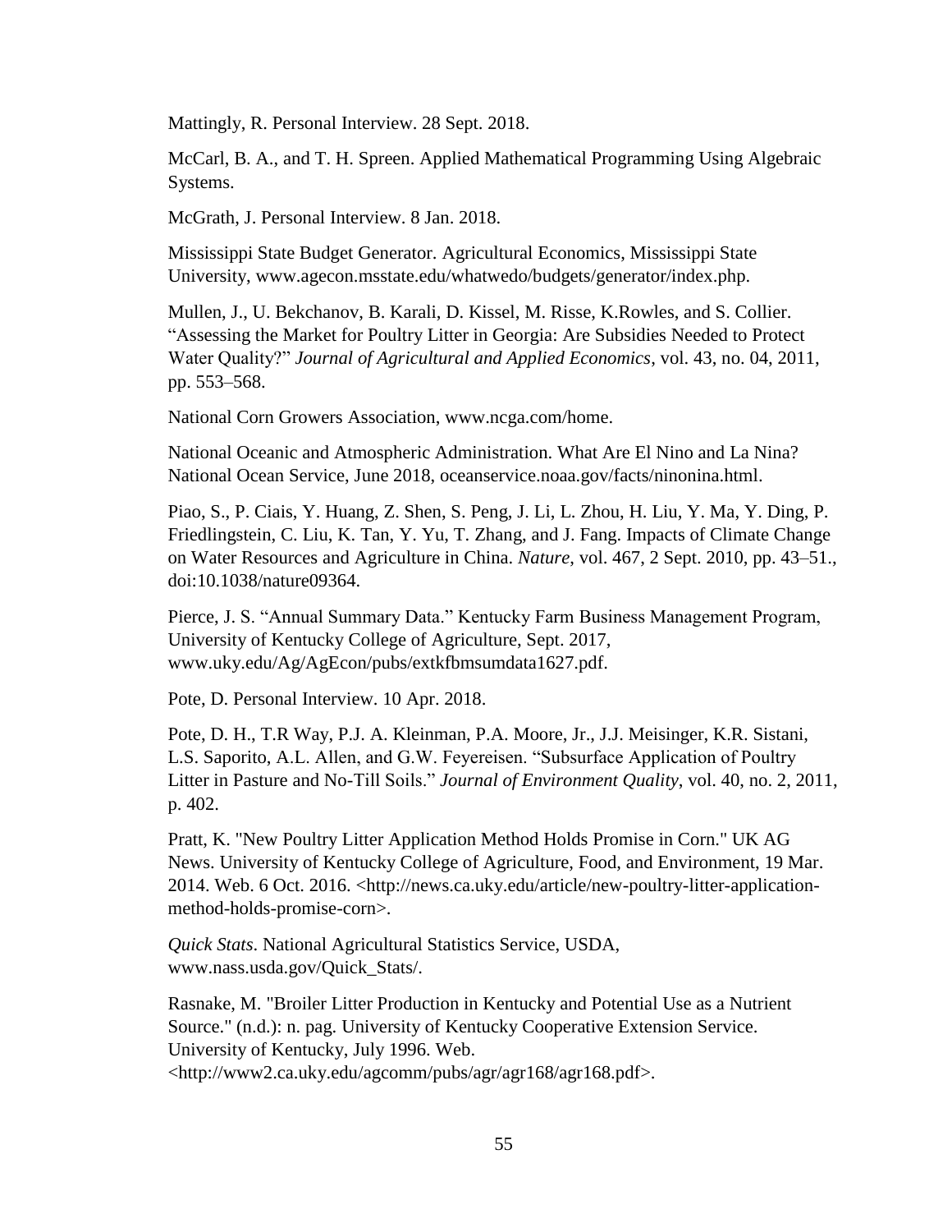Mattingly, R. Personal Interview. 28 Sept. 2018.

McCarl, B. A., and T. H. Spreen. Applied Mathematical Programming Using Algebraic Systems.

McGrath, J. Personal Interview. 8 Jan. 2018.

Mississippi State Budget Generator. Agricultural Economics, Mississippi State University, www.agecon.msstate.edu/whatwedo/budgets/generator/index.php.

Mullen, J., U. Bekchanov, B. Karali, D. Kissel, M. Risse, K.Rowles, and S. Collier. "Assessing the Market for Poultry Litter in Georgia: Are Subsidies Needed to Protect Water Quality?" *Journal of Agricultural and Applied Economics*, vol. 43, no. 04, 2011, pp. 553–568.

National Corn Growers Association, www.ncga.com/home.

National Oceanic and Atmospheric Administration. What Are El Nino and La Nina? National Ocean Service, June 2018, oceanservice.noaa.gov/facts/ninonina.html.

Piao, S., P. Ciais, Y. Huang, Z. Shen, S. Peng, J. Li, L. Zhou, H. Liu, Y. Ma, Y. Ding, P. Friedlingstein, C. Liu, K. Tan, Y. Yu, T. Zhang, and J. Fang. Impacts of Climate Change on Water Resources and Agriculture in China. *Nature*, vol. 467, 2 Sept. 2010, pp. 43–51., doi:10.1038/nature09364.

Pierce, J. S. "Annual Summary Data." Kentucky Farm Business Management Program, University of Kentucky College of Agriculture, Sept. 2017, www.uky.edu/Ag/AgEcon/pubs/extkfbmsumdata1627.pdf.

Pote, D. Personal Interview. 10 Apr. 2018.

Pote, D. H., T.R Way, P.J. A. Kleinman, P.A. Moore, Jr., J.J. Meisinger, K.R. Sistani, L.S. Saporito, A.L. Allen, and G.W. Feyereisen. "Subsurface Application of Poultry Litter in Pasture and No-Till Soils." *Journal of Environment Quality*, vol. 40, no. 2, 2011, p. 402.

Pratt, K. "New Poultry Litter Application Method Holds Promise in Corn." UK AG News. University of Kentucky College of Agriculture, Food, and Environment, 19 Mar. 2014. Web. 6 Oct. 2016. <http://news.ca.uky.edu/article/new-poultry-litter-application-method-holds-promise-corn>.

*Quick Stats*. National Agricultural Statistics Service, USDA, www.nass.usda.gov/Quick_Stats/.

Rasnake, M. "Broiler Litter Production in Kentucky and Potential Use as a Nutrient Source." (n.d.): n. pag. University of Kentucky Cooperative Extension Service. University of Kentucky, July 1996. Web. <http://www2.ca.uky.edu/agcomm/pubs/agr/agr168/agr168.pdf>.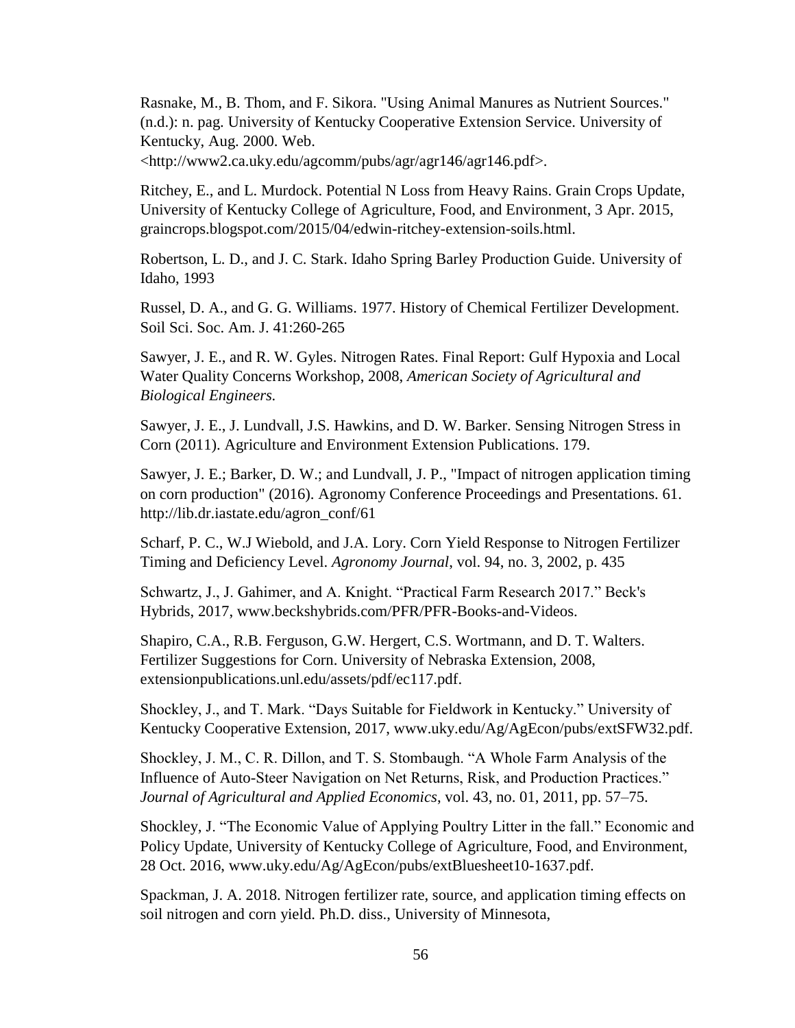Rasnake, M., B. Thom, and F. Sikora. "Using Animal Manures as Nutrient Sources." (n.d.): n. pag. University of Kentucky Cooperative Extension Service. University of Kentucky, Aug. 2000. Web. <http://www2.ca.uky.edu/agcomm/pubs/agr/agr146/agr146.pdf>.

Ritchey, E., and L. Murdock. Potential N Loss from Heavy Rains. Grain Crops Update, University of Kentucky College of Agriculture, Food, and Environment, 3 Apr. 2015, graincrops.blogspot.com/2015/04/edwin-ritchey-extension-soils.html.

Robertson, L. D., and J. C. Stark. Idaho Spring Barley Production Guide. University of Idaho, 1993

Russel, D. A., and G. G. Williams. 1977. History of Chemical Fertilizer Development. Soil Sci. Soc. Am. J. 41:260-265

Sawyer, J. E., and R. W. Gyles. Nitrogen Rates. Final Report: Gulf Hypoxia and Local Water Quality Concerns Workshop, 2008, *American Society of Agricultural and Biological Engineers.*

Sawyer, J. E., J. Lundvall, J.S. Hawkins, and D. W. Barker. Sensing Nitrogen Stress in Corn (2011). Agriculture and Environment Extension Publications. 179.

Sawyer, J. E.; Barker, D. W.; and Lundvall, J. P., "Impact of nitrogen application timing on corn production" (2016). Agronomy Conference Proceedings and Presentations. 61. http://lib.dr.iastate.edu/agron_conf/61

Scharf, P. C., W.J Wiebold, and J.A. Lory. Corn Yield Response to Nitrogen Fertilizer Timing and Deficiency Level. *Agronomy Journal*, vol. 94, no. 3, 2002, p. 435

Schwartz, J., J. Gahimer, and A. Knight. "Practical Farm Research 2017." Beck's Hybrids, 2017, www.beckshybrids.com/PFR/PFR-Books-and-Videos.

Shapiro, C.A., R.B. Ferguson, G.W. Hergert, C.S. Wortmann, and D. T. Walters. Fertilizer Suggestions for Corn. University of Nebraska Extension, 2008, extensionpublications.unl.edu/assets/pdf/ec117.pdf.

Shockley, J., and T. Mark. "Days Suitable for Fieldwork in Kentucky." University of Kentucky Cooperative Extension, 2017, www.uky.edu/Ag/AgEcon/pubs/extSFW32.pdf.

Shockley, J. M., C. R. Dillon, and T. S. Stombaugh. "A Whole Farm Analysis of the Influence of Auto-Steer Navigation on Net Returns, Risk, and Production Practices." *Journal of Agricultural and Applied Economics*, vol. 43, no. 01, 2011, pp. 57–75.

Shockley, J. "The Economic Value of Applying Poultry Litter in the fall." Economic and Policy Update, University of Kentucky College of Agriculture, Food, and Environment, 28 Oct. 2016, www.uky.edu/Ag/AgEcon/pubs/extBluesheet10-1637.pdf.

Spackman, J. A. 2018. Nitrogen fertilizer rate, source, and application timing effects on soil nitrogen and corn yield. Ph.D. diss., University of Minnesota,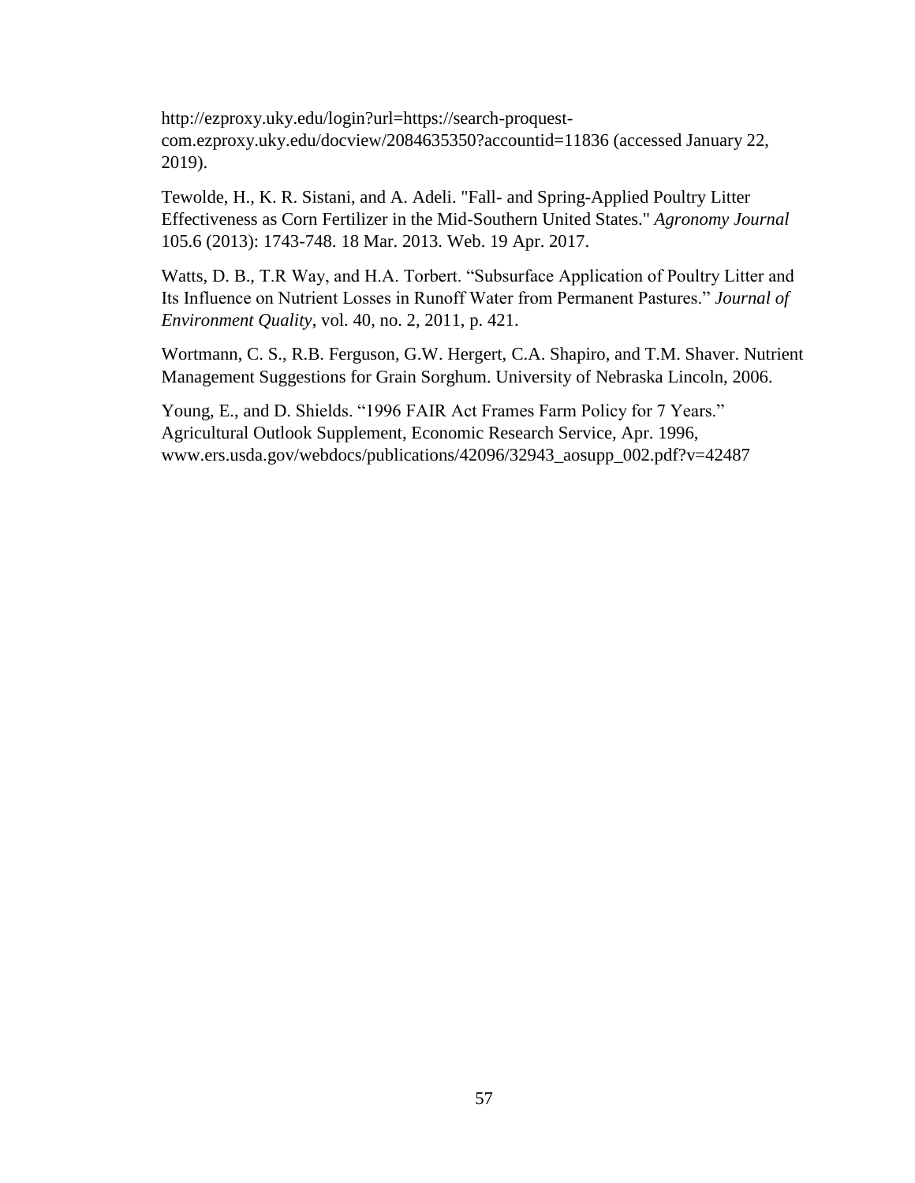http://ezproxy.uky.edu/login?url=https://search-proquest-com.ezproxy.uky.edu/docview/2084635350?accountid=11836 (accessed January 22, 2019).

Tewolde, H., K. R. Sistani, and A. Adeli. "Fall- and Spring-Applied Poultry Litter Effectiveness as Corn Fertilizer in the Mid-Southern United States." *Agronomy Journal* 105.6 (2013): 1743-748. 18 Mar. 2013. Web. 19 Apr. 2017.

Watts, D. B., T.R Way, and H.A. Torbert. "Subsurface Application of Poultry Litter and Its Influence on Nutrient Losses in Runoff Water from Permanent Pastures." *Journal of Environment Quality*, vol. 40, no. 2, 2011, p. 421.

Wortmann, C. S., R.B. Ferguson, G.W. Hergert, C.A. Shapiro, and T.M. Shaver. Nutrient Management Suggestions for Grain Sorghum. University of Nebraska Lincoln, 2006.

Young, E., and D. Shields. "1996 FAIR Act Frames Farm Policy for 7 Years." Agricultural Outlook Supplement, Economic Research Service, Apr. 1996, www.ers.usda.gov/webdocs/publications/42096/32943_aosupp_002.pdf?v=42487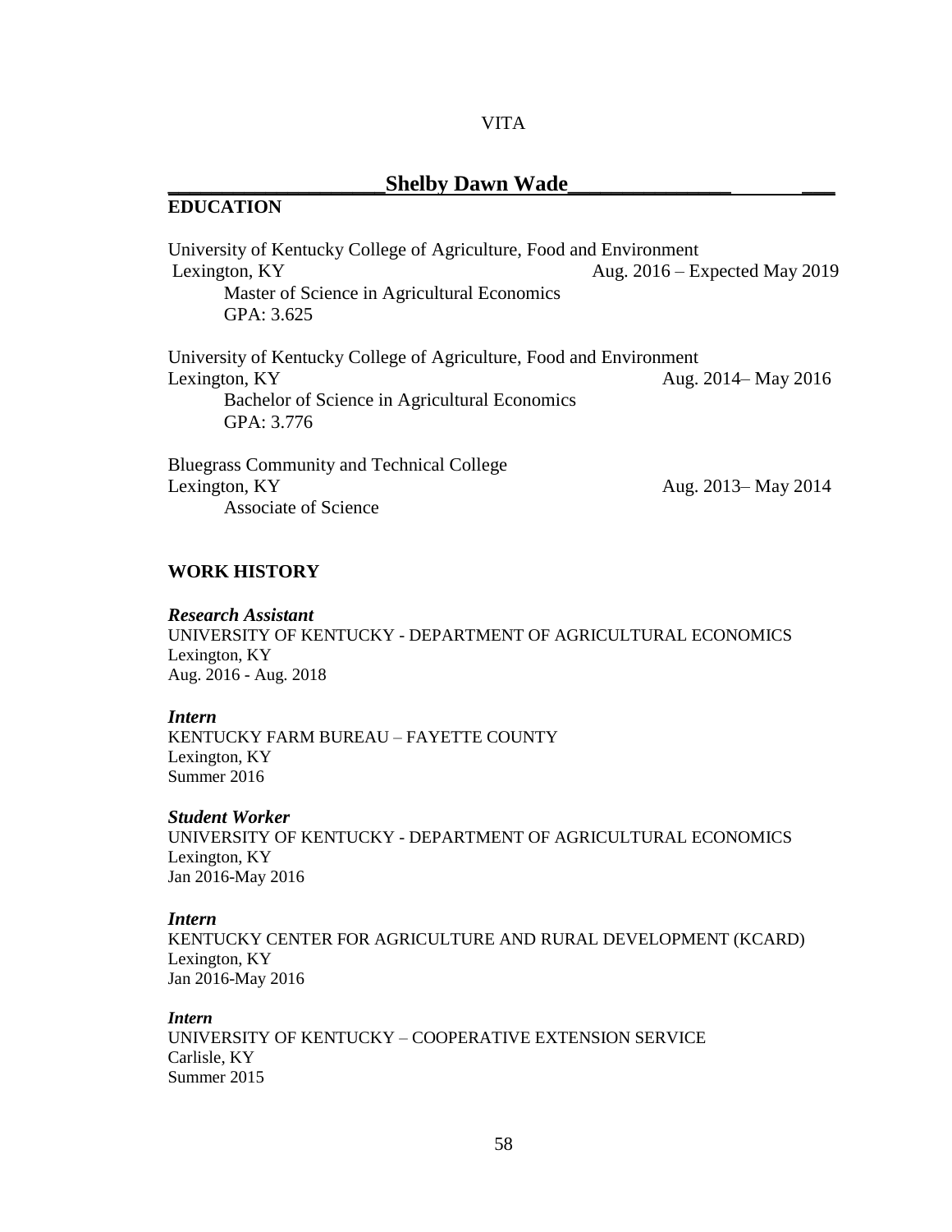VITA

## Shelby Dawn Wade

### EDUCATION

University of Kentucky College of Agriculture, Food and Environment
Lexington, KY — Aug. 2016 – Expected May 2019
Master of Science in Agricultural Economics
GPA: 3.625

University of Kentucky College of Agriculture, Food and Environment
Lexington, KY — Aug. 2014– May 2016
Bachelor of Science in Agricultural Economics
GPA: 3.776

Bluegrass Community and Technical College
Lexington, KY — Aug. 2013– May 2014
Associate of Science

### WORK HISTORY

***Research Assistant***
UNIVERSITY OF KENTUCKY - DEPARTMENT OF AGRICULTURAL ECONOMICS
Lexington, KY
Aug. 2016 - Aug. 2018

***Intern***
KENTUCKY FARM BUREAU – FAYETTE COUNTY
Lexington, KY
Summer 2016

***Student Worker***
UNIVERSITY OF KENTUCKY - DEPARTMENT OF AGRICULTURAL ECONOMICS
Lexington, KY
Jan 2016-May 2016

***Intern***
KENTUCKY CENTER FOR AGRICULTURE AND RURAL DEVELOPMENT (KCARD)
Lexington, KY
Jan 2016-May 2016

***Intern***
UNIVERSITY OF KENTUCKY – COOPERATIVE EXTENSION SERVICE
Carlisle, KY
Summer 2015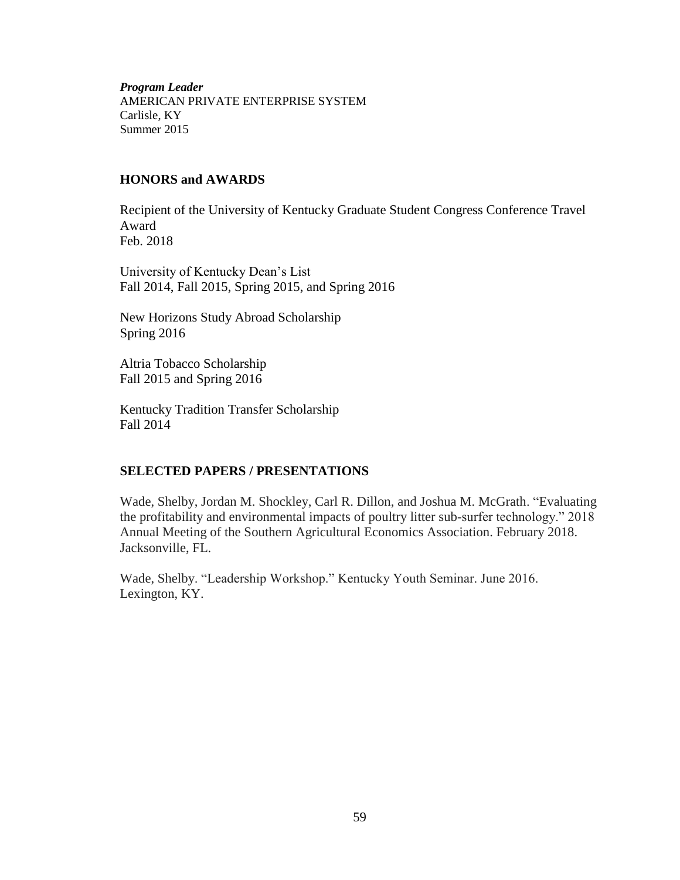***Program Leader***
AMERICAN PRIVATE ENTERPRISE SYSTEM
Carlisle, KY
Summer 2015

## HONORS and AWARDS

Recipient of the University of Kentucky Graduate Student Congress Conference Travel Award
Feb. 2018

University of Kentucky Dean's List
Fall 2014, Fall 2015, Spring 2015, and Spring 2016

New Horizons Study Abroad Scholarship
Spring 2016

Altria Tobacco Scholarship
Fall 2015 and Spring 2016

Kentucky Tradition Transfer Scholarship
Fall 2014

## SELECTED PAPERS / PRESENTATIONS

Wade, Shelby, Jordan M. Shockley, Carl R. Dillon, and Joshua M. McGrath. "Evaluating the profitability and environmental impacts of poultry litter sub-surfer technology." 2018 Annual Meeting of the Southern Agricultural Economics Association. February 2018. Jacksonville, FL.

Wade, Shelby. "Leadership Workshop." Kentucky Youth Seminar. June 2016. Lexington, KY.